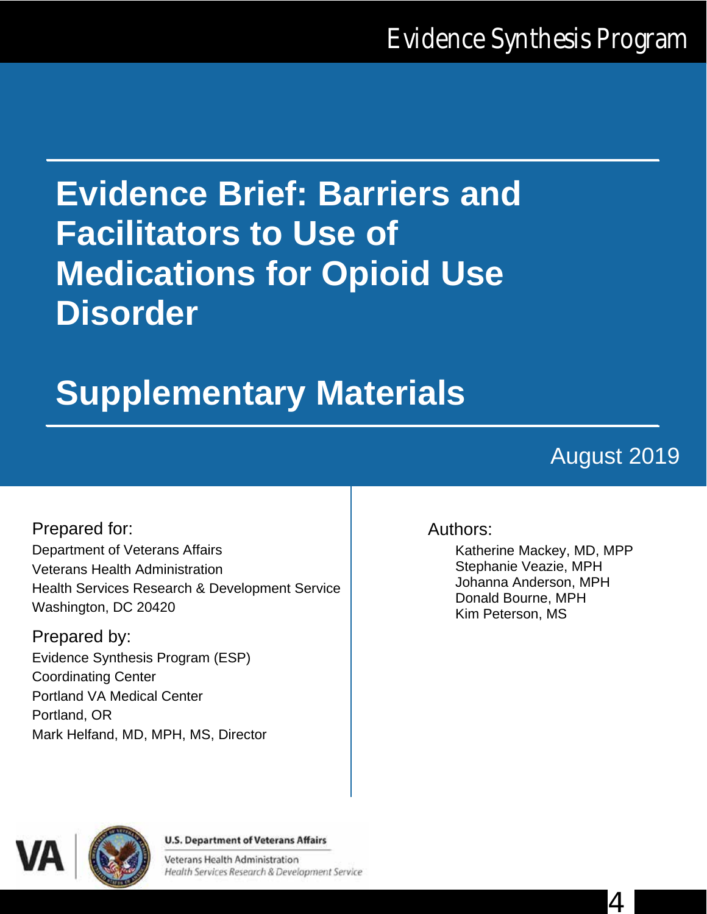Evidence Synthesis Program

# Evidence Brief: Barriers and Facilitators to Use of Medications for Opioid Use Disorder

## Supplementary Materials

August 2019

Prepared for:
Department of Veterans Affairs
Veterans Health Administration
Health Services Research & Development Service
Washington, DC 20420

Prepared by:
Evidence Synthesis Program (ESP)
Coordinating Center
Portland VA Medical Center
Portland, OR
Mark Helfand, MD, MPH, MS, Director

Authors:

Katherine Mackey, MD, MPP
Stephanie Veazie, MPH
Johanna Anderson, MPH
Donald Bourne, MPH
Kim Peterson, MS

U.S. Department of Veterans Affairs
Veterans Health Administration
*Health Services Research & Development Service*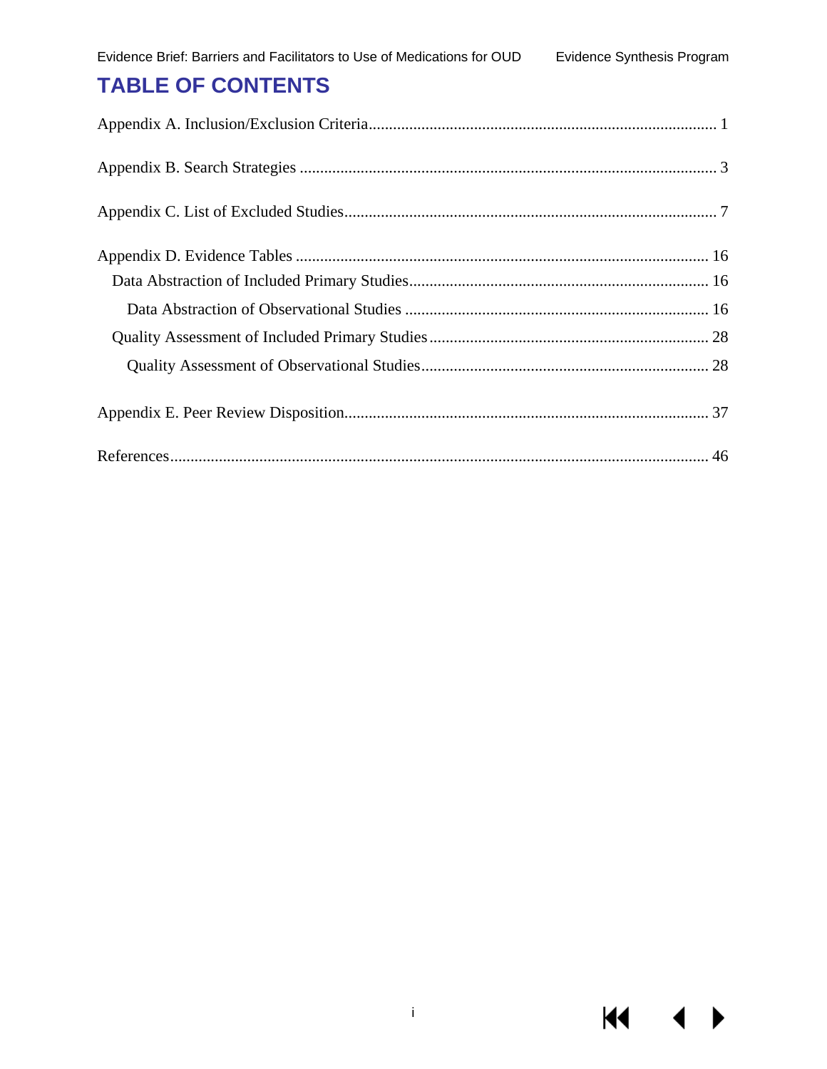# TABLE OF CONTENTS

Appendix A. Inclusion/Exclusion Criteria ..................................................................................... 1

Appendix B. Search Strategies ...................................................................................................... 3

Appendix C. List of Excluded Studies........................................................................................... 7

Appendix D. Evidence Tables ..................................................................................................... 16

- Data Abstraction of Included Primary Studies......................................................................... 16
  - Data Abstraction of Observational Studies ........................................................................... 16
- Quality Assessment of Included Primary Studies .................................................................... 28
  - Quality Assessment of Observational Studies....................................................................... 28

Appendix E. Peer Review Disposition......................................................................................... 37

References.................................................................................................................................... 46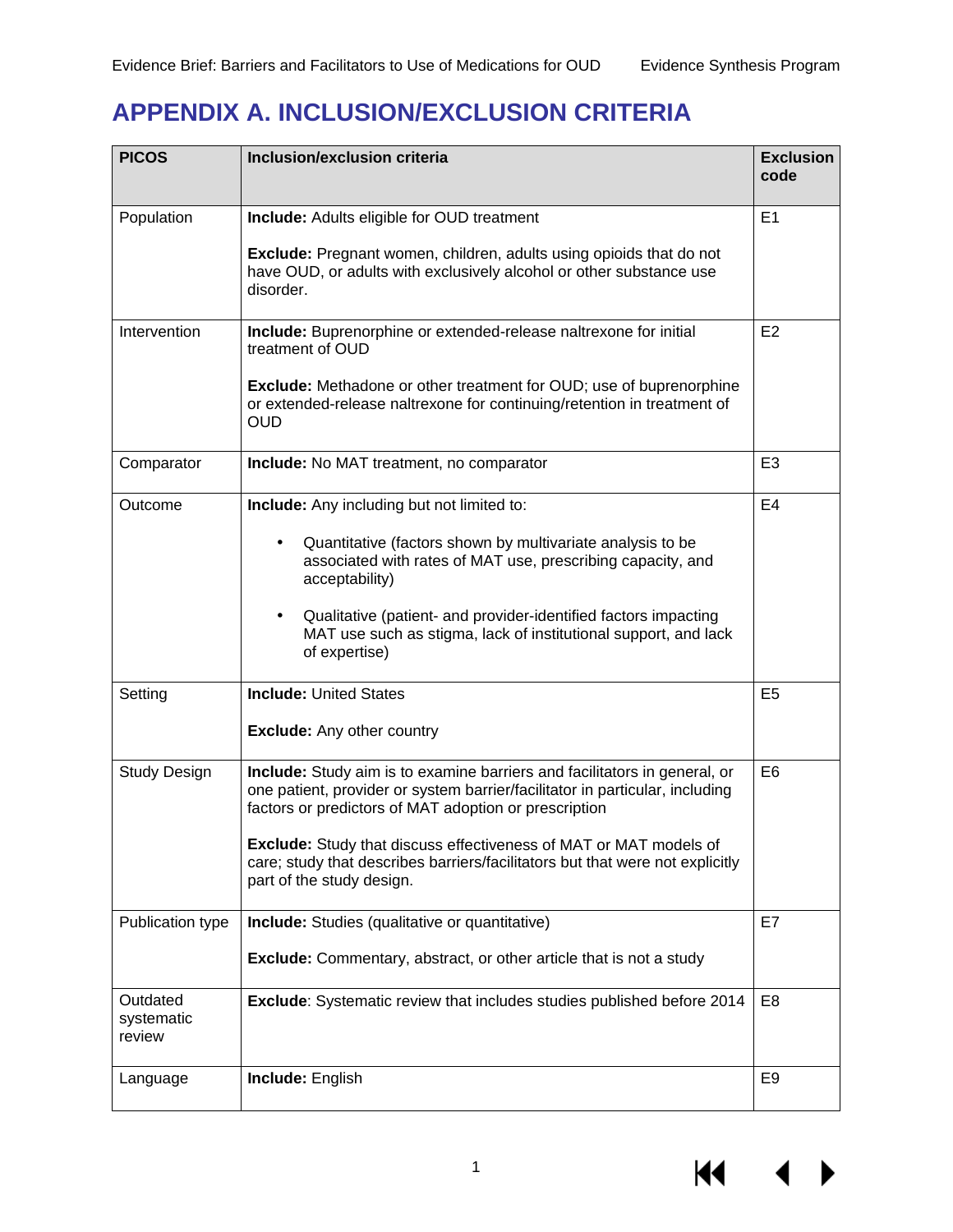# APPENDIX A. INCLUSION/EXCLUSION CRITERIA

| PICOS | Inclusion/exclusion criteria | Exclusion code |
|---|---|---|
| Population | **Include:** Adults eligible for OUD treatment<br><br>**Exclude:** Pregnant women, children, adults using opioids that do not have OUD, or adults with exclusively alcohol or other substance use disorder. | E1 |
| Intervention | **Include:** Buprenorphine or extended-release naltrexone for initial treatment of OUD<br><br>**Exclude:** Methadone or other treatment for OUD; use of buprenorphine or extended-release naltrexone for continuing/retention in treatment of OUD | E2 |
| Comparator | **Include:** No MAT treatment, no comparator | E3 |
| Outcome | **Include:** Any including but not limited to:<br>• Quantitative (factors shown by multivariate analysis to be associated with rates of MAT use, prescribing capacity, and acceptability)<br>• Qualitative (patient- and provider-identified factors impacting MAT use such as stigma, lack of institutional support, and lack of expertise) | E4 |
| Setting | **Include:** United States<br><br>**Exclude:** Any other country | E5 |
| Study Design | **Include:** Study aim is to examine barriers and facilitators in general, or one patient, provider or system barrier/facilitator in particular, including factors or predictors of MAT adoption or prescription<br><br>**Exclude:** Study that discuss effectiveness of MAT or MAT models of care; study that describes barriers/facilitators but that were not explicitly part of the study design. | E6 |
| Publication type | **Include:** Studies (qualitative or quantitative)<br><br>**Exclude:** Commentary, abstract, or other article that is not a study | E7 |
| Outdated systematic review | **Exclude**: Systematic review that includes studies published before 2014 | E8 |
| Language | **Include:** English | E9 |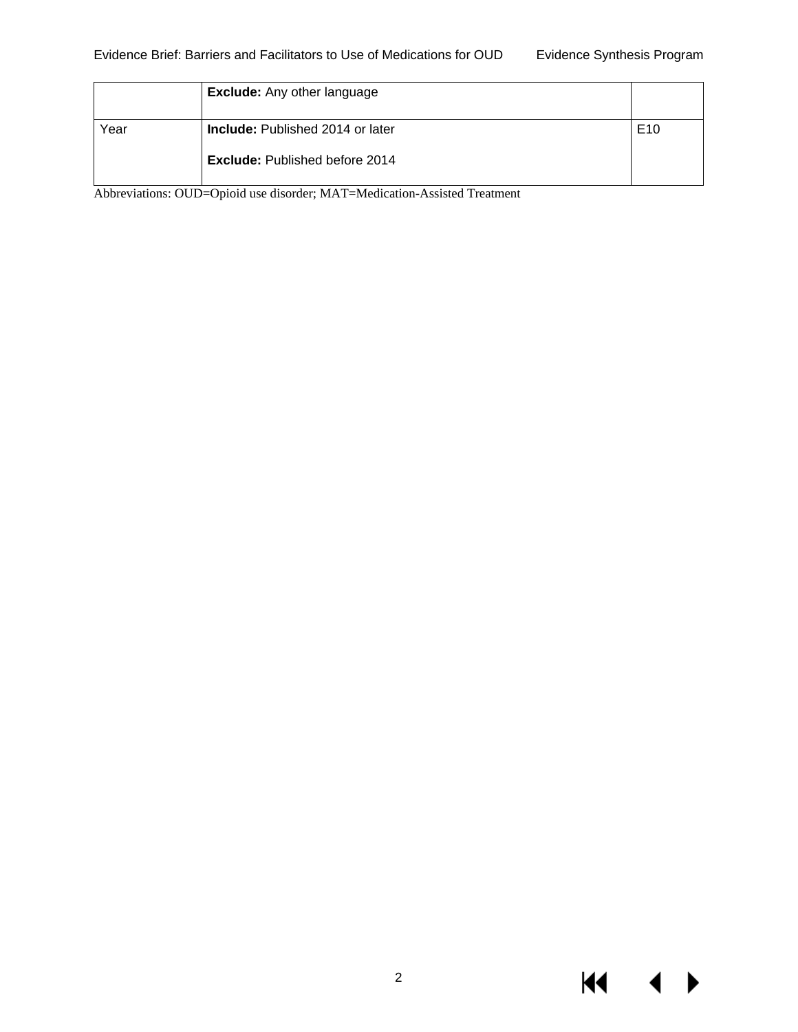| | | |
|---|---|---|
| | **Exclude:** Any other language | |
| Year | **Include:** Published 2014 or later<br><br>**Exclude:** Published before 2014 | E10 |

Abbreviations: OUD=Opioid use disorder; MAT=Medication-Assisted Treatment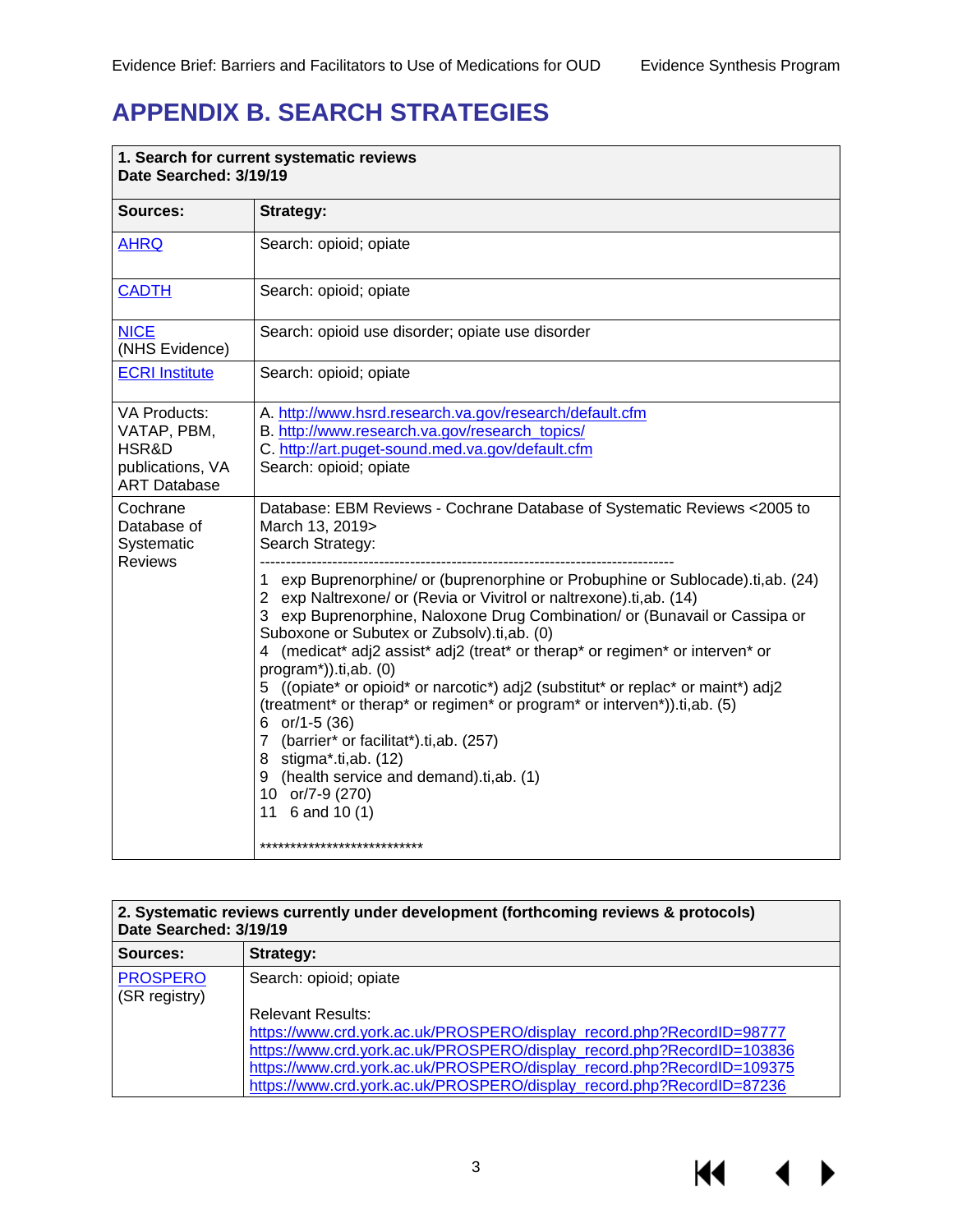# APPENDIX B. SEARCH STRATEGIES

| **1. Search for current systematic reviews**<br>**Date Searched: 3/19/19** | |
|---|---|
| **Sources:** | **Strategy:** |
| AHRQ | Search: opioid; opiate |
| CADTH | Search: opioid; opiate |
| NICE<br>(NHS Evidence) | Search: opioid use disorder; opiate use disorder |
| ECRI Institute | Search: opioid; opiate |
| VA Products:<br>VATAP, PBM,<br>HSR&D<br>publications, VA<br>ART Database | A. http://www.hsrd.research.va.gov/research/default.cfm<br>B. http://www.research.va.gov/research_topics/<br>C. http://art.puget-sound.med.va.gov/default.cfm<br>Search: opioid; opiate |
| Cochrane<br>Database of<br>Systematic<br>Reviews | Database: EBM Reviews - Cochrane Database of Systematic Reviews <2005 to March 13, 2019><br>Search Strategy:<br>--------------------------------------------------------------------------------<br>1 exp Buprenorphine/ or (buprenorphine or Probuphine or Sublocade).ti,ab. (24)<br>2 exp Naltrexone/ or (Revia or Vivitrol or naltrexone).ti,ab. (14)<br>3 exp Buprenorphine, Naloxone Drug Combination/ or (Bunavail or Cassipa or Suboxone or Subutex or Zubsolv).ti,ab. (0)<br>4 (medicat* adj2 assist* adj2 (treat* or therap* or regimen* or interven* or program*)).ti,ab. (0)<br>5 ((opiate* or opioid* or narcotic*) adj2 (substitut* or replac* or maint*) adj2 (treatment* or therap* or regimen* or program* or interven*)).ti,ab. (5)<br>6 or/1-5 (36)<br>7 (barrier* or facilitat*).ti,ab. (257)<br>8 stigma*.ti,ab. (12)<br>9 (health service and demand).ti,ab. (1)<br>10 or/7-9 (270)<br>11 6 and 10 (1)<br><br>*************************** |

| **2. Systematic reviews currently under development (forthcoming reviews & protocols)**<br>**Date Searched: 3/19/19** | |
|---|---|
| **Sources:** | **Strategy:** |
| PROSPERO<br>(SR registry) | Search: opioid; opiate<br><br>Relevant Results:<br>https://www.crd.york.ac.uk/PROSPERO/display_record.php?RecordID=98777<br>https://www.crd.york.ac.uk/PROSPERO/display_record.php?RecordID=103836<br>https://www.crd.york.ac.uk/PROSPERO/display_record.php?RecordID=109375<br>https://www.crd.york.ac.uk/PROSPERO/display_record.php?RecordID=87236 |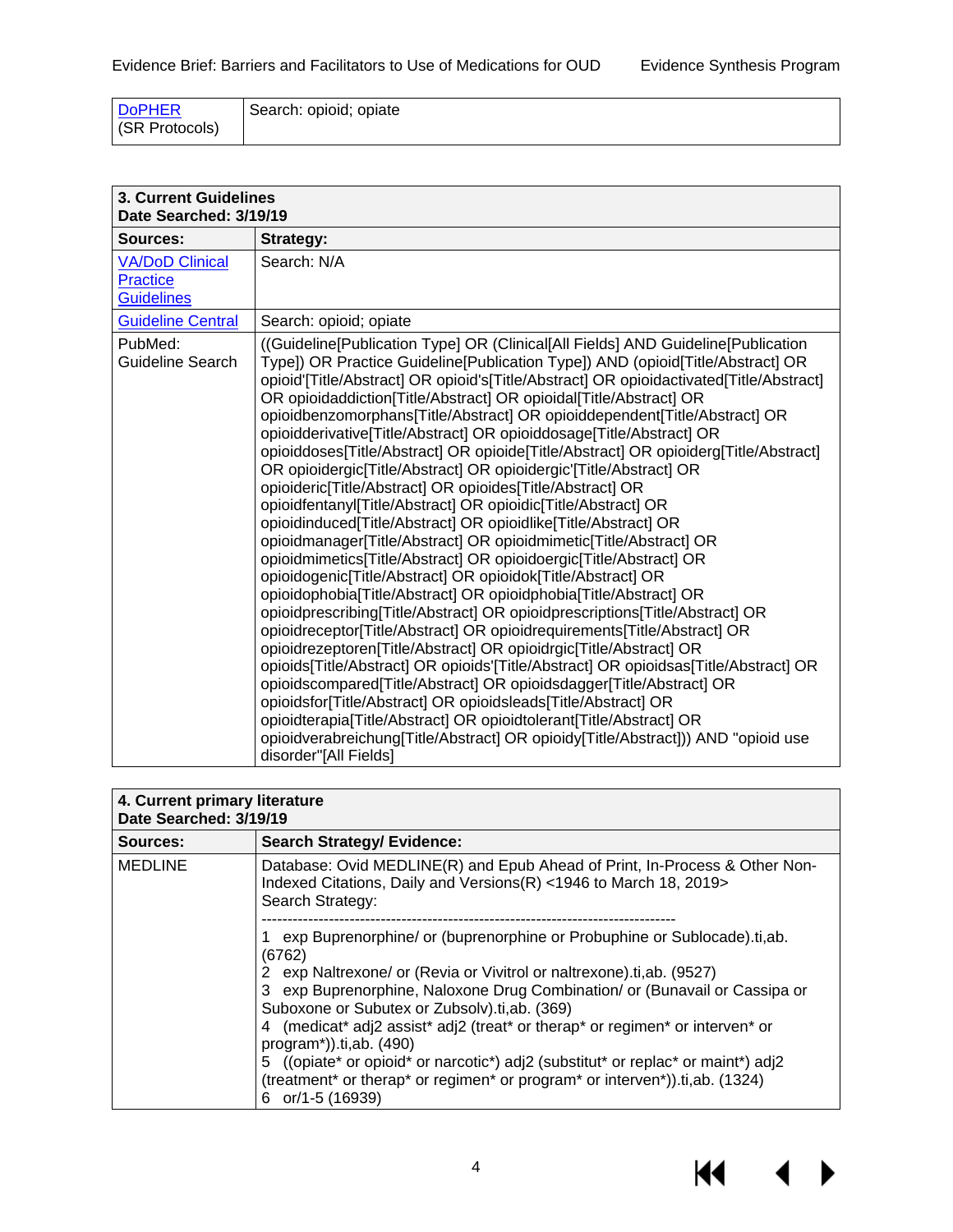| [DoPHER](#) (SR Protocols) | Search: opioid; opiate |
|---|---|

| **3. Current Guidelines Date Searched: 3/19/19** | |
|---|---|
| **Sources:** | **Strategy:** |
| [VA/DoD Clinical Practice Guidelines](#) | Search: N/A |
| [Guideline Central](#) | Search: opioid; opiate |
| PubMed: Guideline Search | ((Guideline[Publication Type] OR (Clinical[All Fields] AND Guideline[Publication Type]) OR Practice Guideline[Publication Type]) AND (opioid[Title/Abstract] OR opioid'[Title/Abstract] OR opioid's[Title/Abstract] OR opioidactivated[Title/Abstract] OR opioidaddiction[Title/Abstract] OR opioidal[Title/Abstract] OR opioidbenzomorphans[Title/Abstract] OR opioiddependent[Title/Abstract] OR opioidderivative[Title/Abstract] OR opioiddosage[Title/Abstract] OR opioiddoses[Title/Abstract] OR opioide[Title/Abstract] OR opioiderg[Title/Abstract] OR opioidergic[Title/Abstract] OR opioidergic'[Title/Abstract] OR opioideric[Title/Abstract] OR opioides[Title/Abstract] OR opioidfentanyl[Title/Abstract] OR opioidic[Title/Abstract] OR opioidinduced[Title/Abstract] OR opioidlike[Title/Abstract] OR opioidmanager[Title/Abstract] OR opioidmimetic[Title/Abstract] OR opioidmimetics[Title/Abstract] OR opioidoergic[Title/Abstract] OR opioidogenic[Title/Abstract] OR opioidok[Title/Abstract] OR opioidophobia[Title/Abstract] OR opioidphobia[Title/Abstract] OR opioidprescribing[Title/Abstract] OR opioidprescriptions[Title/Abstract] OR opioidreceptor[Title/Abstract] OR opioidrequirements[Title/Abstract] OR opioidrezeptoren[Title/Abstract] OR opioidrgic[Title/Abstract] OR opioids[Title/Abstract] OR opioids'[Title/Abstract] OR opioidsas[Title/Abstract] OR opioidscompared[Title/Abstract] OR opioidsdagger[Title/Abstract] OR opioidsfor[Title/Abstract] OR opioidsleads[Title/Abstract] OR opioidterapia[Title/Abstract] OR opioidtolerant[Title/Abstract] OR opioidverabreichung[Title/Abstract] OR opioidy[Title/Abstract])) AND "opioid use disorder"[All Fields] |

| **4. Current primary literature Date Searched: 3/19/19** | |
|---|---|
| **Sources:** | **Search Strategy/ Evidence:** |
| MEDLINE | Database: Ovid MEDLINE(R) and Epub Ahead of Print, In-Process & Other Non-Indexed Citations, Daily and Versions(R) <1946 to March 18, 2019> Search Strategy: -------------------------------------------------------------------------------- 1 exp Buprenorphine/ or (buprenorphine or Probuphine or Sublocade).ti,ab. (6762) 2 exp Naltrexone/ or (Revia or Vivitrol or naltrexone).ti,ab. (9527) 3 exp Buprenorphine, Naloxone Drug Combination/ or (Bunavail or Cassipa or Suboxone or Subutex or Zubsolv).ti,ab. (369) 4 (medicat* adj2 assist* adj2 (treat* or therap* or regimen* or interven* or program*)).ti,ab. (490) 5 ((opiate* or opioid* or narcotic*) adj2 (substitut* or replac* or maint*) adj2 (treatment* or therap* or regimen* or program* or interven*)).ti,ab. (1324) 6 or/1-5 (16939) |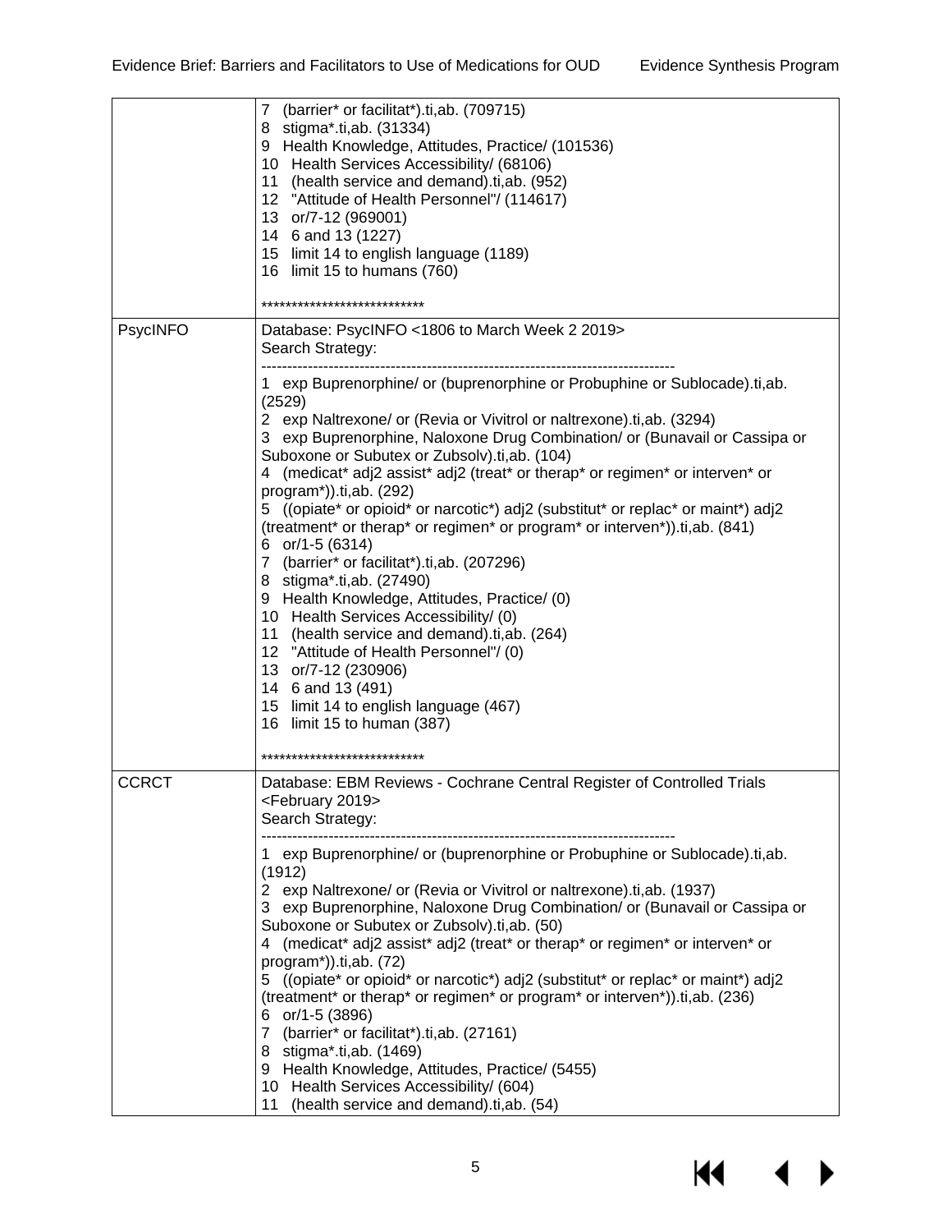| | |
|---|---|
| | 7 (barrier* or facilitat*).ti,ab. (709715)<br>8 stigma*.ti,ab. (31334)<br>9 Health Knowledge, Attitudes, Practice/ (101536)<br>10 Health Services Accessibility/ (68106)<br>11 (health service and demand).ti,ab. (952)<br>12 "Attitude of Health Personnel"/ (114617)<br>13 or/7-12 (969001)<br>14 6 and 13 (1227)<br>15 limit 14 to english language (1189)<br>16 limit 15 to humans (760)<br><br>*************************** |
| PsycINFO | Database: PsycINFO <1806 to March Week 2 2019><br>Search Strategy:<br>--------------------------------------------------------------------------------<br>1 exp Buprenorphine/ or (buprenorphine or Probuphine or Sublocade).ti,ab. (2529)<br>2 exp Naltrexone/ or (Revia or Vivitrol or naltrexone).ti,ab. (3294)<br>3 exp Buprenorphine, Naloxone Drug Combination/ or (Bunavail or Cassipa or Suboxone or Subutex or Zubsolv).ti,ab. (104)<br>4 (medicat* adj2 assist* adj2 (treat* or therap* or regimen* or interven* or program*)).ti,ab. (292)<br>5 ((opiate* or opioid* or narcotic*) adj2 (substitut* or replac* or maint*) adj2 (treatment* or therap* or regimen* or program* or interven*)).ti,ab. (841)<br>6 or/1-5 (6314)<br>7 (barrier* or facilitat*).ti,ab. (207296)<br>8 stigma*.ti,ab. (27490)<br>9 Health Knowledge, Attitudes, Practice/ (0)<br>10 Health Services Accessibility/ (0)<br>11 (health service and demand).ti,ab. (264)<br>12 "Attitude of Health Personnel"/ (0)<br>13 or/7-12 (230906)<br>14 6 and 13 (491)<br>15 limit 14 to english language (467)<br>16 limit 15 to human (387)<br><br>*************************** |
| CCRCT | Database: EBM Reviews - Cochrane Central Register of Controlled Trials <February 2019><br>Search Strategy:<br>--------------------------------------------------------------------------------<br>1 exp Buprenorphine/ or (buprenorphine or Probuphine or Sublocade).ti,ab. (1912)<br>2 exp Naltrexone/ or (Revia or Vivitrol or naltrexone).ti,ab. (1937)<br>3 exp Buprenorphine, Naloxone Drug Combination/ or (Bunavail or Cassipa or Suboxone or Subutex or Zubsolv).ti,ab. (50)<br>4 (medicat* adj2 assist* adj2 (treat* or therap* or regimen* or interven* or program*)).ti,ab. (72)<br>5 ((opiate* or opioid* or narcotic*) adj2 (substitut* or replac* or maint*) adj2 (treatment* or therap* or regimen* or program* or interven*)).ti,ab. (236)<br>6 or/1-5 (3896)<br>7 (barrier* or facilitat*).ti,ab. (27161)<br>8 stigma*.ti,ab. (1469)<br>9 Health Knowledge, Attitudes, Practice/ (5455)<br>10 Health Services Accessibility/ (604)<br>11 (health service and demand).ti,ab. (54) |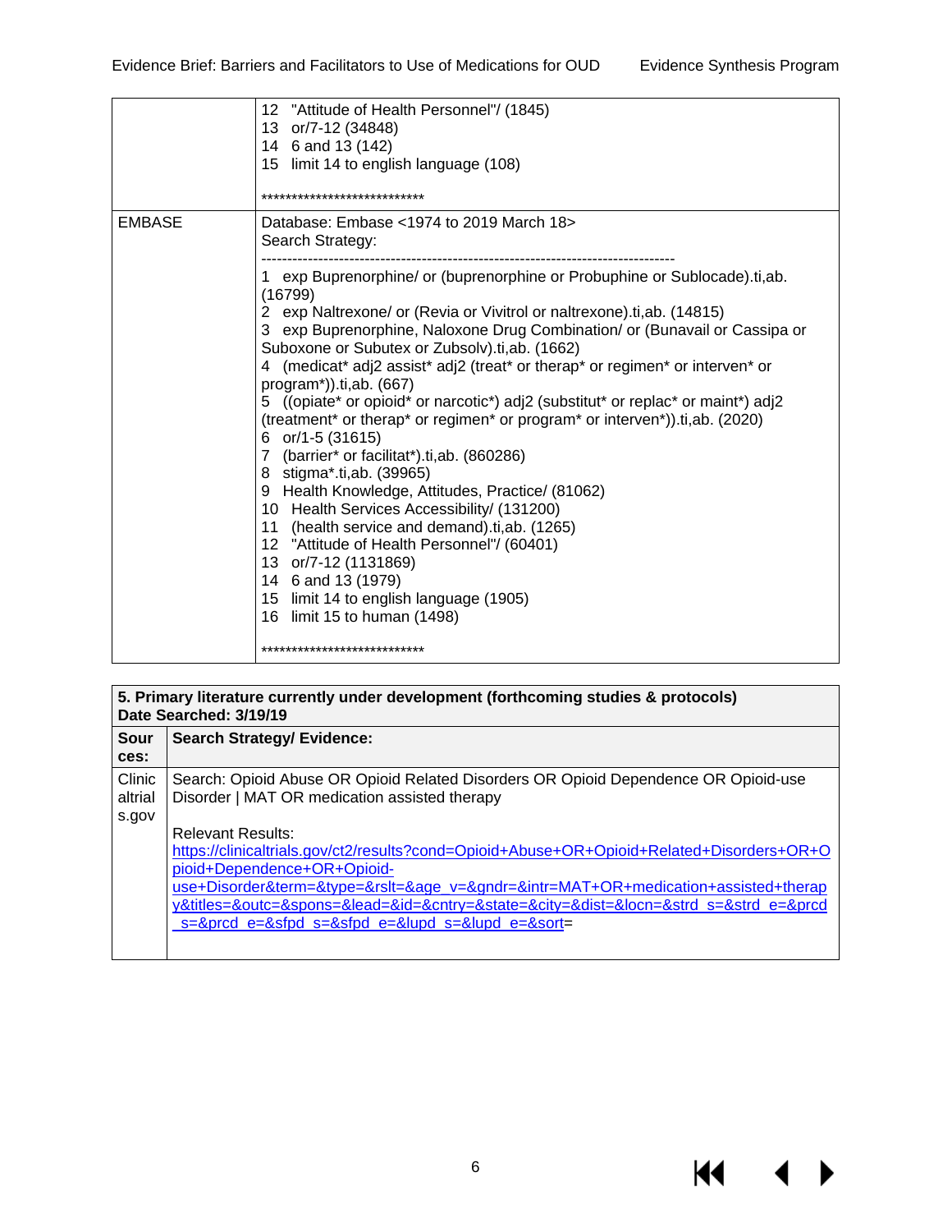|  |  |
| --- | --- |
|  | 12 "Attitude of Health Personnel"/ (1845)<br>13 or/7-12 (34848)<br>14 6 and 13 (142)<br>15 limit 14 to english language (108)<br><br>*************************** |
| EMBASE | Database: Embase <1974 to 2019 March 18><br>Search Strategy:<br>--------------------------------------------------------------------------------<br>1 exp Buprenorphine/ or (buprenorphine or Probuphine or Sublocade).ti,ab. (16799)<br>2 exp Naltrexone/ or (Revia or Vivitrol or naltrexone).ti,ab. (14815)<br>3 exp Buprenorphine, Naloxone Drug Combination/ or (Bunavail or Cassipa or Suboxone or Subutex or Zubsolv).ti,ab. (1662)<br>4 (medicat* adj2 assist* adj2 (treat* or therap* or regimen* or interven* or program*)).ti,ab. (667)<br>5 ((opiate* or opioid* or narcotic*) adj2 (substitut* or replac* or maint*) adj2 (treatment* or therap* or regimen* or program* or interven*)).ti,ab. (2020)<br>6 or/1-5 (31615)<br>7 (barrier* or facilitat*).ti,ab. (860286)<br>8 stigma*.ti,ab. (39965)<br>9 Health Knowledge, Attitudes, Practice/ (81062)<br>10 Health Services Accessibility/ (131200)<br>11 (health service and demand).ti,ab. (1265)<br>12 "Attitude of Health Personnel"/ (60401)<br>13 or/7-12 (1131869)<br>14 6 and 13 (1979)<br>15 limit 14 to english language (1905)<br>16 limit 15 to human (1498)<br><br>*************************** |

| **5. Primary literature currently under development (forthcoming studies & protocols)**<br>**Date Searched: 3/19/19** | |
| --- | --- |
| **Sources:** | **Search Strategy/ Evidence:** |
| Clinicaltrials.gov | Search: Opioid Abuse OR Opioid Related Disorders OR Opioid Dependence OR Opioid-use Disorder \| MAT OR medication assisted therapy<br><br>Relevant Results:<br>https://clinicaltrials.gov/ct2/results?cond=Opioid+Abuse+OR+Opioid+Related+Disorders+OR+Opioid+Dependence+OR+Opioid-use+Disorder&term=&type=&rslt=&age_v=&gndr=&intr=MAT+OR+medication+assisted+therapy&titles=&outc=&spons=&lead=&id=&cntry=&state=&city=&dist=&locn=&strd_s=&strd_e=&prcd_s=&prcd_e=&sfpd_s=&sfpd_e=&lupd_s=&lupd_e=&sort= |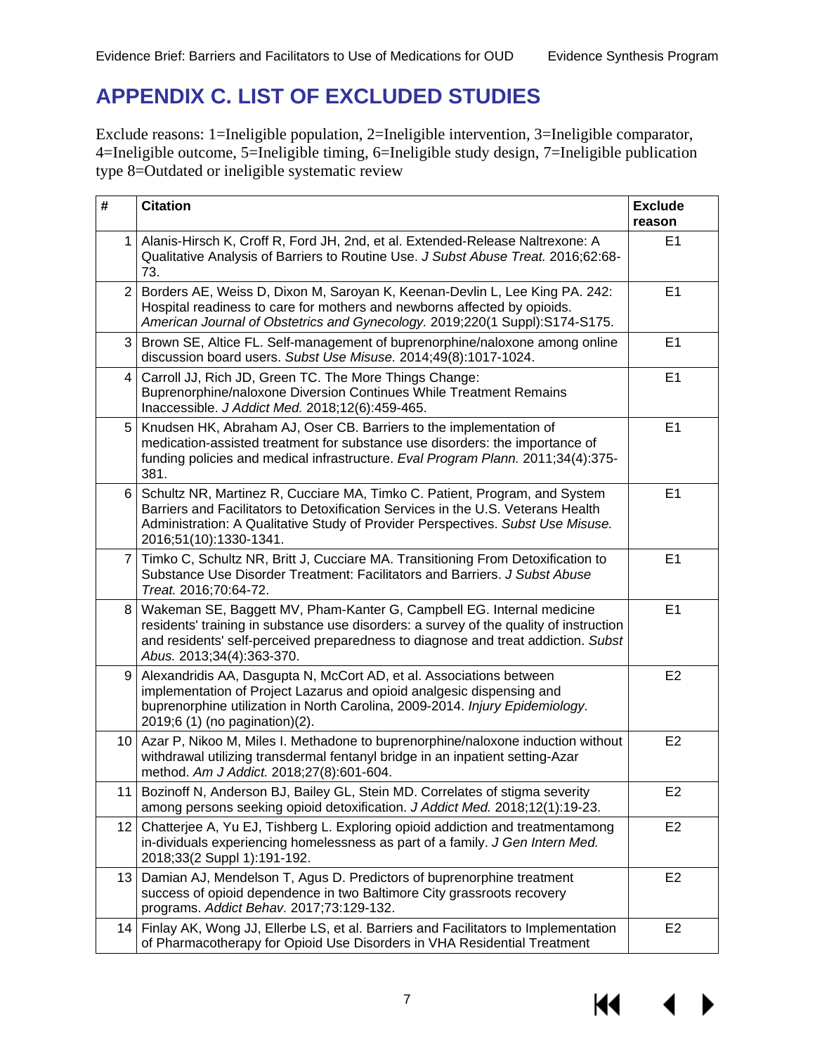# APPENDIX C. LIST OF EXCLUDED STUDIES

Exclude reasons: 1=Ineligible population, 2=Ineligible intervention, 3=Ineligible comparator, 4=Ineligible outcome, 5=Ineligible timing, 6=Ineligible study design, 7=Ineligible publication type 8=Outdated or ineligible systematic review

| # | Citation | Exclude reason |
|---|---|---|
| 1 | Alanis-Hirsch K, Croff R, Ford JH, 2nd, et al. Extended-Release Naltrexone: A Qualitative Analysis of Barriers to Routine Use. *J Subst Abuse Treat.* 2016;62:68-73. | E1 |
| 2 | Borders AE, Weiss D, Dixon M, Saroyan K, Keenan-Devlin L, Lee King PA. 242: Hospital readiness to care for mothers and newborns affected by opioids. *American Journal of Obstetrics and Gynecology.* 2019;220(1 Suppl):S174-S175. | E1 |
| 3 | Brown SE, Altice FL. Self-management of buprenorphine/naloxone among online discussion board users. *Subst Use Misuse.* 2014;49(8):1017-1024. | E1 |
| 4 | Carroll JJ, Rich JD, Green TC. The More Things Change: Buprenorphine/naloxone Diversion Continues While Treatment Remains Inaccessible. *J Addict Med.* 2018;12(6):459-465. | E1 |
| 5 | Knudsen HK, Abraham AJ, Oser CB. Barriers to the implementation of medication-assisted treatment for substance use disorders: the importance of funding policies and medical infrastructure. *Eval Program Plann.* 2011;34(4):375-381. | E1 |
| 6 | Schultz NR, Martinez R, Cucciare MA, Timko C. Patient, Program, and System Barriers and Facilitators to Detoxification Services in the U.S. Veterans Health Administration: A Qualitative Study of Provider Perspectives. *Subst Use Misuse.* 2016;51(10):1330-1341. | E1 |
| 7 | Timko C, Schultz NR, Britt J, Cucciare MA. Transitioning From Detoxification to Substance Use Disorder Treatment: Facilitators and Barriers. *J Subst Abuse Treat.* 2016;70:64-72. | E1 |
| 8 | Wakeman SE, Baggett MV, Pham-Kanter G, Campbell EG. Internal medicine residents' training in substance use disorders: a survey of the quality of instruction and residents' self-perceived preparedness to diagnose and treat addiction. *Subst Abus.* 2013;34(4):363-370. | E1 |
| 9 | Alexandridis AA, Dasgupta N, McCort AD, et al. Associations between implementation of Project Lazarus and opioid analgesic dispensing and buprenorphine utilization in North Carolina, 2009-2014. *Injury Epidemiology.* 2019;6 (1) (no pagination)(2). | E2 |
| 10 | Azar P, Nikoo M, Miles I. Methadone to buprenorphine/naloxone induction without withdrawal utilizing transdermal fentanyl bridge in an inpatient setting-Azar method. *Am J Addict.* 2018;27(8):601-604. | E2 |
| 11 | Bozinoff N, Anderson BJ, Bailey GL, Stein MD. Correlates of stigma severity among persons seeking opioid detoxification. *J Addict Med.* 2018;12(1):19-23. | E2 |
| 12 | Chatterjee A, Yu EJ, Tishberg L. Exploring opioid addiction and treatmentamong in-dividuals experiencing homelessness as part of a family. *J Gen Intern Med.* 2018;33(2 Suppl 1):191-192. | E2 |
| 13 | Damian AJ, Mendelson T, Agus D. Predictors of buprenorphine treatment success of opioid dependence in two Baltimore City grassroots recovery programs. *Addict Behav.* 2017;73:129-132. | E2 |
| 14 | Finlay AK, Wong JJ, Ellerbe LS, et al. Barriers and Facilitators to Implementation of Pharmacotherapy for Opioid Use Disorders in VHA Residential Treatment | E2 |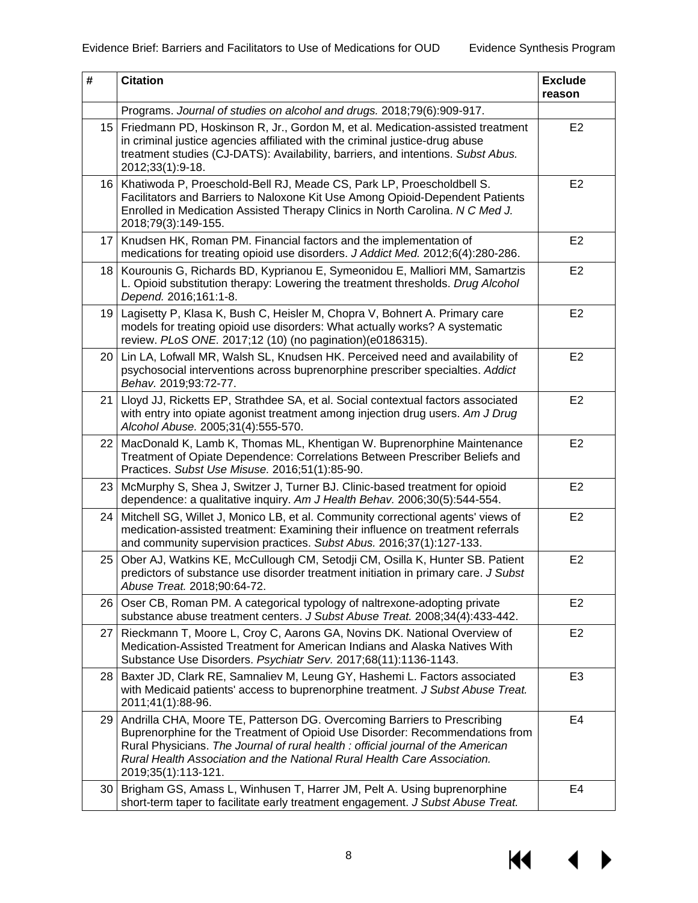| # | Citation | Exclude reason |
|---|---|---|
| | Programs. *Journal of studies on alcohol and drugs.* 2018;79(6):909-917. | |
| 15 | Friedmann PD, Hoskinson R, Jr., Gordon M, et al. Medication-assisted treatment in criminal justice agencies affiliated with the criminal justice-drug abuse treatment studies (CJ-DATS): Availability, barriers, and intentions. *Subst Abus.* 2012;33(1):9-18. | E2 |
| 16 | Khatiwoda P, Proeschold-Bell RJ, Meade CS, Park LP, Proescholdbell S. Facilitators and Barriers to Naloxone Kit Use Among Opioid-Dependent Patients Enrolled in Medication Assisted Therapy Clinics in North Carolina. *N C Med J.* 2018;79(3):149-155. | E2 |
| 17 | Knudsen HK, Roman PM. Financial factors and the implementation of medications for treating opioid use disorders. *J Addict Med.* 2012;6(4):280-286. | E2 |
| 18 | Kourounis G, Richards BD, Kyprianou E, Symeonidou E, Malliori MM, Samartzis L. Opioid substitution therapy: Lowering the treatment thresholds. *Drug Alcohol Depend.* 2016;161:1-8. | E2 |
| 19 | Lagisetty P, Klasa K, Bush C, Heisler M, Chopra V, Bohnert A. Primary care models for treating opioid use disorders: What actually works? A systematic review. *PLoS ONE.* 2017;12 (10) (no pagination)(e0186315). | E2 |
| 20 | Lin LA, Lofwall MR, Walsh SL, Knudsen HK. Perceived need and availability of psychosocial interventions across buprenorphine prescriber specialties. *Addict Behav.* 2019;93:72-77. | E2 |
| 21 | Lloyd JJ, Ricketts EP, Strathdee SA, et al. Social contextual factors associated with entry into opiate agonist treatment among injection drug users. *Am J Drug Alcohol Abuse.* 2005;31(4):555-570. | E2 |
| 22 | MacDonald K, Lamb K, Thomas ML, Khentigan W. Buprenorphine Maintenance Treatment of Opiate Dependence: Correlations Between Prescriber Beliefs and Practices. *Subst Use Misuse.* 2016;51(1):85-90. | E2 |
| 23 | McMurphy S, Shea J, Switzer J, Turner BJ. Clinic-based treatment for opioid dependence: a qualitative inquiry. *Am J Health Behav.* 2006;30(5):544-554. | E2 |
| 24 | Mitchell SG, Willet J, Monico LB, et al. Community correctional agents' views of medication-assisted treatment: Examining their influence on treatment referrals and community supervision practices. *Subst Abus.* 2016;37(1):127-133. | E2 |
| 25 | Ober AJ, Watkins KE, McCullough CM, Setodji CM, Osilla K, Hunter SB. Patient predictors of substance use disorder treatment initiation in primary care. *J Subst Abuse Treat.* 2018;90:64-72. | E2 |
| 26 | Oser CB, Roman PM. A categorical typology of naltrexone-adopting private substance abuse treatment centers. *J Subst Abuse Treat.* 2008;34(4):433-442. | E2 |
| 27 | Rieckmann T, Moore L, Croy C, Aarons GA, Novins DK. National Overview of Medication-Assisted Treatment for American Indians and Alaska Natives With Substance Use Disorders. *Psychiatr Serv.* 2017;68(11):1136-1143. | E2 |
| 28 | Baxter JD, Clark RE, Samnaliev M, Leung GY, Hashemi L. Factors associated with Medicaid patients' access to buprenorphine treatment. *J Subst Abuse Treat.* 2011;41(1):88-96. | E3 |
| 29 | Andrilla CHA, Moore TE, Patterson DG. Overcoming Barriers to Prescribing Buprenorphine for the Treatment of Opioid Use Disorder: Recommendations from Rural Physicians. *The Journal of rural health : official journal of the American Rural Health Association and the National Rural Health Care Association.* 2019;35(1):113-121. | E4 |
| 30 | Brigham GS, Amass L, Winhusen T, Harrer JM, Pelt A. Using buprenorphine short-term taper to facilitate early treatment engagement. *J Subst Abuse Treat.* | E4 |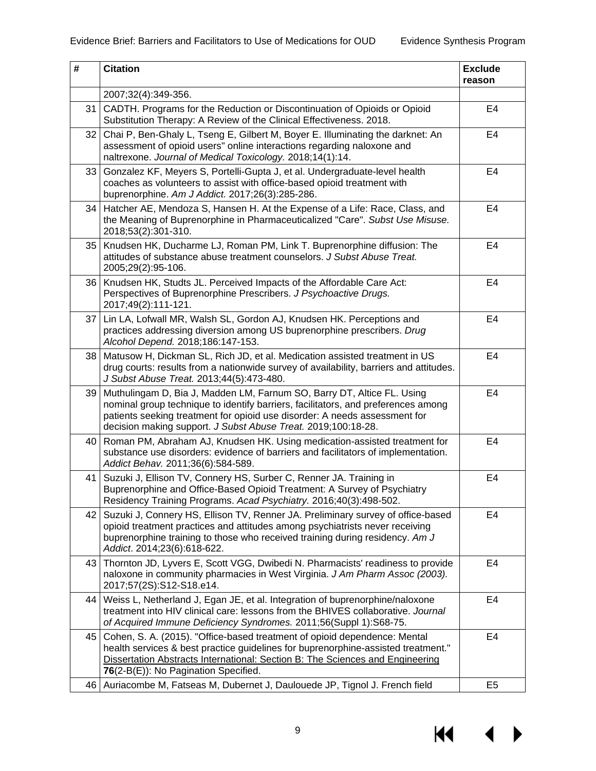| # | Citation | Exclude reason |
|---|---|---|
| | 2007;32(4):349-356. | |
| 31 | CADTH. Programs for the Reduction or Discontinuation of Opioids or Opioid Substitution Therapy: A Review of the Clinical Effectiveness. 2018. | E4 |
| 32 | Chai P, Ben-Ghaly L, Tseng E, Gilbert M, Boyer E. Illuminating the darknet: An assessment of opioid users" online interactions regarding naloxone and naltrexone. *Journal of Medical Toxicology.* 2018;14(1):14. | E4 |
| 33 | Gonzalez KF, Meyers S, Portelli-Gupta J, et al. Undergraduate-level health coaches as volunteers to assist with office-based opioid treatment with buprenorphine. *Am J Addict.* 2017;26(3):285-286. | E4 |
| 34 | Hatcher AE, Mendoza S, Hansen H. At the Expense of a Life: Race, Class, and the Meaning of Buprenorphine in Pharmaceuticalized "Care". *Subst Use Misuse.* 2018;53(2):301-310. | E4 |
| 35 | Knudsen HK, Ducharme LJ, Roman PM, Link T. Buprenorphine diffusion: The attitudes of substance abuse treatment counselors. *J Subst Abuse Treat.* 2005;29(2):95-106. | E4 |
| 36 | Knudsen HK, Studts JL. Perceived Impacts of the Affordable Care Act: Perspectives of Buprenorphine Prescribers. *J Psychoactive Drugs.* 2017;49(2):111-121. | E4 |
| 37 | Lin LA, Lofwall MR, Walsh SL, Gordon AJ, Knudsen HK. Perceptions and practices addressing diversion among US buprenorphine prescribers. *Drug Alcohol Depend.* 2018;186:147-153. | E4 |
| 38 | Matusow H, Dickman SL, Rich JD, et al. Medication assisted treatment in US drug courts: results from a nationwide survey of availability, barriers and attitudes. *J Subst Abuse Treat.* 2013;44(5):473-480. | E4 |
| 39 | Muthulingam D, Bia J, Madden LM, Farnum SO, Barry DT, Altice FL. Using nominal group technique to identify barriers, facilitators, and preferences among patients seeking treatment for opioid use disorder: A needs assessment for decision making support. *J Subst Abuse Treat.* 2019;100:18-28. | E4 |
| 40 | Roman PM, Abraham AJ, Knudsen HK. Using medication-assisted treatment for substance use disorders: evidence of barriers and facilitators of implementation. *Addict Behav.* 2011;36(6):584-589. | E4 |
| 41 | Suzuki J, Ellison TV, Connery HS, Surber C, Renner JA. Training in Buprenorphine and Office-Based Opioid Treatment: A Survey of Psychiatry Residency Training Programs. *Acad Psychiatry.* 2016;40(3):498-502. | E4 |
| 42 | Suzuki J, Connery HS, Ellison TV, Renner JA. Preliminary survey of office-based opioid treatment practices and attitudes among psychiatrists never receiving buprenorphine training to those who received training during residency. *Am J Addict*. 2014;23(6):618-622. | E4 |
| 43 | Thornton JD, Lyvers E, Scott VGG, Dwibedi N. Pharmacists' readiness to provide naloxone in community pharmacies in West Virginia. *J Am Pharm Assoc (2003).* 2017;57(2S):S12-S18.e14. | E4 |
| 44 | Weiss L, Netherland J, Egan JE, et al. Integration of buprenorphine/naloxone treatment into HIV clinical care: lessons from the BHIVES collaborative. *Journal of Acquired Immune Deficiency Syndromes.* 2011;56(Suppl 1):S68-75. | E4 |
| 45 | Cohen, S. A. (2015). "Office-based treatment of opioid dependence: Mental health services & best practice guidelines for buprenorphine-assisted treatment." Dissertation Abstracts International: Section B: The Sciences and Engineering **76**(2-B(E)): No Pagination Specified. | E4 |
| 46 | Auriacombe M, Fatseas M, Dubernet J, Daulouede JP, Tignol J. French field | E5 |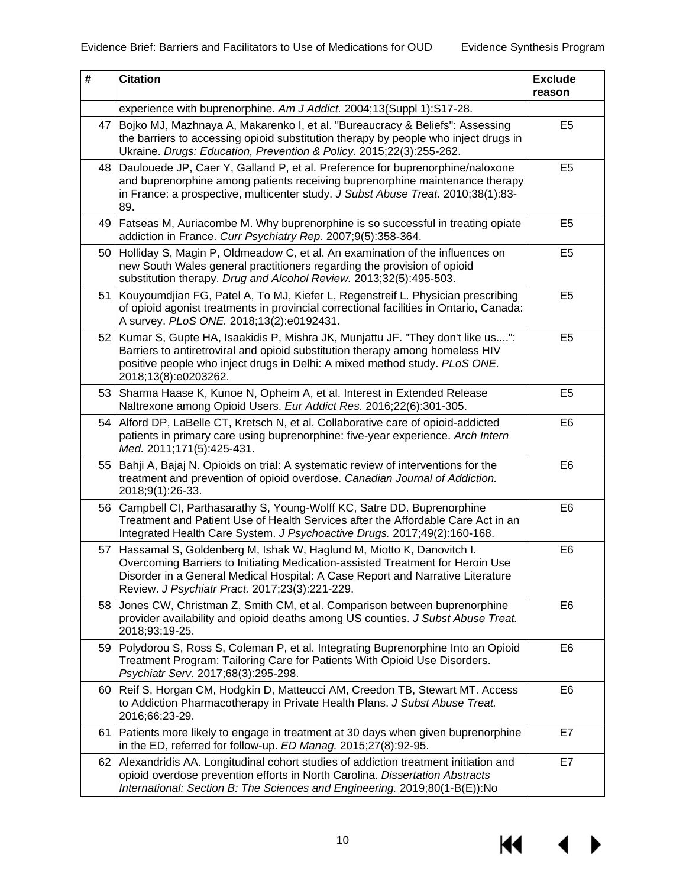| # | Citation | Exclude reason |
|---|---|---|
| | experience with buprenorphine. *Am J Addict.* 2004;13(Suppl 1):S17-28. | |
| 47 | Bojko MJ, Mazhnaya A, Makarenko I, et al. "Bureaucracy & Beliefs": Assessing the barriers to accessing opioid substitution therapy by people who inject drugs in Ukraine. *Drugs: Education, Prevention & Policy.* 2015;22(3):255-262. | E5 |
| 48 | Daulouede JP, Caer Y, Galland P, et al. Preference for buprenorphine/naloxone and buprenorphine among patients receiving buprenorphine maintenance therapy in France: a prospective, multicenter study. *J Subst Abuse Treat.* 2010;38(1):83-89. | E5 |
| 49 | Fatseas M, Auriacombe M. Why buprenorphine is so successful in treating opiate addiction in France. *Curr Psychiatry Rep.* 2007;9(5):358-364. | E5 |
| 50 | Holliday S, Magin P, Oldmeadow C, et al. An examination of the influences on new South Wales general practitioners regarding the provision of opioid substitution therapy. *Drug and Alcohol Review.* 2013;32(5):495-503. | E5 |
| 51 | Kouyoumdjian FG, Patel A, To MJ, Kiefer L, Regenstreif L. Physician prescribing of opioid agonist treatments in provincial correctional facilities in Ontario, Canada: A survey. *PLoS ONE.* 2018;13(2):e0192431. | E5 |
| 52 | Kumar S, Gupte HA, Isaakidis P, Mishra JK, Munjattu JF. "They don't like us....": Barriers to antiretroviral and opioid substitution therapy among homeless HIV positive people who inject drugs in Delhi: A mixed method study. *PLoS ONE.* 2018;13(8):e0203262. | E5 |
| 53 | Sharma Haase K, Kunoe N, Opheim A, et al. Interest in Extended Release Naltrexone among Opioid Users. *Eur Addict Res.* 2016;22(6):301-305. | E5 |
| 54 | Alford DP, LaBelle CT, Kretsch N, et al. Collaborative care of opioid-addicted patients in primary care using buprenorphine: five-year experience. *Arch Intern Med.* 2011;171(5):425-431. | E6 |
| 55 | Bahji A, Bajaj N. Opioids on trial: A systematic review of interventions for the treatment and prevention of opioid overdose. *Canadian Journal of Addiction.* 2018;9(1):26-33. | E6 |
| 56 | Campbell CI, Parthasarathy S, Young-Wolff KC, Satre DD. Buprenorphine Treatment and Patient Use of Health Services after the Affordable Care Act in an Integrated Health Care System. *J Psychoactive Drugs.* 2017;49(2):160-168. | E6 |
| 57 | Hassamal S, Goldenberg M, Ishak W, Haglund M, Miotto K, Danovitch I. Overcoming Barriers to Initiating Medication-assisted Treatment for Heroin Use Disorder in a General Medical Hospital: A Case Report and Narrative Literature Review. *J Psychiatr Pract.* 2017;23(3):221-229. | E6 |
| 58 | Jones CW, Christman Z, Smith CM, et al. Comparison between buprenorphine provider availability and opioid deaths among US counties. *J Subst Abuse Treat.* 2018;93:19-25. | E6 |
| 59 | Polydorou S, Ross S, Coleman P, et al. Integrating Buprenorphine Into an Opioid Treatment Program: Tailoring Care for Patients With Opioid Use Disorders. *Psychiatr Serv.* 2017;68(3):295-298. | E6 |
| 60 | Reif S, Horgan CM, Hodgkin D, Matteucci AM, Creedon TB, Stewart MT. Access to Addiction Pharmacotherapy in Private Health Plans. *J Subst Abuse Treat.* 2016;66:23-29. | E6 |
| 61 | Patients more likely to engage in treatment at 30 days when given buprenorphine in the ED, referred for follow-up. *ED Manag.* 2015;27(8):92-95. | E7 |
| 62 | Alexandridis AA. Longitudinal cohort studies of addiction treatment initiation and opioid overdose prevention efforts in North Carolina. *Dissertation Abstracts International: Section B: The Sciences and Engineering.* 2019;80(1-B(E)):No | E7 |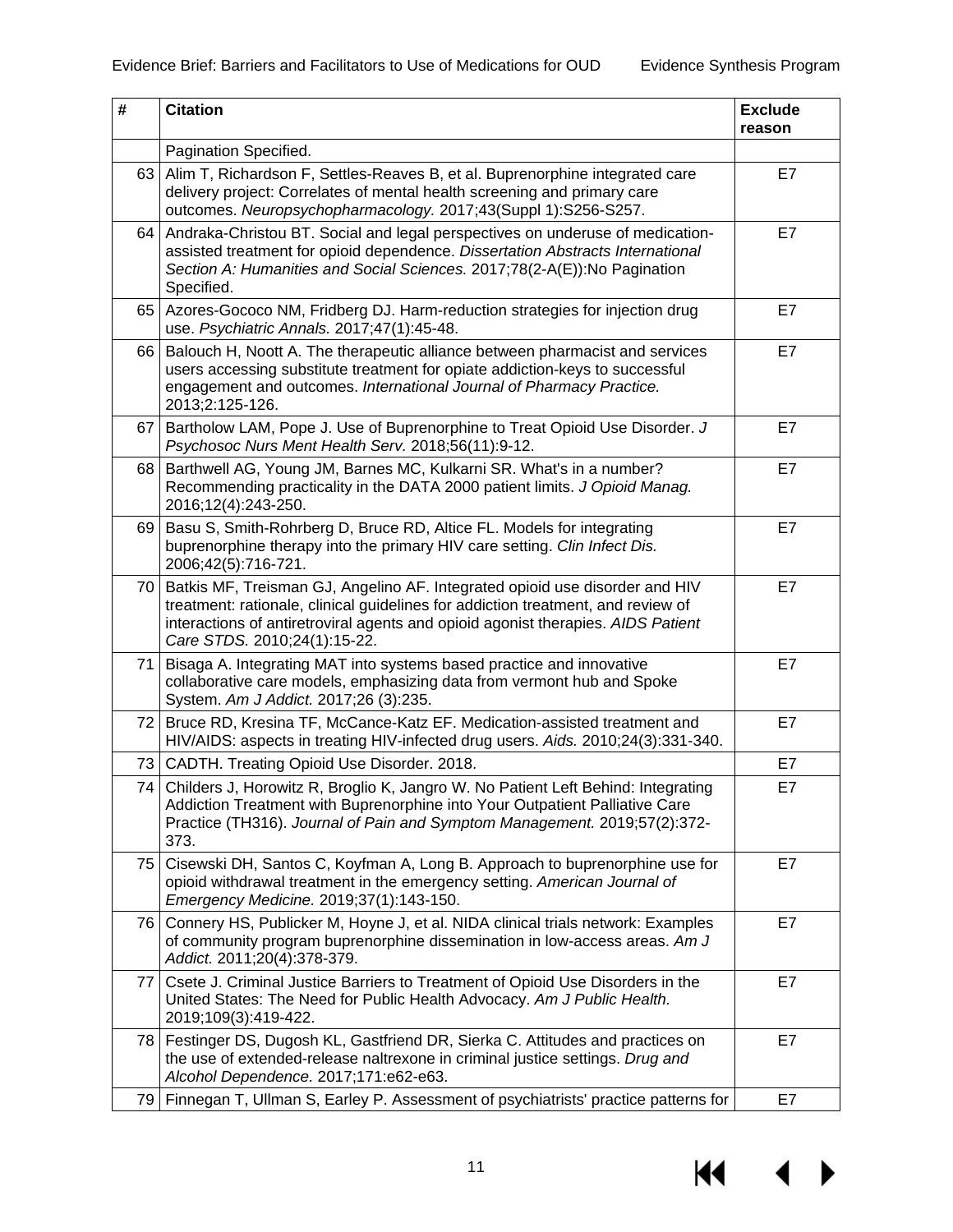| # | Citation | Exclude reason |
|---|---|---|
| | Pagination Specified. | |
| 63 | Alim T, Richardson F, Settles-Reaves B, et al. Buprenorphine integrated care delivery project: Correlates of mental health screening and primary care outcomes. *Neuropsychopharmacology.* 2017;43(Suppl 1):S256-S257. | E7 |
| 64 | Andraka-Christou BT. Social and legal perspectives on underuse of medication-assisted treatment for opioid dependence. *Dissertation Abstracts International Section A: Humanities and Social Sciences.* 2017;78(2-A(E)):No Pagination Specified. | E7 |
| 65 | Azores-Gococo NM, Fridberg DJ. Harm-reduction strategies for injection drug use. *Psychiatric Annals.* 2017;47(1):45-48. | E7 |
| 66 | Balouch H, Noott A. The therapeutic alliance between pharmacist and services users accessing substitute treatment for opiate addiction-keys to successful engagement and outcomes. *International Journal of Pharmacy Practice.* 2013;2:125-126. | E7 |
| 67 | Bartholow LAM, Pope J. Use of Buprenorphine to Treat Opioid Use Disorder. *J Psychosoc Nurs Ment Health Serv.* 2018;56(11):9-12. | E7 |
| 68 | Barthwell AG, Young JM, Barnes MC, Kulkarni SR. What's in a number? Recommending practicality in the DATA 2000 patient limits. *J Opioid Manag.* 2016;12(4):243-250. | E7 |
| 69 | Basu S, Smith-Rohrberg D, Bruce RD, Altice FL. Models for integrating buprenorphine therapy into the primary HIV care setting. *Clin Infect Dis.* 2006;42(5):716-721. | E7 |
| 70 | Batkis MF, Treisman GJ, Angelino AF. Integrated opioid use disorder and HIV treatment: rationale, clinical guidelines for addiction treatment, and review of interactions of antiretroviral agents and opioid agonist therapies. *AIDS Patient Care STDS.* 2010;24(1):15-22. | E7 |
| 71 | Bisaga A. Integrating MAT into systems based practice and innovative collaborative care models, emphasizing data from vermont hub and Spoke System. *Am J Addict.* 2017;26 (3):235. | E7 |
| 72 | Bruce RD, Kresina TF, McCance-Katz EF. Medication-assisted treatment and HIV/AIDS: aspects in treating HIV-infected drug users. *Aids.* 2010;24(3):331-340. | E7 |
| 73 | CADTH. Treating Opioid Use Disorder. 2018. | E7 |
| 74 | Childers J, Horowitz R, Broglio K, Jangro W. No Patient Left Behind: Integrating Addiction Treatment with Buprenorphine into Your Outpatient Palliative Care Practice (TH316). *Journal of Pain and Symptom Management.* 2019;57(2):372-373. | E7 |
| 75 | Cisewski DH, Santos C, Koyfman A, Long B. Approach to buprenorphine use for opioid withdrawal treatment in the emergency setting. *American Journal of Emergency Medicine.* 2019;37(1):143-150. | E7 |
| 76 | Connery HS, Publicker M, Hoyne J, et al. NIDA clinical trials network: Examples of community program buprenorphine dissemination in low-access areas. *Am J Addict.* 2011;20(4):378-379. | E7 |
| 77 | Csete J. Criminal Justice Barriers to Treatment of Opioid Use Disorders in the United States: The Need for Public Health Advocacy. *Am J Public Health.* 2019;109(3):419-422. | E7 |
| 78 | Festinger DS, Dugosh KL, Gastfriend DR, Sierka C. Attitudes and practices on the use of extended-release naltrexone in criminal justice settings. *Drug and Alcohol Dependence.* 2017;171:e62-e63. | E7 |
| 79 | Finnegan T, Ullman S, Earley P. Assessment of psychiatrists' practice patterns for | E7 |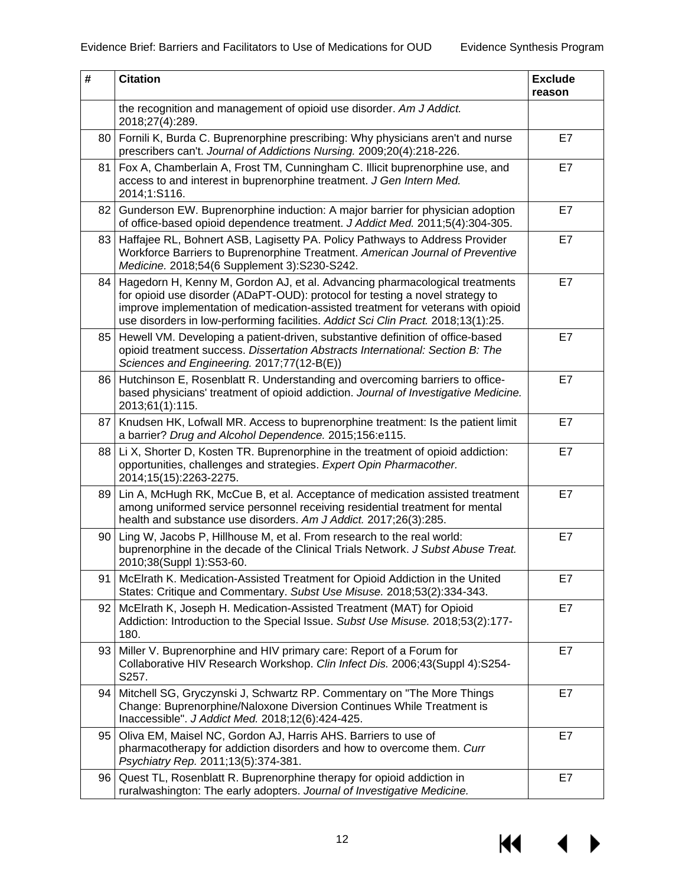| # | Citation | Exclude reason |
|---|---|---|
| | the recognition and management of opioid use disorder. *Am J Addict.* 2018;27(4):289. | |
| 80 | Fornili K, Burda C. Buprenorphine prescribing: Why physicians aren't and nurse prescribers can't. *Journal of Addictions Nursing.* 2009;20(4):218-226. | E7 |
| 81 | Fox A, Chamberlain A, Frost TM, Cunningham C. Illicit buprenorphine use, and access to and interest in buprenorphine treatment. *J Gen Intern Med.* 2014;1:S116. | E7 |
| 82 | Gunderson EW. Buprenorphine induction: A major barrier for physician adoption of office-based opioid dependence treatment. *J Addict Med.* 2011;5(4):304-305. | E7 |
| 83 | Haffajee RL, Bohnert ASB, Lagisetty PA. Policy Pathways to Address Provider Workforce Barriers to Buprenorphine Treatment. *American Journal of Preventive Medicine.* 2018;54(6 Supplement 3):S230-S242. | E7 |
| 84 | Hagedorn H, Kenny M, Gordon AJ, et al. Advancing pharmacological treatments for opioid use disorder (ADaPT-OUD): protocol for testing a novel strategy to improve implementation of medication-assisted treatment for veterans with opioid use disorders in low-performing facilities. *Addict Sci Clin Pract.* 2018;13(1):25. | E7 |
| 85 | Hewell VM. Developing a patient-driven, substantive definition of office-based opioid treatment success. *Dissertation Abstracts International: Section B: The Sciences and Engineering.* 2017;77(12-B(E)) | E7 |
| 86 | Hutchinson E, Rosenblatt R. Understanding and overcoming barriers to office-based physicians' treatment of opioid addiction. *Journal of Investigative Medicine.* 2013;61(1):115. | E7 |
| 87 | Knudsen HK, Lofwall MR. Access to buprenorphine treatment: Is the patient limit a barrier? *Drug and Alcohol Dependence.* 2015;156:e115. | E7 |
| 88 | Li X, Shorter D, Kosten TR. Buprenorphine in the treatment of opioid addiction: opportunities, challenges and strategies. *Expert Opin Pharmacother.* 2014;15(15):2263-2275. | E7 |
| 89 | Lin A, McHugh RK, McCue B, et al. Acceptance of medication assisted treatment among uniformed service personnel receiving residential treatment for mental health and substance use disorders. *Am J Addict.* 2017;26(3):285. | E7 |
| 90 | Ling W, Jacobs P, Hillhouse M, et al. From research to the real world: buprenorphine in the decade of the Clinical Trials Network. *J Subst Abuse Treat.* 2010;38(Suppl 1):S53-60. | E7 |
| 91 | McElrath K. Medication-Assisted Treatment for Opioid Addiction in the United States: Critique and Commentary. *Subst Use Misuse.* 2018;53(2):334-343. | E7 |
| 92 | McElrath K, Joseph H. Medication-Assisted Treatment (MAT) for Opioid Addiction: Introduction to the Special Issue. *Subst Use Misuse.* 2018;53(2):177-180. | E7 |
| 93 | Miller V. Buprenorphine and HIV primary care: Report of a Forum for Collaborative HIV Research Workshop. *Clin Infect Dis.* 2006;43(Suppl 4):S254-S257. | E7 |
| 94 | Mitchell SG, Gryczynski J, Schwartz RP. Commentary on "The More Things Change: Buprenorphine/Naloxone Diversion Continues While Treatment is Inaccessible". *J Addict Med.* 2018;12(6):424-425. | E7 |
| 95 | Oliva EM, Maisel NC, Gordon AJ, Harris AHS. Barriers to use of pharmacotherapy for addiction disorders and how to overcome them. *Curr Psychiatry Rep.* 2011;13(5):374-381. | E7 |
| 96 | Quest TL, Rosenblatt R. Buprenorphine therapy for opioid addiction in ruralwashington: The early adopters. *Journal of Investigative Medicine.* | E7 |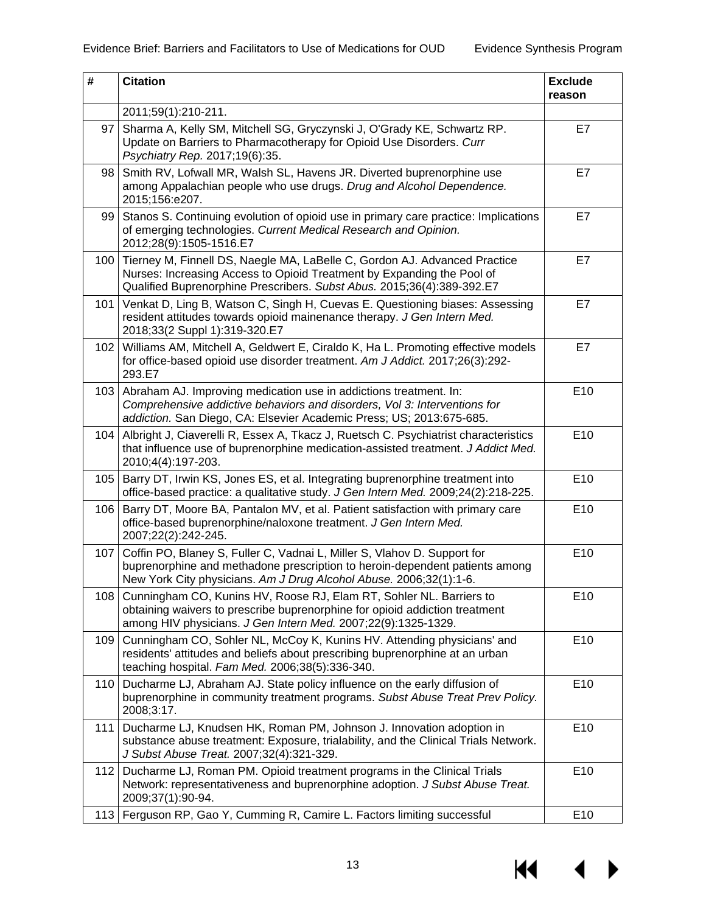| # | Citation | Exclude reason |
|---|---|---|
| | 2011;59(1):210-211. | |
| 97 | Sharma A, Kelly SM, Mitchell SG, Gryczynski J, O'Grady KE, Schwartz RP. Update on Barriers to Pharmacotherapy for Opioid Use Disorders. *Curr Psychiatry Rep.* 2017;19(6):35. | E7 |
| 98 | Smith RV, Lofwall MR, Walsh SL, Havens JR. Diverted buprenorphine use among Appalachian people who use drugs. *Drug and Alcohol Dependence.* 2015;156:e207. | E7 |
| 99 | Stanos S. Continuing evolution of opioid use in primary care practice: Implications of emerging technologies. *Current Medical Research and Opinion.* 2012;28(9):1505-1516.E7 | E7 |
| 100 | Tierney M, Finnell DS, Naegle MA, LaBelle C, Gordon AJ. Advanced Practice Nurses: Increasing Access to Opioid Treatment by Expanding the Pool of Qualified Buprenorphine Prescribers. *Subst Abus.* 2015;36(4):389-392.E7 | E7 |
| 101 | Venkat D, Ling B, Watson C, Singh H, Cuevas E. Questioning biases: Assessing resident attitudes towards opioid mainenance therapy. *J Gen Intern Med.* 2018;33(2 Suppl 1):319-320.E7 | E7 |
| 102 | Williams AM, Mitchell A, Geldwert E, Ciraldo K, Ha L. Promoting effective models for office-based opioid use disorder treatment. *Am J Addict.* 2017;26(3):292-293.E7 | E7 |
| 103 | Abraham AJ. Improving medication use in addictions treatment. In: *Comprehensive addictive behaviors and disorders, Vol 3: Interventions for addiction.* San Diego, CA: Elsevier Academic Press; US; 2013:675-685. | E10 |
| 104 | Albright J, Ciaverelli R, Essex A, Tkacz J, Ruetsch C. Psychiatrist characteristics that influence use of buprenorphine medication-assisted treatment. *J Addict Med.* 2010;4(4):197-203. | E10 |
| 105 | Barry DT, Irwin KS, Jones ES, et al. Integrating buprenorphine treatment into office-based practice: a qualitative study. *J Gen Intern Med.* 2009;24(2):218-225. | E10 |
| 106 | Barry DT, Moore BA, Pantalon MV, et al. Patient satisfaction with primary care office-based buprenorphine/naloxone treatment. *J Gen Intern Med.* 2007;22(2):242-245. | E10 |
| 107 | Coffin PO, Blaney S, Fuller C, Vadnai L, Miller S, Vlahov D. Support for buprenorphine and methadone prescription to heroin-dependent patients among New York City physicians. *Am J Drug Alcohol Abuse.* 2006;32(1):1-6. | E10 |
| 108 | Cunningham CO, Kunins HV, Roose RJ, Elam RT, Sohler NL. Barriers to obtaining waivers to prescribe buprenorphine for opioid addiction treatment among HIV physicians. *J Gen Intern Med.* 2007;22(9):1325-1329. | E10 |
| 109 | Cunningham CO, Sohler NL, McCoy K, Kunins HV. Attending physicians' and residents' attitudes and beliefs about prescribing buprenorphine at an urban teaching hospital. *Fam Med.* 2006;38(5):336-340. | E10 |
| 110 | Ducharme LJ, Abraham AJ. State policy influence on the early diffusion of buprenorphine in community treatment programs. *Subst Abuse Treat Prev Policy.* 2008;3:17. | E10 |
| 111 | Ducharme LJ, Knudsen HK, Roman PM, Johnson J. Innovation adoption in substance abuse treatment: Exposure, trialability, and the Clinical Trials Network. *J Subst Abuse Treat.* 2007;32(4):321-329. | E10 |
| 112 | Ducharme LJ, Roman PM. Opioid treatment programs in the Clinical Trials Network: representativeness and buprenorphine adoption. *J Subst Abuse Treat.* 2009;37(1):90-94. | E10 |
| 113 | Ferguson RP, Gao Y, Cumming R, Camire L. Factors limiting successful | E10 |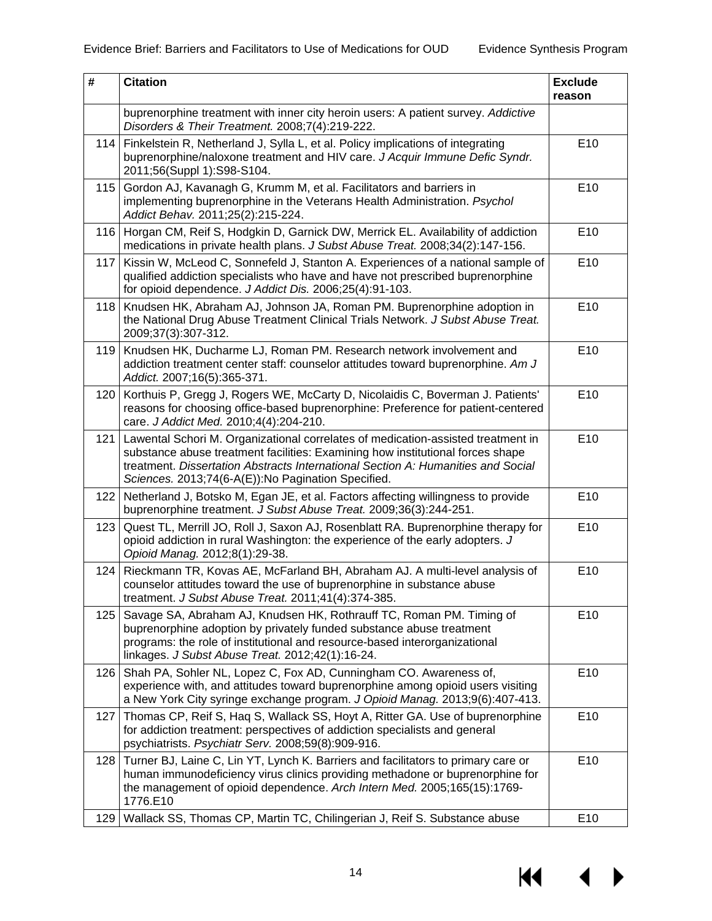| # | Citation | Exclude reason |
|---|---|---|
| | buprenorphine treatment with inner city heroin users: A patient survey. *Addictive Disorders & Their Treatment.* 2008;7(4):219-222. | |
| 114 | Finkelstein R, Netherland J, Sylla L, et al. Policy implications of integrating buprenorphine/naloxone treatment and HIV care. *J Acquir Immune Defic Syndr.* 2011;56(Suppl 1):S98-S104. | E10 |
| 115 | Gordon AJ, Kavanagh G, Krumm M, et al. Facilitators and barriers in implementing buprenorphine in the Veterans Health Administration. *Psychol Addict Behav.* 2011;25(2):215-224. | E10 |
| 116 | Horgan CM, Reif S, Hodgkin D, Garnick DW, Merrick EL. Availability of addiction medications in private health plans. *J Subst Abuse Treat.* 2008;34(2):147-156. | E10 |
| 117 | Kissin W, McLeod C, Sonnefeld J, Stanton A. Experiences of a national sample of qualified addiction specialists who have and have not prescribed buprenorphine for opioid dependence. *J Addict Dis.* 2006;25(4):91-103. | E10 |
| 118 | Knudsen HK, Abraham AJ, Johnson JA, Roman PM. Buprenorphine adoption in the National Drug Abuse Treatment Clinical Trials Network. *J Subst Abuse Treat.* 2009;37(3):307-312. | E10 |
| 119 | Knudsen HK, Ducharme LJ, Roman PM. Research network involvement and addiction treatment center staff: counselor attitudes toward buprenorphine. *Am J Addict.* 2007;16(5):365-371. | E10 |
| 120 | Korthuis P, Gregg J, Rogers WE, McCarty D, Nicolaidis C, Boverman J. Patients' reasons for choosing office-based buprenorphine: Preference for patient-centered care. *J Addict Med.* 2010;4(4):204-210. | E10 |
| 121 | Lawental Schori M. Organizational correlates of medication-assisted treatment in substance abuse treatment facilities: Examining how institutional forces shape treatment. *Dissertation Abstracts International Section A: Humanities and Social Sciences.* 2013;74(6-A(E)):No Pagination Specified. | E10 |
| 122 | Netherland J, Botsko M, Egan JE, et al. Factors affecting willingness to provide buprenorphine treatment. *J Subst Abuse Treat.* 2009;36(3):244-251. | E10 |
| 123 | Quest TL, Merrill JO, Roll J, Saxon AJ, Rosenblatt RA. Buprenorphine therapy for opioid addiction in rural Washington: the experience of the early adopters. *J Opioid Manag.* 2012;8(1):29-38. | E10 |
| 124 | Rieckmann TR, Kovas AE, McFarland BH, Abraham AJ. A multi-level analysis of counselor attitudes toward the use of buprenorphine in substance abuse treatment. *J Subst Abuse Treat.* 2011;41(4):374-385. | E10 |
| 125 | Savage SA, Abraham AJ, Knudsen HK, Rothrauff TC, Roman PM. Timing of buprenorphine adoption by privately funded substance abuse treatment programs: the role of institutional and resource-based interorganizational linkages. *J Subst Abuse Treat.* 2012;42(1):16-24. | E10 |
| 126 | Shah PA, Sohler NL, Lopez C, Fox AD, Cunningham CO. Awareness of, experience with, and attitudes toward buprenorphine among opioid users visiting a New York City syringe exchange program. *J Opioid Manag.* 2013;9(6):407-413. | E10 |
| 127 | Thomas CP, Reif S, Haq S, Wallack SS, Hoyt A, Ritter GA. Use of buprenorphine for addiction treatment: perspectives of addiction specialists and general psychiatrists. *Psychiatr Serv.* 2008;59(8):909-916. | E10 |
| 128 | Turner BJ, Laine C, Lin YT, Lynch K. Barriers and facilitators to primary care or human immunodeficiency virus clinics providing methadone or buprenorphine for the management of opioid dependence. *Arch Intern Med.* 2005;165(15):1769-1776.E10 | E10 |
| 129 | Wallack SS, Thomas CP, Martin TC, Chilingerian J, Reif S. Substance abuse | E10 |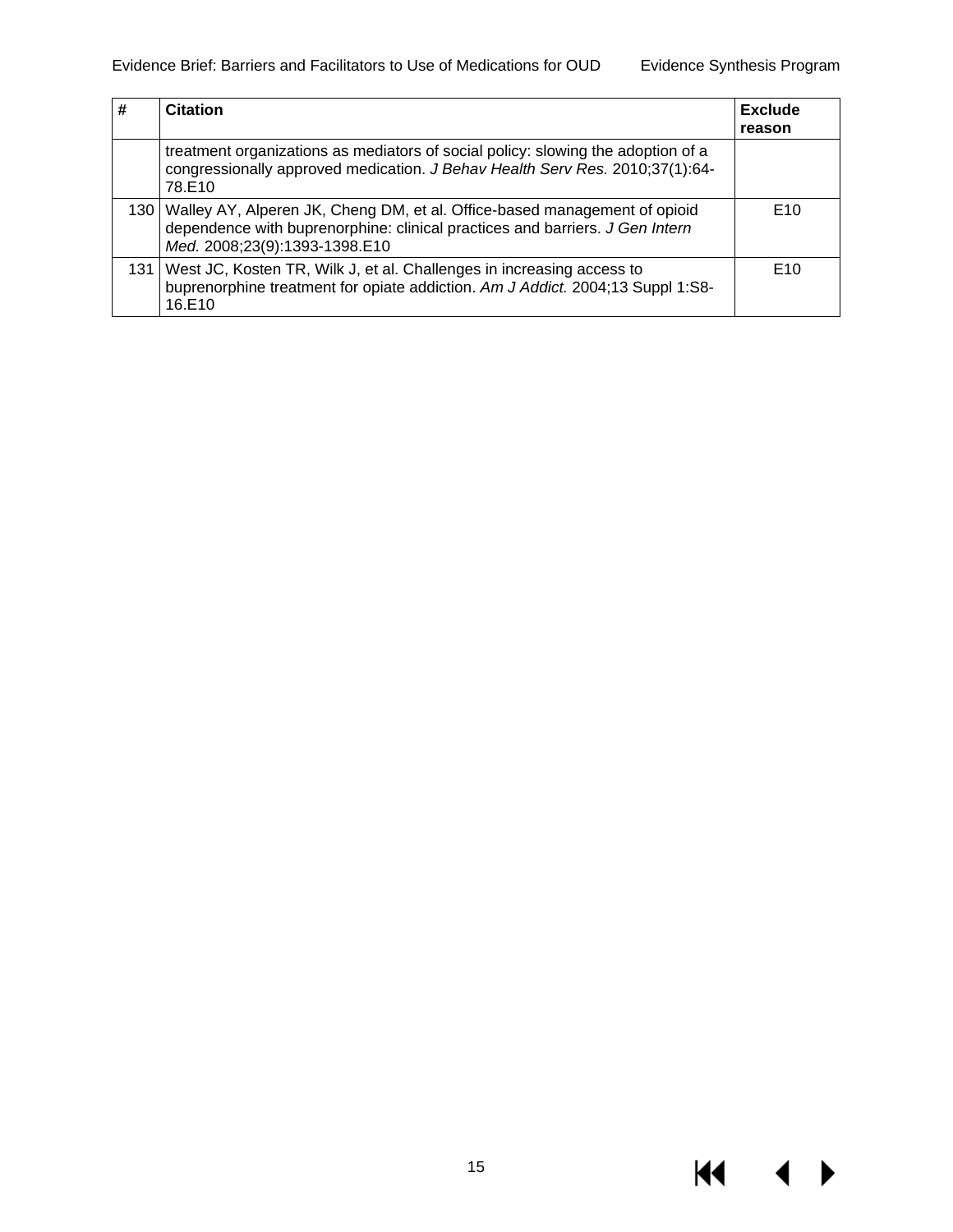| # | Citation | Exclude reason |
|---|---|---|
| | treatment organizations as mediators of social policy: slowing the adoption of a congressionally approved medication. *J Behav Health Serv Res.* 2010;37(1):64-78.E10 | |
| 130 | Walley AY, Alperen JK, Cheng DM, et al. Office-based management of opioid dependence with buprenorphine: clinical practices and barriers. *J Gen Intern Med.* 2008;23(9):1393-1398.E10 | E10 |
| 131 | West JC, Kosten TR, Wilk J, et al. Challenges in increasing access to buprenorphine treatment for opiate addiction. *Am J Addict.* 2004;13 Suppl 1:S8-16.E10 | E10 |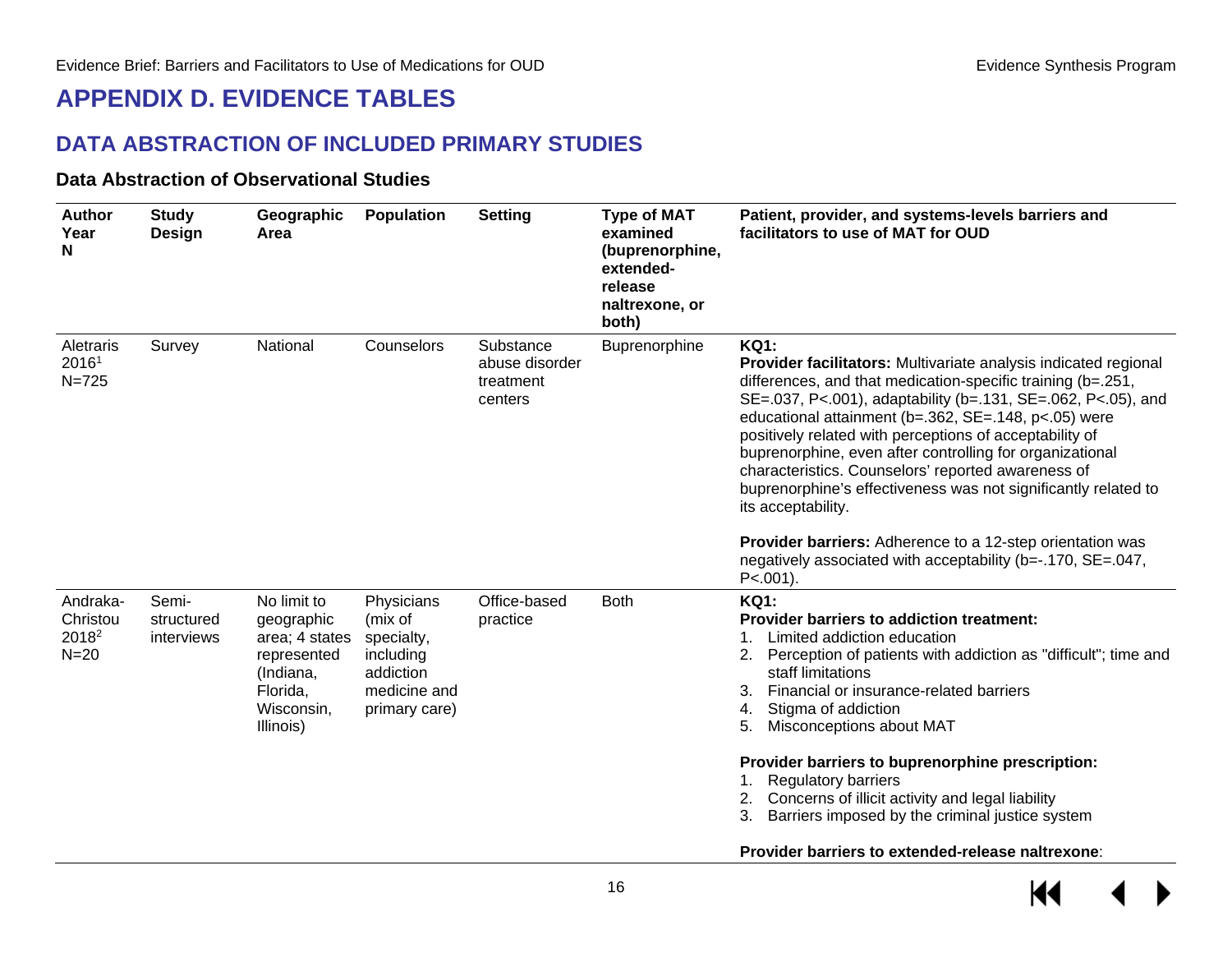# APPENDIX D. EVIDENCE TABLES

## DATA ABSTRACTION OF INCLUDED PRIMARY STUDIES

### Data Abstraction of Observational Studies

| Author Year N | Study Design | Geographic Area | Population | Setting | Type of MAT examined (buprenorphine, extended-release naltrexone, or both) | Patient, provider, and systems-levels barriers and facilitators to use of MAT for OUD |
|---|---|---|---|---|---|---|
| Aletraris 2016[1] N=725 | Survey | National | Counselors | Substance abuse disorder treatment centers | Buprenorphine | **KQ1:**<br>**Provider facilitators:** Multivariate analysis indicated regional differences, and that medication-specific training (b=.251, SE=.037, P<.001), adaptability (b=.131, SE=.062, P<.05), and educational attainment (b=.362, SE=.148, p<.05) were positively related with perceptions of acceptability of buprenorphine, even after controlling for organizational characteristics. Counselors' reported awareness of buprenorphine's effectiveness was not significantly related to its acceptability.<br><br>**Provider barriers:** Adherence to a 12-step orientation was negatively associated with acceptability (b=-.170, SE=.047, P<.001). |
| Andraka-Christou 2018[2] N=20 | Semi-structured interviews | No limit to geographic area; 4 states represented (Indiana, Florida, Wisconsin, Illinois) | Physicians (mix of specialty, including addiction medicine and primary care) | Office-based practice | Both | **KQ1:**<br>**Provider barriers to addiction treatment:**<br>1. Limited addiction education<br>2. Perception of patients with addiction as "difficult"; time and staff limitations<br>3. Financial or insurance-related barriers<br>4. Stigma of addiction<br>5. Misconceptions about MAT<br><br>**Provider barriers to buprenorphine prescription:**<br>1. Regulatory barriers<br>2. Concerns of illicit activity and legal liability<br>3. Barriers imposed by the criminal justice system<br><br>**Provider barriers to extended-release naltrexone**: |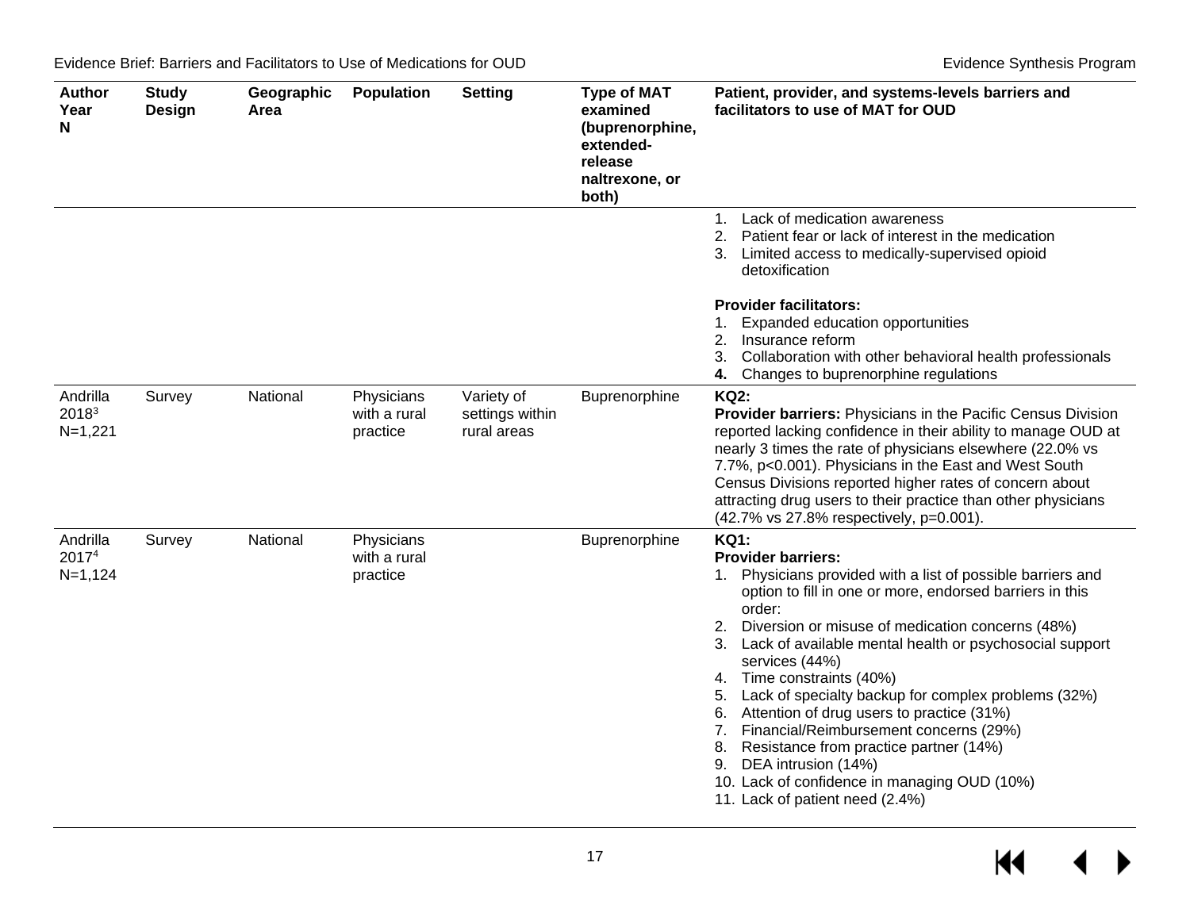| Author Year N | Study Design | Geographic Area | Population | Setting | Type of MAT examined (buprenorphine, extended-release naltrexone, or both) | Patient, provider, and systems-levels barriers and facilitators to use of MAT for OUD |
|---|---|---|---|---|---|---|
| | | | | | | 1. Lack of medication awareness<br>2. Patient fear or lack of interest in the medication<br>3. Limited access to medically-supervised opioid detoxification<br><br>**Provider facilitators:**<br>1. Expanded education opportunities<br>2. Insurance reform<br>3. Collaboration with other behavioral health professionals<br>**4.** Changes to buprenorphine regulations |
| Andrilla 2018[3] N=1,221 | Survey | National | Physicians with a rural practice | Variety of settings within rural areas | Buprenorphine | **KQ2:**<br>**Provider barriers:** Physicians in the Pacific Census Division reported lacking confidence in their ability to manage OUD at nearly 3 times the rate of physicians elsewhere (22.0% vs 7.7%, $p<0.001$). Physicians in the East and West South Census Divisions reported higher rates of concern about attracting drug users to their practice than other physicians (42.7% vs 27.8% respectively, $p=0.001$). |
| Andrilla 2017[4] N=1,124 | Survey | National | Physicians with a rural practice | | Buprenorphine | **KQ1:**<br>**Provider barriers:**<br>1. Physicians provided with a list of possible barriers and option to fill in one or more, endorsed barriers in this order:<br>2. Diversion or misuse of medication concerns (48%)<br>3. Lack of available mental health or psychosocial support services (44%)<br>4. Time constraints (40%)<br>5. Lack of specialty backup for complex problems (32%)<br>6. Attention of drug users to practice (31%)<br>7. Financial/Reimbursement concerns (29%)<br>8. Resistance from practice partner (14%)<br>9. DEA intrusion (14%)<br>10. Lack of confidence in managing OUD (10%)<br>11. Lack of patient need (2.4%) |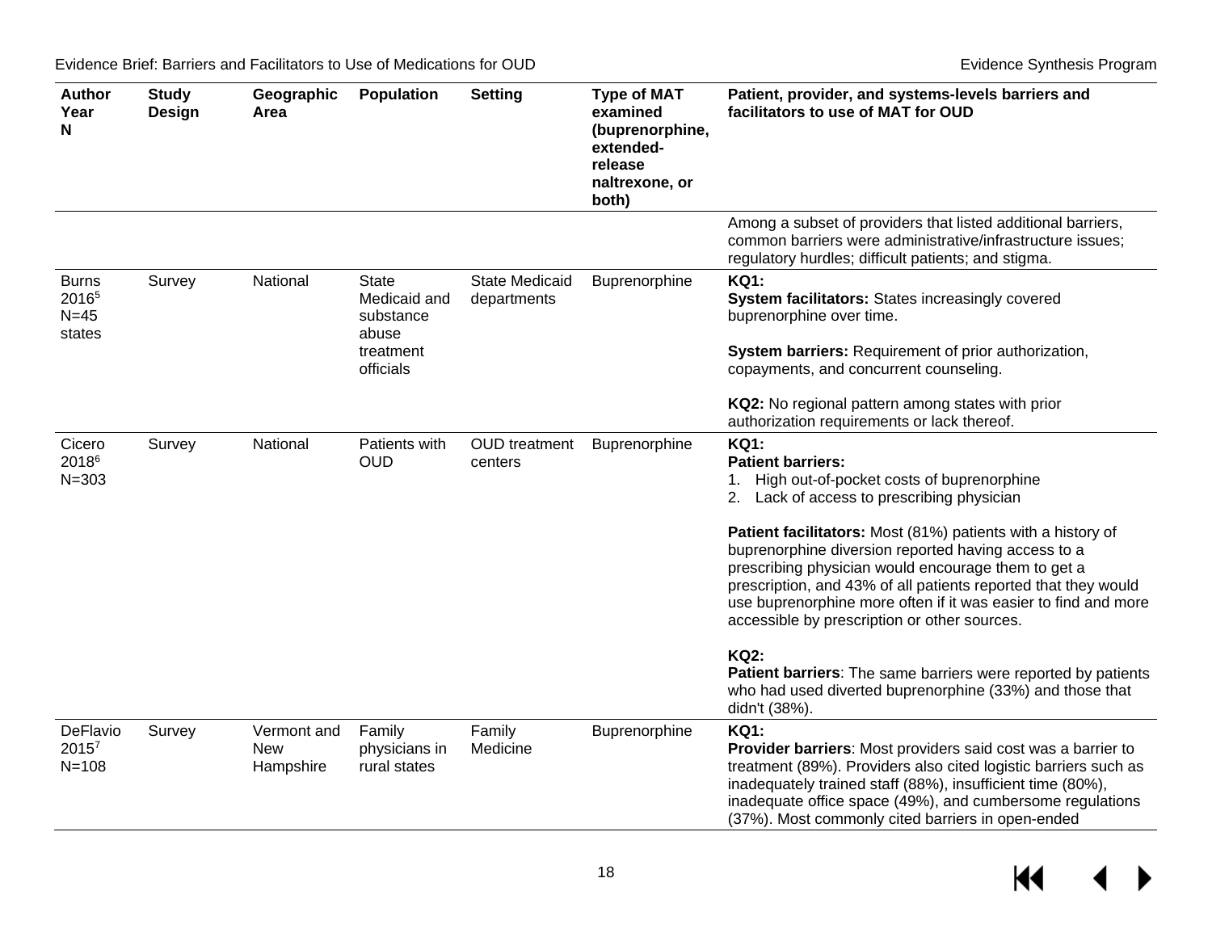| Author Year N | Study Design | Geographic Area | Population | Setting | Type of MAT examined (buprenorphine, extended-release naltrexone, or both) | Patient, provider, and systems-levels barriers and facilitators to use of MAT for OUD |
|---|---|---|---|---|---|---|
| | | | | | | Among a subset of providers that listed additional barriers, common barriers were administrative/infrastructure issues; regulatory hurdles; difficult patients; and stigma. |
| Burns 2016[5] N=45 states | Survey | National | State Medicaid and substance abuse treatment officials | State Medicaid departments | Buprenorphine | **KQ1:** <br> **System facilitators:** States increasingly covered buprenorphine over time. <br><br> **System barriers:** Requirement of prior authorization, copayments, and concurrent counseling. <br><br> **KQ2:** No regional pattern among states with prior authorization requirements or lack thereof. |
| Cicero 2018[6] N=303 | Survey | National | Patients with OUD | OUD treatment centers | Buprenorphine | **KQ1:** <br> **Patient barriers:** <br> 1. High out-of-pocket costs of buprenorphine <br> 2. Lack of access to prescribing physician <br><br> **Patient facilitators:** Most (81%) patients with a history of buprenorphine diversion reported having access to a prescribing physician would encourage them to get a prescription, and 43% of all patients reported that they would use buprenorphine more often if it was easier to find and more accessible by prescription or other sources. <br><br> **KQ2:** <br> **Patient barriers**: The same barriers were reported by patients who had used diverted buprenorphine (33%) and those that didn't (38%). |
| DeFlavio 2015[7] N=108 | Survey | Vermont and New Hampshire | Family physicians in rural states | Family Medicine | Buprenorphine | **KQ1:** <br> **Provider barriers**: Most providers said cost was a barrier to treatment (89%). Providers also cited logistic barriers such as inadequately trained staff (88%), insufficient time (80%), inadequate office space (49%), and cumbersome regulations (37%). Most commonly cited barriers in open-ended |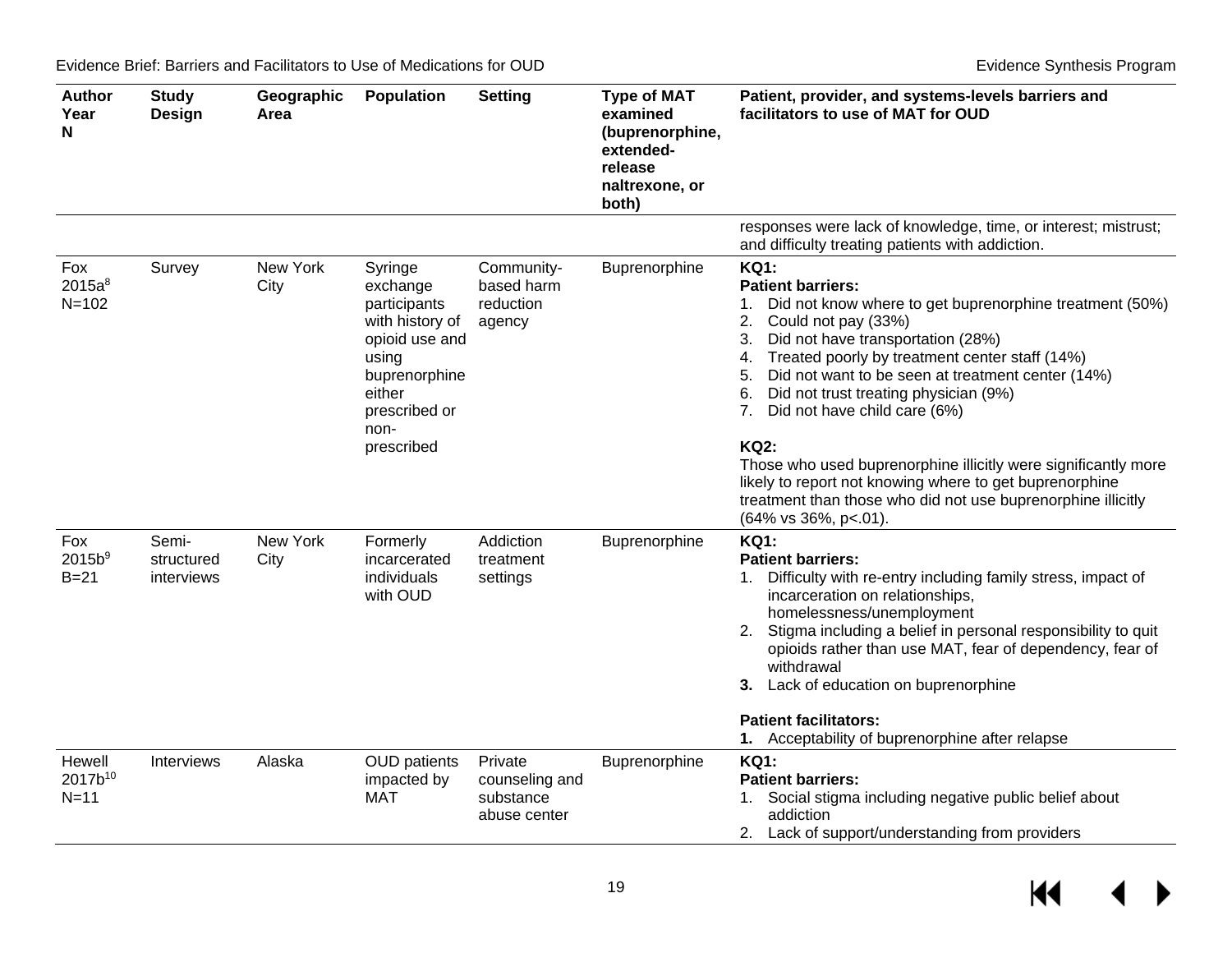| Author Year N | Study Design | Geographic Area | Population | Setting | Type of MAT examined (buprenorphine, extended-release naltrexone, or both) | Patient, provider, and systems-levels barriers and facilitators to use of MAT for OUD |
|---|---|---|---|---|---|---|
| | | | | | | responses were lack of knowledge, time, or interest; mistrust; and difficulty treating patients with addiction. |
| Fox 2015a[8] N=102 | Survey | New York City | Syringe exchange participants with history of opioid use and using buprenorphine either prescribed or non-prescribed | Community-based harm reduction agency | Buprenorphine | **KQ1:** **Patient barriers:** 1. Did not know where to get buprenorphine treatment (50%) 2. Could not pay (33%) 3. Did not have transportation (28%) 4. Treated poorly by treatment center staff (14%) 5. Did not want to be seen at treatment center (14%) 6. Did not trust treating physician (9%) 7. Did not have child care (6%) **KQ2:** Those who used buprenorphine illicitly were significantly more likely to report not knowing where to get buprenorphine treatment than those who did not use buprenorphine illicitly (64% vs 36%, p<.01). |
| Fox 2015b[9] B=21 | Semi-structured interviews | New York City | Formerly incarcerated individuals with OUD | Addiction treatment settings | Buprenorphine | **KQ1:** **Patient barriers:** 1. Difficulty with re-entry including family stress, impact of incarceration on relationships, homelessness/unemployment 2. Stigma including a belief in personal responsibility to quit opioids rather than use MAT, fear of dependency, fear of withdrawal **3.** Lack of education on buprenorphine **Patient facilitators:** **1.** Acceptability of buprenorphine after relapse |
| Hewell 2017b[10] N=11 | Interviews | Alaska | OUD patients impacted by MAT | Private counseling and substance abuse center | Buprenorphine | **KQ1:** **Patient barriers:** 1. Social stigma including negative public belief about addiction 2. Lack of support/understanding from providers |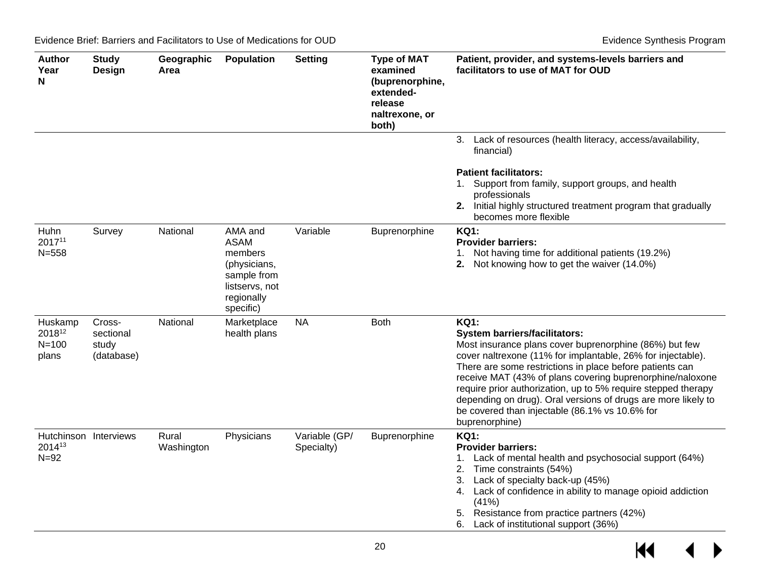| Author Year N | Study Design | Geographic Area | Population | Setting | Type of MAT examined (buprenorphine, extended-release naltrexone, or both) | Patient, provider, and systems-levels barriers and facilitators to use of MAT for OUD |
|---|---|---|---|---|---|---|
| | | | | | | 3. Lack of resources (health literacy, access/availability, financial)<br><br>**Patient facilitators:**<br>1. Support from family, support groups, and health professionals<br>**2.** Initial highly structured treatment program that gradually becomes more flexible |
| Huhn 2017[11] N=558 | Survey | National | AMA and ASAM members (physicians, sample from listservs, not regionally specific) | Variable | Buprenorphine | **KQ1:**<br>**Provider barriers:**<br>1. Not having time for additional patients (19.2%)<br>**2.** Not knowing how to get the waiver (14.0%) |
| Huskamp 2018[12] N=100 plans | Cross-sectional study (database) | National | Marketplace health plans | NA | Both | **KQ1:**<br>**System barriers/facilitators:**<br>Most insurance plans cover buprenorphine (86%) but few cover naltrexone (11% for implantable, 26% for injectable). There are some restrictions in place before patients can receive MAT (43% of plans covering buprenorphine/naloxone require prior authorization, up to 5% require stepped therapy depending on drug). Oral versions of drugs are more likely to be covered than injectable (86.1% vs 10.6% for buprenorphine) |
| Hutchinson 2014[13] N=92 | Interviews | Rural Washington | Physicians | Variable (GP/ Specialty) | Buprenorphine | **KQ1:**<br>**Provider barriers:**<br>1. Lack of mental health and psychosocial support (64%)<br>2. Time constraints (54%)<br>3. Lack of specialty back-up (45%)<br>4. Lack of confidence in ability to manage opioid addiction (41%)<br>5. Resistance from practice partners (42%)<br>6. Lack of institutional support (36%) |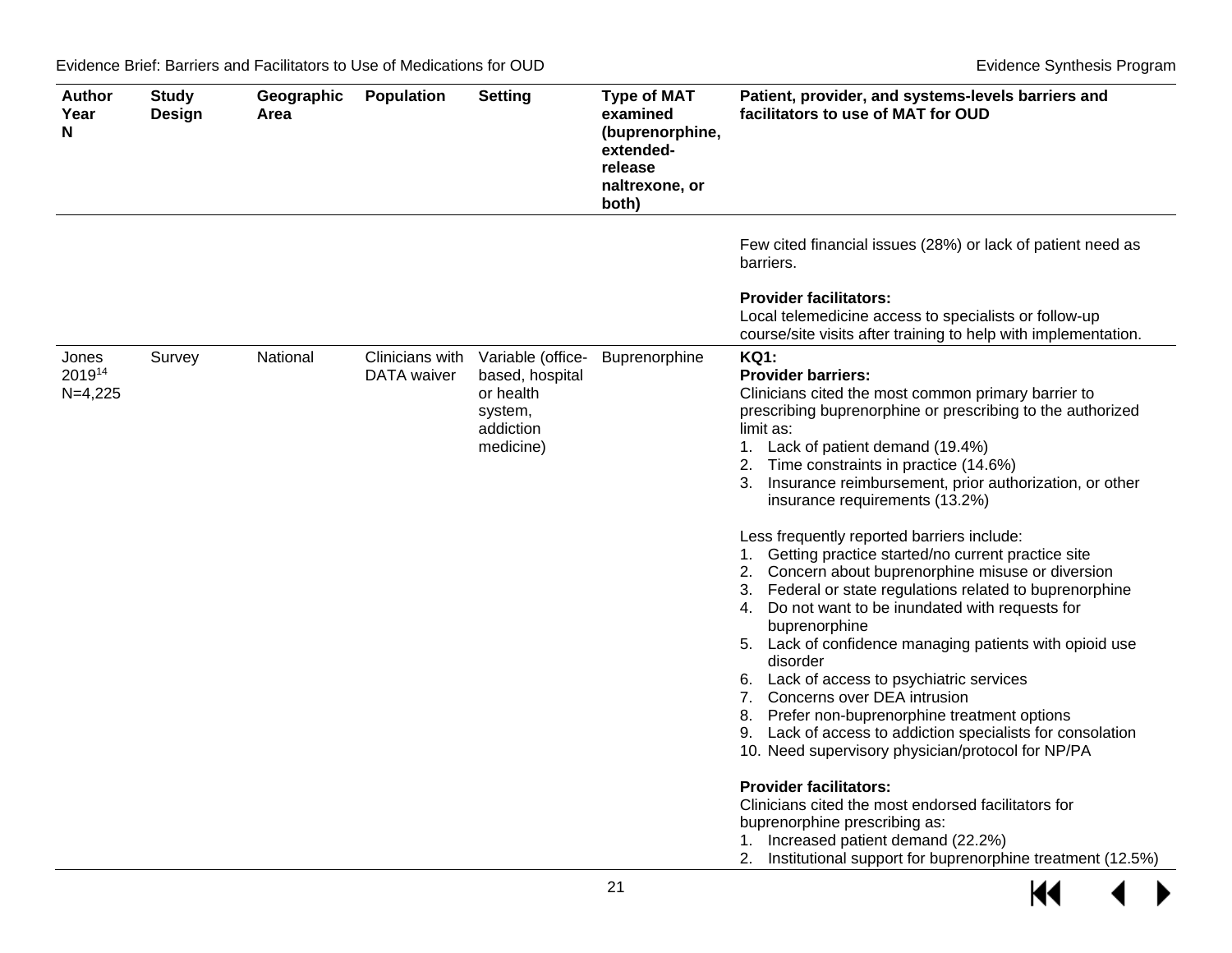| Author<br>Year<br>N | Study Design | Geographic Area | Population | Setting | Type of MAT examined (buprenorphine, extended-release naltrexone, or both) | Patient, provider, and systems-levels barriers and facilitators to use of MAT for OUD |
|---|---|---|---|---|---|---|
| | | | | | | Few cited financial issues (28%) or lack of patient need as barriers.<br><br>**Provider facilitators:**<br>Local telemedicine access to specialists or follow-up course/site visits after training to help with implementation. |
| Jones<br>2019[14]<br>N=4,225 | Survey | National | Clinicians with DATA waiver | Variable (office-based, hospital or health system, addiction medicine) | Buprenorphine | **KQ1:**<br>**Provider barriers:**<br>Clinicians cited the most common primary barrier to prescribing buprenorphine or prescribing to the authorized limit as:<br>1. Lack of patient demand (19.4%)<br>2. Time constraints in practice (14.6%)<br>3. Insurance reimbursement, prior authorization, or other insurance requirements (13.2%)<br><br>Less frequently reported barriers include:<br>1. Getting practice started/no current practice site<br>2. Concern about buprenorphine misuse or diversion<br>3. Federal or state regulations related to buprenorphine<br>4. Do not want to be inundated with requests for buprenorphine<br>5. Lack of confidence managing patients with opioid use disorder<br>6. Lack of access to psychiatric services<br>7. Concerns over DEA intrusion<br>8. Prefer non-buprenorphine treatment options<br>9. Lack of access to addiction specialists for consolation<br>10. Need supervisory physician/protocol for NP/PA<br><br>**Provider facilitators:**<br>Clinicians cited the most endorsed facilitators for buprenorphine prescribing as:<br>1. Increased patient demand (22.2%)<br>2. Institutional support for buprenorphine treatment (12.5%) |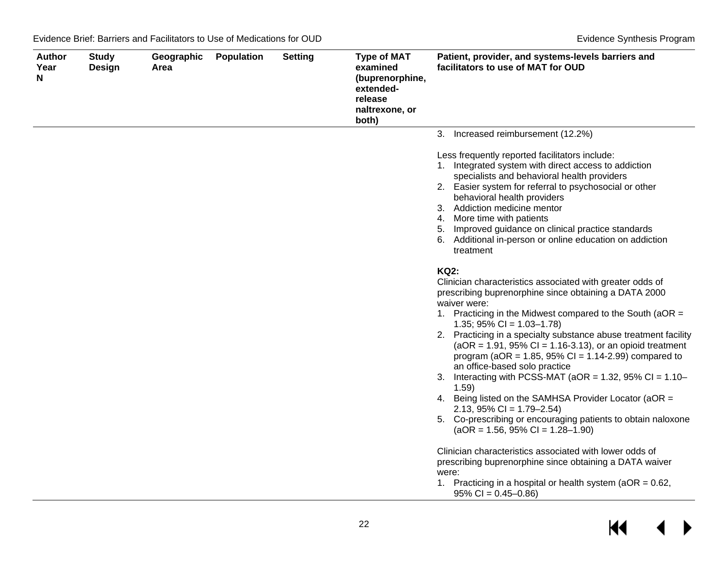| Author Year N | Study Design | Geographic Area | Population | Setting | Type of MAT examined (buprenorphine, extended-release naltrexone, or both) | Patient, provider, and systems-levels barriers and facilitators to use of MAT for OUD |
|---|---|---|---|---|---|---|
| | | | | | | 3. Increased reimbursement (12.2%)<br><br>Less frequently reported facilitators include:<br>1. Integrated system with direct access to addiction specialists and behavioral health providers<br>2. Easier system for referral to psychosocial or other behavioral health providers<br>3. Addiction medicine mentor<br>4. More time with patients<br>5. Improved guidance on clinical practice standards<br>6. Additional in-person or online education on addiction treatment<br><br>**KQ2:**<br>Clinician characteristics associated with greater odds of prescribing buprenorphine since obtaining a DATA 2000 waiver were:<br>1. Practicing in the Midwest compared to the South (aOR = 1.35; 95% CI = 1.03–1.78)<br>2. Practicing in a specialty substance abuse treatment facility (aOR = 1.91, 95% CI = 1.16-3.13), or an opioid treatment program (aOR = 1.85, 95% CI = 1.14-2.99) compared to an office-based solo practice<br>3. Interacting with PCSS-MAT (aOR = 1.32, 95% CI = 1.10–1.59)<br>4. Being listed on the SAMHSA Provider Locator (aOR = 2.13, 95% CI = 1.79–2.54)<br>5. Co-prescribing or encouraging patients to obtain naloxone (aOR = 1.56, 95% CI = 1.28–1.90)<br><br>Clinician characteristics associated with lower odds of prescribing buprenorphine since obtaining a DATA waiver were:<br>1. Practicing in a hospital or health system (aOR = 0.62, 95% CI = 0.45–0.86) |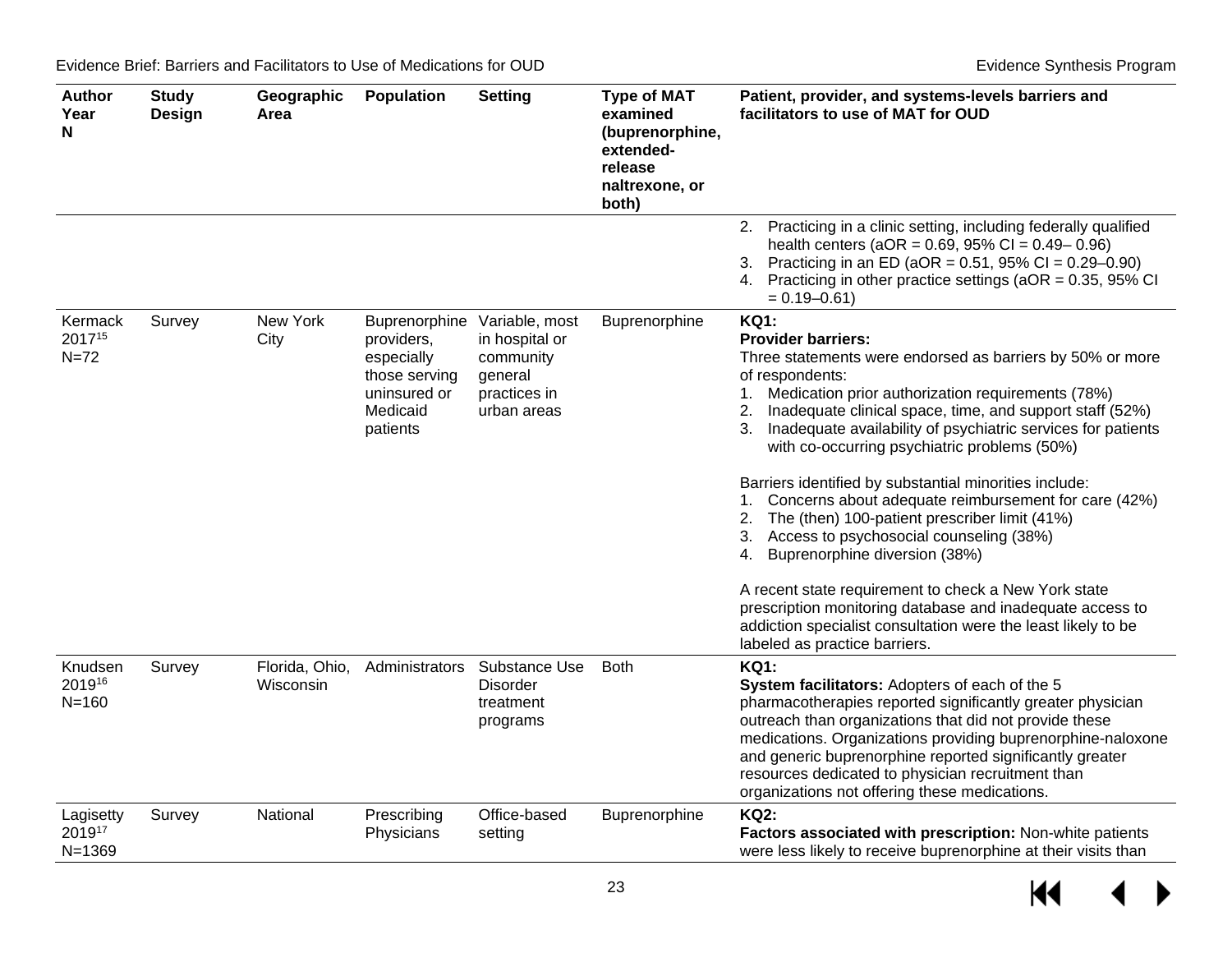| Author Year N | Study Design | Geographic Area | Population | Setting | Type of MAT examined (buprenorphine, extended-release naltrexone, or both) | Patient, provider, and systems-levels barriers and facilitators to use of MAT for OUD |
|---|---|---|---|---|---|---|
| | | | | | | 2. Practicing in a clinic setting, including federally qualified health centers (aOR = 0.69, 95% CI = 0.49– 0.96)<br>3. Practicing in an ED (aOR = 0.51, 95% CI = 0.29–0.90)<br>4. Practicing in other practice settings (aOR = 0.35, 95% CI = 0.19–0.61) |
| Kermack 2017[15] N=72 | Survey | New York City | Buprenorphine providers, especially those serving uninsured or Medicaid patients | Variable, most in hospital or community general practices in urban areas | Buprenorphine | **KQ1:**<br>**Provider barriers:**<br>Three statements were endorsed as barriers by 50% or more of respondents:<br>1. Medication prior authorization requirements (78%)<br>2. Inadequate clinical space, time, and support staff (52%)<br>3. Inadequate availability of psychiatric services for patients with co-occurring psychiatric problems (50%)<br><br>Barriers identified by substantial minorities include:<br>1. Concerns about adequate reimbursement for care (42%)<br>2. The (then) 100-patient prescriber limit (41%)<br>3. Access to psychosocial counseling (38%)<br>4. Buprenorphine diversion (38%)<br><br>A recent state requirement to check a New York state prescription monitoring database and inadequate access to addiction specialist consultation were the least likely to be labeled as practice barriers. |
| Knudsen 2019[16] N=160 | Survey | Florida, Ohio, Wisconsin | Administrators | Substance Use Disorder treatment programs | Both | **KQ1:**<br>**System facilitators:** Adopters of each of the 5 pharmacotherapies reported significantly greater physician outreach than organizations that did not provide these medications. Organizations providing buprenorphine-naloxone and generic buprenorphine reported significantly greater resources dedicated to physician recruitment than organizations not offering these medications. |
| Lagisetty 2019[17] N=1369 | Survey | National | Prescribing Physicians | Office-based setting | Buprenorphine | **KQ2:**<br>**Factors associated with prescription:** Non-white patients were less likely to receive buprenorphine at their visits than |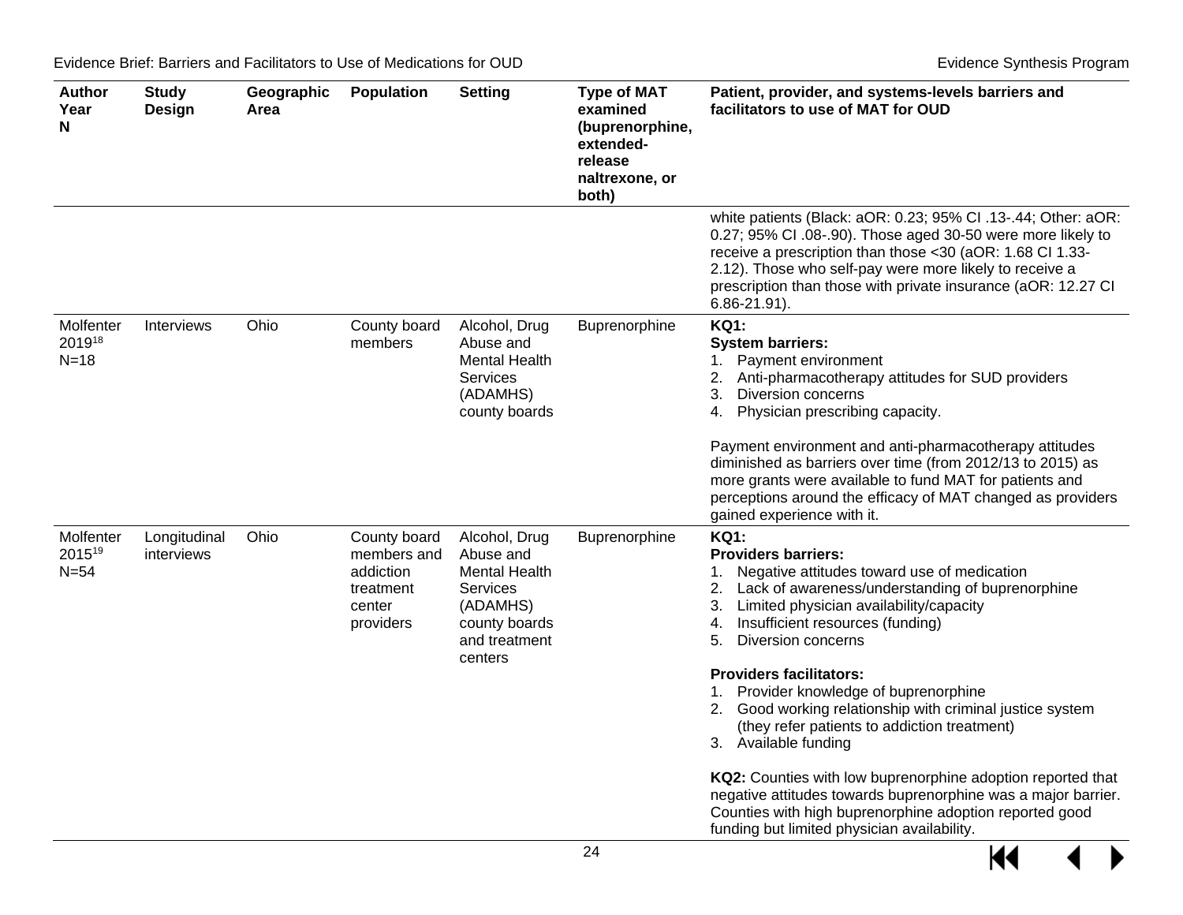| Author Year N | Study Design | Geographic Area | Population | Setting | Type of MAT examined (buprenorphine, extended-release naltrexone, or both) | Patient, provider, and systems-levels barriers and facilitators to use of MAT for OUD |
|---|---|---|---|---|---|---|
| | | | | | | white patients (Black: aOR: 0.23; 95% CI .13-.44; Other: aOR: 0.27; 95% CI .08-.90). Those aged 30-50 were more likely to receive a prescription than those <30 (aOR: 1.68 CI 1.33-2.12). Those who self-pay were more likely to receive a prescription than those with private insurance (aOR: 12.27 CI 6.86-21.91). |
| Molfenter 2019[18] N=18 | Interviews | Ohio | County board members | Alcohol, Drug Abuse and Mental Health Services (ADAMHS) county boards | Buprenorphine | **KQ1:** **System barriers:** 1. Payment environment 2. Anti-pharmacotherapy attitudes for SUD providers 3. Diversion concerns 4. Physician prescribing capacity. Payment environment and anti-pharmacotherapy attitudes diminished as barriers over time (from 2012/13 to 2015) as more grants were available to fund MAT for patients and perceptions around the efficacy of MAT changed as providers gained experience with it. |
| Molfenter 2015[19] N=54 | Longitudinal interviews | Ohio | County board members and addiction treatment center providers | Alcohol, Drug Abuse and Mental Health Services (ADAMHS) county boards and treatment centers | Buprenorphine | **KQ1:** **Providers barriers:** 1. Negative attitudes toward use of medication 2. Lack of awareness/understanding of buprenorphine 3. Limited physician availability/capacity 4. Insufficient resources (funding) 5. Diversion concerns **Providers facilitators:** 1. Provider knowledge of buprenorphine 2. Good working relationship with criminal justice system (they refer patients to addiction treatment) 3. Available funding **KQ2:** Counties with low buprenorphine adoption reported that negative attitudes towards buprenorphine was a major barrier. Counties with high buprenorphine adoption reported good funding but limited physician availability. |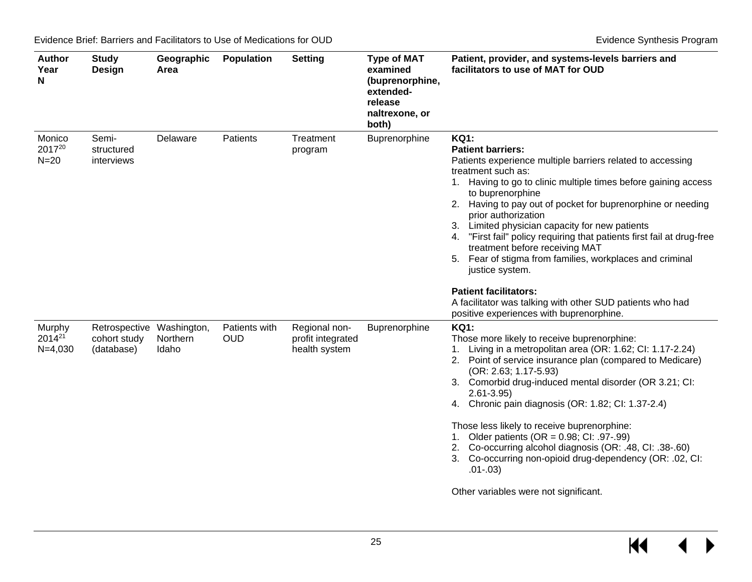| Author Year N | Study Design | Geographic Area | Population | Setting | Type of MAT examined (buprenorphine, extended-release naltrexone, or both) | Patient, provider, and systems-levels barriers and facilitators to use of MAT for OUD |
|---|---|---|---|---|---|---|
| Monico 2017[20] N=20 | Semi-structured interviews | Delaware | Patients | Treatment program | Buprenorphine | **KQ1:** **Patient barriers:** Patients experience multiple barriers related to accessing treatment such as: 1. Having to go to clinic multiple times before gaining access to buprenorphine 2. Having to pay out of pocket for buprenorphine or needing prior authorization 3. Limited physician capacity for new patients 4. "First fail" policy requiring that patients first fail at drug-free treatment before receiving MAT 5. Fear of stigma from families, workplaces and criminal justice system. **Patient facilitators:** A facilitator was talking with other SUD patients who had positive experiences with buprenorphine. |
| Murphy 2014[21] N=4,030 | Retrospective cohort study (database) | Washington, Northern Idaho | Patients with OUD | Regional non-profit integrated health system | Buprenorphine | **KQ1:** Those more likely to receive buprenorphine: 1. Living in a metropolitan area (OR: 1.62; CI: 1.17-2.24) 2. Point of service insurance plan (compared to Medicare) (OR: 2.63; 1.17-5.93) 3. Comorbid drug-induced mental disorder (OR 3.21; CI: 2.61-3.95) 4. Chronic pain diagnosis (OR: 1.82; CI: 1.37-2.4) Those less likely to receive buprenorphine: 1. Older patients (OR = 0.98; CI: .97-.99) 2. Co-occurring alcohol diagnosis (OR: .48, CI: .38-.60) 3. Co-occurring non-opioid drug-dependency (OR: .02, CI: .01-.03) Other variables were not significant. |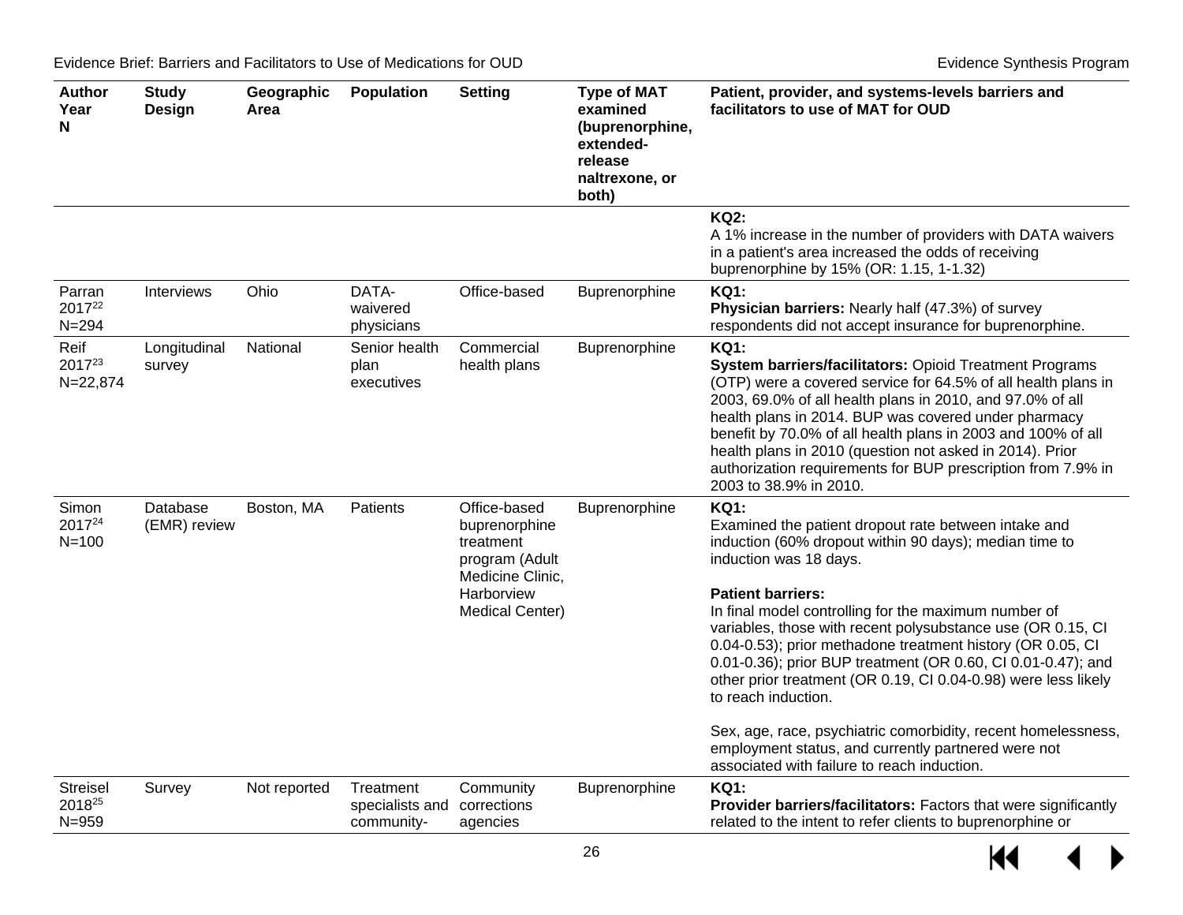| Author Year N | Study Design | Geographic Area | Population | Setting | Type of MAT examined (buprenorphine, extended-release naltrexone, or both) | Patient, provider, and systems-levels barriers and facilitators to use of MAT for OUD |
|---|---|---|---|---|---|---|
| | | | | | | **KQ2:** A 1% increase in the number of providers with DATA waivers in a patient's area increased the odds of receiving buprenorphine by 15% (OR: 1.15, 1-1.32) |
| Parran 2017[22] N=294 | Interviews | Ohio | DATA-waivered physicians | Office-based | Buprenorphine | **KQ1:** **Physician barriers:** Nearly half (47.3%) of survey respondents did not accept insurance for buprenorphine. |
| Reif 2017[23] N=22,874 | Longitudinal survey | National | Senior health plan executives | Commercial health plans | Buprenorphine | **KQ1:** **System barriers/facilitators:** Opioid Treatment Programs (OTP) were a covered service for 64.5% of all health plans in 2003, 69.0% of all health plans in 2010, and 97.0% of all health plans in 2014. BUP was covered under pharmacy benefit by 70.0% of all health plans in 2003 and 100% of all health plans in 2010 (question not asked in 2014). Prior authorization requirements for BUP prescription from 7.9% in 2003 to 38.9% in 2010. |
| Simon 2017[24] N=100 | Database (EMR) review | Boston, MA | Patients | Office-based buprenorphine treatment program (Adult Medicine Clinic, Harborview Medical Center) | Buprenorphine | **KQ1:** Examined the patient dropout rate between intake and induction (60% dropout within 90 days); median time to induction was 18 days.<br><br>**Patient barriers:**<br>In final model controlling for the maximum number of variables, those with recent polysubstance use (OR 0.15, CI 0.04-0.53); prior methadone treatment history (OR 0.05, CI 0.01-0.36); prior BUP treatment (OR 0.60, CI 0.01-0.47); and other prior treatment (OR 0.19, CI 0.04-0.98) were less likely to reach induction.<br><br>Sex, age, race, psychiatric comorbidity, recent homelessness, employment status, and currently partnered were not associated with failure to reach induction. |
| Streisel 2018[25] N=959 | Survey | Not reported | Treatment specialists and community- | Community corrections agencies | Buprenorphine | **KQ1:** **Provider barriers/facilitators:** Factors that were significantly related to the intent to refer clients to buprenorphine or |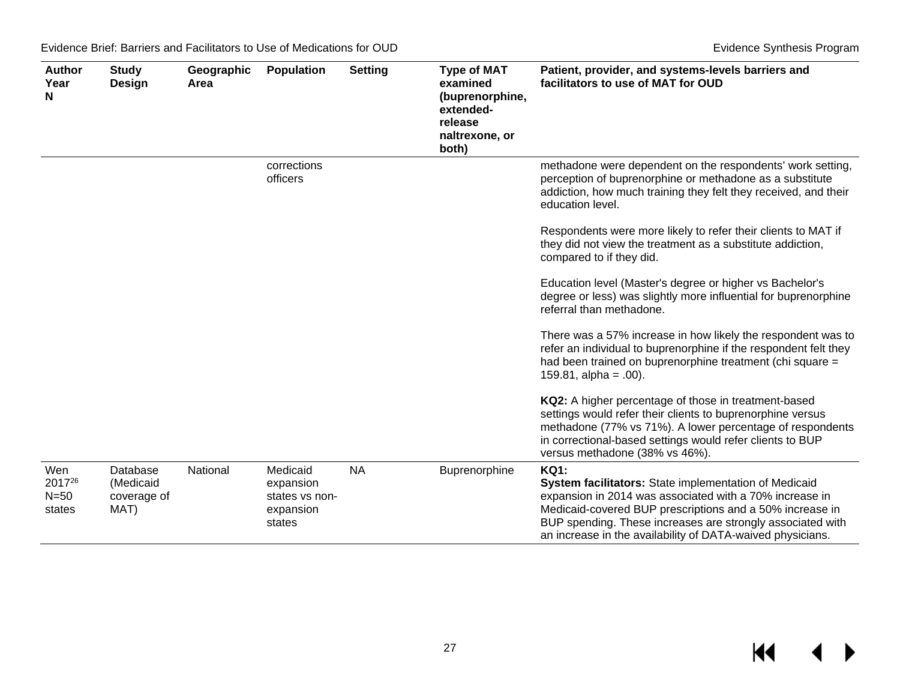| Author Year N | Study Design | Geographic Area | Population | Setting | Type of MAT examined (buprenorphine, extended-release naltrexone, or both) | Patient, provider, and systems-levels barriers and facilitators to use of MAT for OUD |
|---|---|---|---|---|---|---|
| | | | corrections officers | | | methadone were dependent on the respondents' work setting, perception of buprenorphine or methadone as a substitute addiction, how much training they felt they received, and their education level.<br><br>Respondents were more likely to refer their clients to MAT if they did not view the treatment as a substitute addiction, compared to if they did.<br><br>Education level (Master's degree or higher vs Bachelor's degree or less) was slightly more influential for buprenorphine referral than methadone.<br><br>There was a 57% increase in how likely the respondent was to refer an individual to buprenorphine if the respondent felt they had been trained on buprenorphine treatment (chi square = 159.81, alpha = .00).<br><br>**KQ2:** A higher percentage of those in treatment-based settings would refer their clients to buprenorphine versus methadone (77% vs 71%). A lower percentage of respondents in correctional-based settings would refer clients to BUP versus methadone (38% vs 46%). |
| Wen 2017[26] N=50 states | Database (Medicaid coverage of MAT) | National | Medicaid expansion states vs non-expansion states | NA | Buprenorphine | **KQ1:**<br>**System facilitators:** State implementation of Medicaid expansion in 2014 was associated with a 70% increase in Medicaid-covered BUP prescriptions and a 50% increase in BUP spending. These increases are strongly associated with an increase in the availability of DATA-waived physicians. |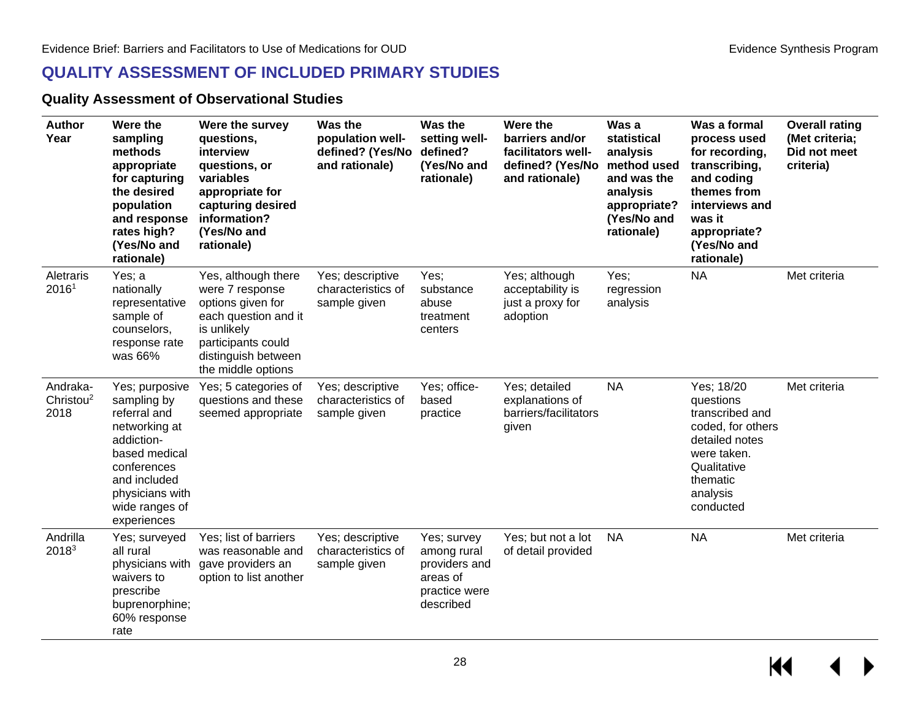## QUALITY ASSESSMENT OF INCLUDED PRIMARY STUDIES

### Quality Assessment of Observational Studies

| Author Year | Were the sampling methods appropriate for capturing the desired population and response rates high? (Yes/No and rationale) | Were the survey questions, interview questions, or variables appropriate for capturing desired information? (Yes/No and rationale) | Was the population well-defined? (Yes/No and rationale) | Was the setting well-defined? (Yes/No and rationale) | Were the barriers and/or facilitators well-defined? (Yes/No and rationale) | Was a statistical analysis method used and was the analysis appropriate? (Yes/No and rationale) | Was a formal process used for recording, transcribing, and coding themes from interviews and was it appropriate? (Yes/No and rationale) | Overall rating (Met criteria; Did not meet criteria) |
|---|---|---|---|---|---|---|---|---|
| Aletraris 2016[1] | Yes; a nationally representative sample of counselors, response rate was 66% | Yes, although there were 7 response options given for each question and it is unlikely participants could distinguish between the middle options | Yes; descriptive characteristics of sample given | Yes; substance abuse treatment centers | Yes; although acceptability is just a proxy for adoption | Yes; regression analysis | NA | Met criteria |
| Andraka-Christou[2] 2018 | Yes; purposive sampling by referral and networking at addiction-based medical conferences and included physicians with wide ranges of experiences | Yes; 5 categories of questions and these seemed appropriate | Yes; descriptive characteristics of sample given | Yes; office-based practice | Yes; detailed explanations of barriers/facilitators given | NA | Yes; 18/20 questions transcribed and coded, for others detailed notes were taken. Qualitative thematic analysis conducted | Met criteria |
| Andrilla 2018[3] | Yes; surveyed all rural physicians with waivers to prescribe buprenorphine; 60% response rate | Yes; list of barriers was reasonable and gave providers an option to list another | Yes; descriptive characteristics of sample given | Yes; survey among rural providers and areas of practice were described | Yes; but not a lot of detail provided | NA | NA | Met criteria |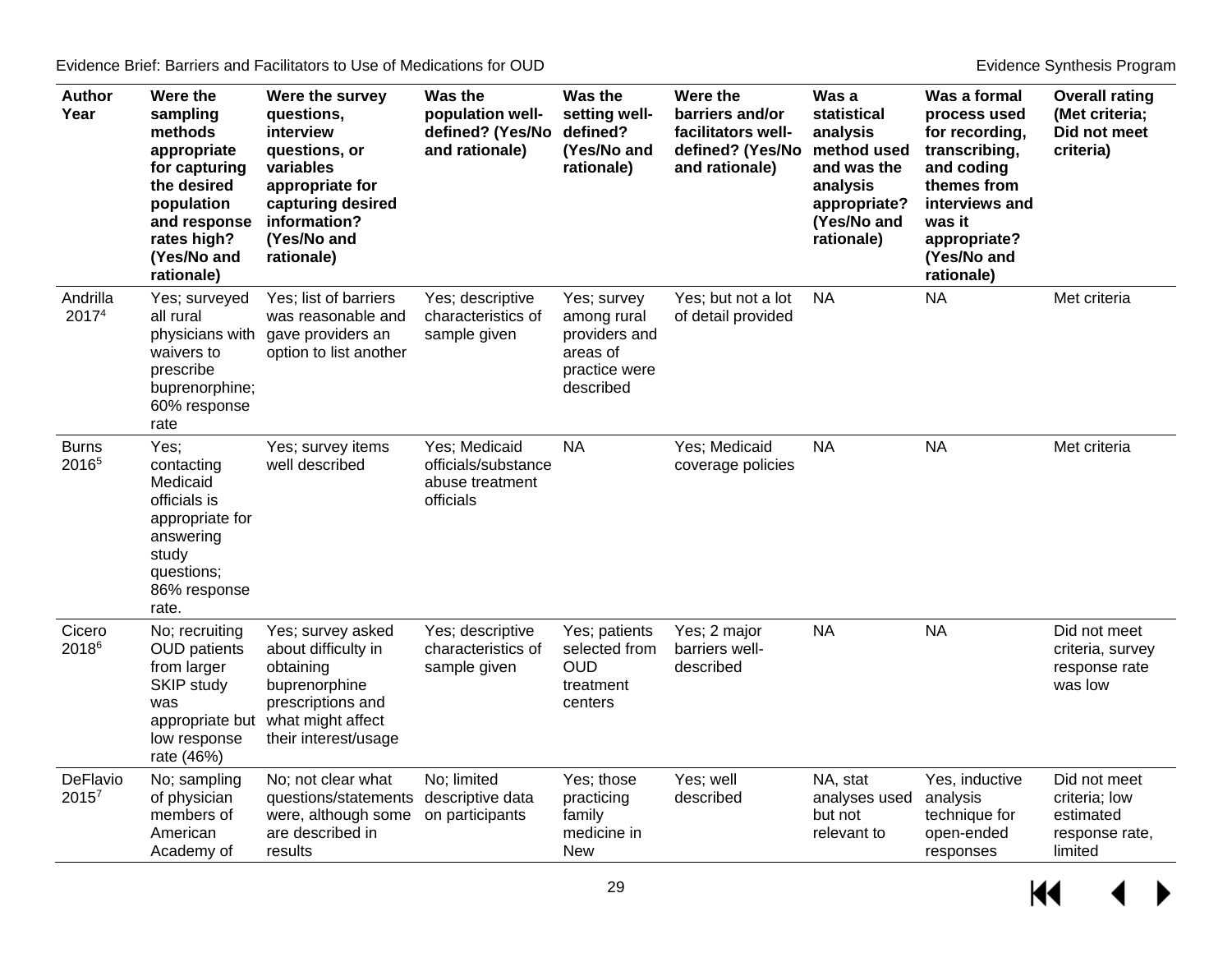| Author Year | Were the sampling methods appropriate for capturing the desired population and response rates high? (Yes/No and rationale) | Were the survey questions, interview questions, or variables appropriate for capturing desired information? (Yes/No and rationale) | Was the population well-defined? (Yes/No and rationale) | Was the setting well-defined? (Yes/No and rationale) | Were the barriers and/or facilitators well-defined? (Yes/No and rationale) | Was a statistical analysis method used and was the analysis appropriate? (Yes/No and rationale) | Was a formal process used for recording, transcribing, and coding themes from interviews and was it appropriate? (Yes/No and rationale) | Overall rating (Met criteria; Did not meet criteria) |
|---|---|---|---|---|---|---|---|---|
| Andrilla 2017[4] | Yes; surveyed all rural physicians with waivers to prescribe buprenorphine; 60% response rate | Yes; list of barriers was reasonable and gave providers an option to list another | Yes; descriptive characteristics of sample given | Yes; survey among rural providers and areas of practice were described | Yes; but not a lot of detail provided | NA | NA | Met criteria |
| Burns 2016[5] | Yes; contacting Medicaid officials is appropriate for answering study questions; 86% response rate. | Yes; survey items well described | Yes; Medicaid officials/substance abuse treatment officials | NA | Yes; Medicaid coverage policies | NA | NA | Met criteria |
| Cicero 2018[6] | No; recruiting OUD patients from larger SKIP study was appropriate but low response rate (46%) | Yes; survey asked about difficulty in obtaining buprenorphine prescriptions and what might affect their interest/usage | Yes; descriptive characteristics of sample given | Yes; patients selected from OUD treatment centers | Yes; 2 major barriers well-described | NA | NA | Did not meet criteria, survey response rate was low |
| DeFlavio 2015[7] | No; sampling of physician members of American Academy of | No; not clear what questions/statements were, although some are described in results | No; limited descriptive data on participants | Yes; those practicing family medicine in New | Yes; well described | NA, stat analyses used but not relevant to | Yes, inductive analysis technique for open-ended responses | Did not meet criteria; low estimated response rate, limited |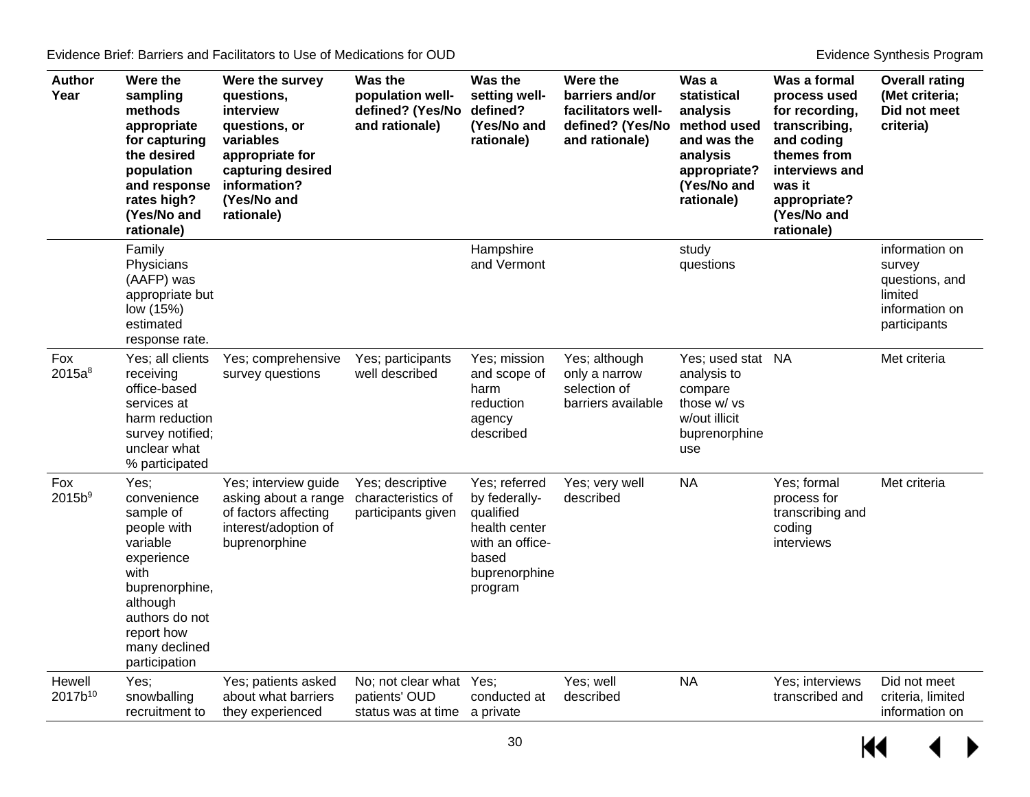| Author Year | Were the sampling methods appropriate for capturing the desired population and response rates high? (Yes/No and rationale) | Were the survey questions, interview questions, or variables appropriate for capturing desired information? (Yes/No and rationale) | Was the population well-defined? (Yes/No and rationale) | Was the setting well-defined? (Yes/No and rationale) | Were the barriers and/or facilitators well-defined? (Yes/No and rationale) | Was a statistical analysis method used and was the analysis appropriate? (Yes/No and rationale) | Was a formal process used for recording, transcribing, and coding themes from interviews and was it appropriate? (Yes/No and rationale) | Overall rating (Met criteria; Did not meet criteria) |
|---|---|---|---|---|---|---|---|---|
| | Family Physicians (AAFP) was appropriate but low (15%) estimated response rate. | | | Hampshire and Vermont | | study questions | | information on survey questions, and limited information on participants |
| Fox 2015a[8] | Yes; all clients receiving office-based services at harm reduction survey notified; unclear what % participated | Yes; comprehensive survey questions | Yes; participants well described | Yes; mission and scope of harm reduction agency described | Yes; although only a narrow selection of barriers available | Yes; used stat analysis to compare those w/ vs w/out illicit buprenorphine use | NA | Met criteria |
| Fox 2015b[9] | Yes; convenience sample of people with variable experience with buprenorphine, although authors do not report how many declined participation | Yes; interview guide asking about a range of factors affecting interest/adoption of buprenorphine | Yes; descriptive characteristics of participants given | Yes; referred by federally-qualified health center with an office-based buprenorphine program | Yes; very well described | NA | Yes; formal process for transcribing and coding interviews | Met criteria |
| Hewell 2017b[10] | Yes; snowballing recruitment to | Yes; patients asked about what barriers they experienced | No; not clear what patients' OUD status was at time | Yes; conducted at a private | Yes; well described | NA | Yes; interviews transcribed and | Did not meet criteria, limited information on |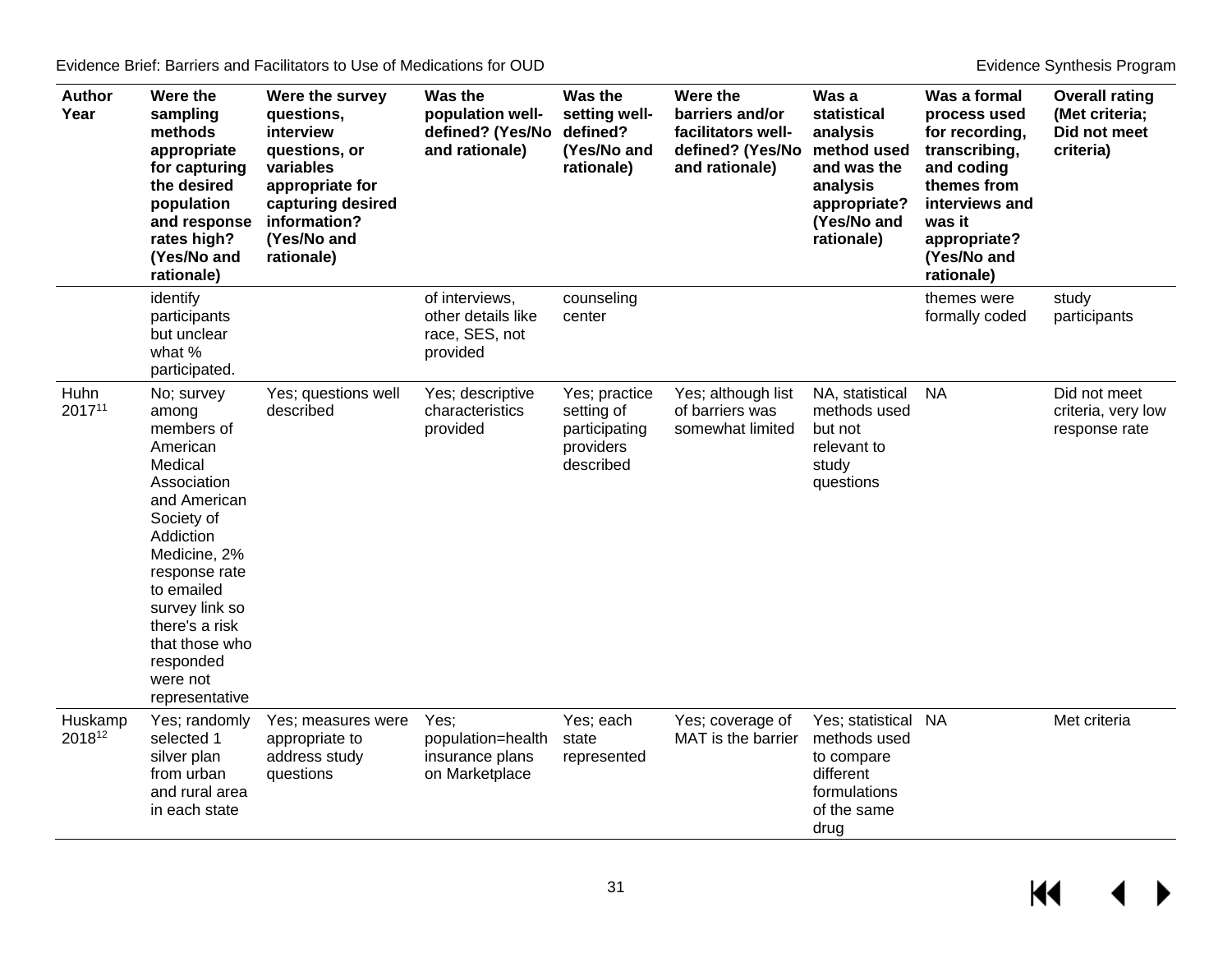| Author Year | Were the sampling methods appropriate for capturing the desired population and response rates high? (Yes/No and rationale) | Were the survey questions, interview questions, or variables appropriate for capturing desired information? (Yes/No and rationale) | Was the population well-defined? (Yes/No and rationale) | Was the setting well-defined? (Yes/No and rationale) | Were the barriers and/or facilitators well-defined? (Yes/No and rationale) | Was a statistical analysis method used and was the analysis appropriate? (Yes/No and rationale) | Was a formal process used for recording, transcribing, and coding themes from interviews and was it appropriate? (Yes/No and rationale) | Overall rating (Met criteria; Did not meet criteria) |
|---|---|---|---|---|---|---|---|---|
| | identify participants but unclear what % participated. | | of interviews, other details like race, SES, not provided | counseling center | | | themes were formally coded | study participants |
| Huhn 2017[11] | No; survey among members of American Medical Association and American Society of Addiction Medicine, 2% response rate to emailed survey link so there's a risk that those who responded were not representative | Yes; questions well described | Yes; descriptive characteristics provided | Yes; practice setting of participating providers described | Yes; although list of barriers was somewhat limited | NA, statistical methods used but not relevant to study questions | NA | Did not meet criteria, very low response rate |
| Huskamp 2018[12] | Yes; randomly selected 1 silver plan from urban and rural area in each state | Yes; measures were appropriate to address study questions | Yes; population=health insurance plans on Marketplace | Yes; each state represented | Yes; coverage of MAT is the barrier | Yes; statistical methods used to compare different formulations of the same drug | NA | Met criteria |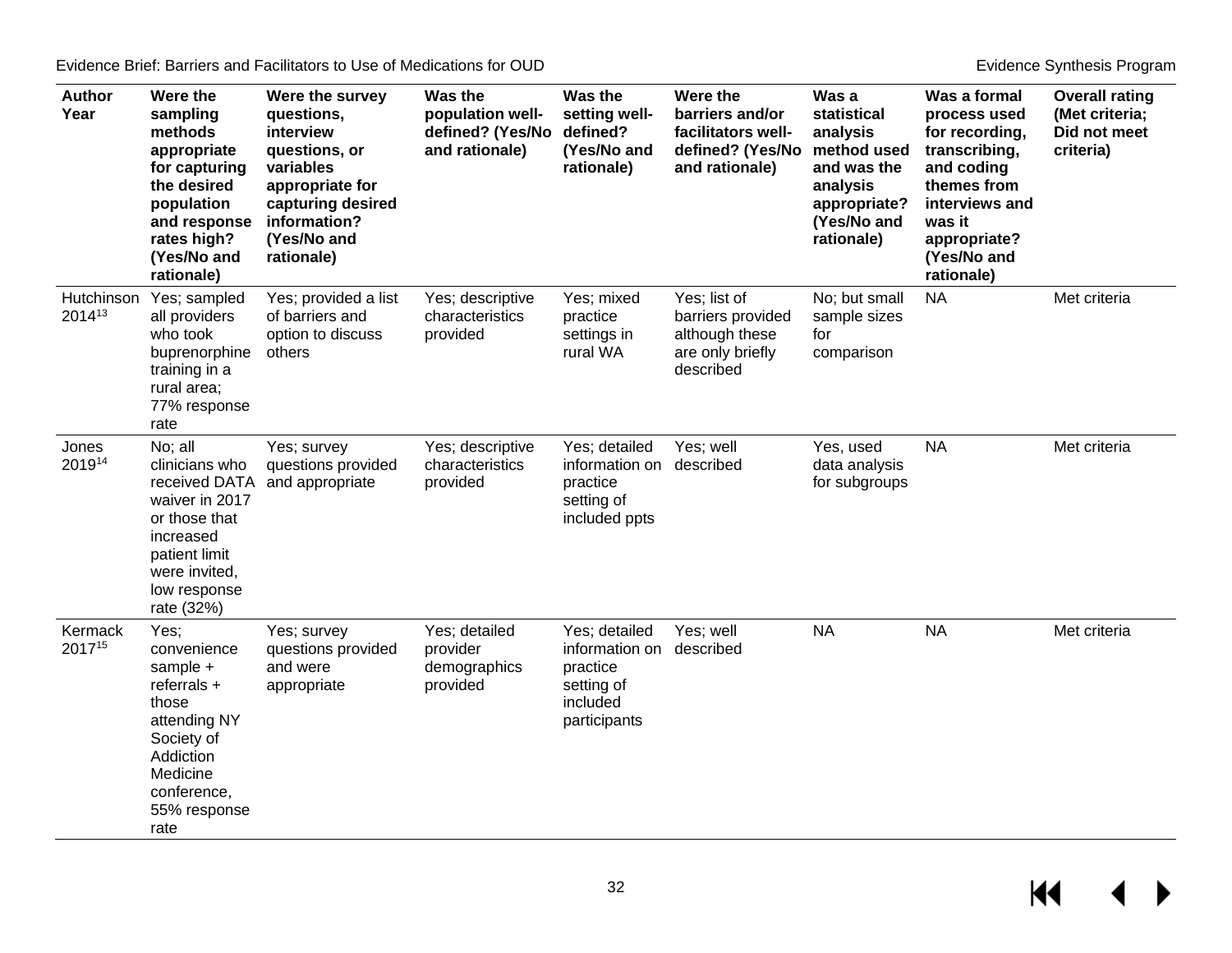| Author Year | Were the sampling methods appropriate for capturing the desired population and response rates high? (Yes/No and rationale) | Were the survey questions, interview questions, or variables appropriate for capturing desired information? (Yes/No and rationale) | Was the population well-defined? (Yes/No and rationale) | Was the setting well-defined? (Yes/No and rationale) | Were the barriers and/or facilitators well-defined? (Yes/No and rationale) | Was a statistical analysis method used and was the analysis appropriate? (Yes/No and rationale) | Was a formal process used for recording, transcribing, and coding themes from interviews and was it appropriate? (Yes/No and rationale) | Overall rating (Met criteria; Did not meet criteria) |
|---|---|---|---|---|---|---|---|---|
| Hutchinson 2014[13] | Yes; sampled all providers who took buprenorphine training in a rural area; 77% response rate | Yes; provided a list of barriers and option to discuss others | Yes; descriptive characteristics provided | Yes; mixed practice settings in rural WA | Yes; list of barriers provided although these are only briefly described | No; but small sample sizes for comparison | NA | Met criteria |
| Jones 2019[14] | No; all clinicians who received DATA waiver in 2017 or those that increased patient limit were invited, low response rate (32%) | Yes; survey questions provided and appropriate | Yes; descriptive characteristics provided | Yes; detailed information on practice setting of included ppts | Yes; well described | Yes, used data analysis for subgroups | NA | Met criteria |
| Kermack 2017[15] | Yes; convenience sample + referrals + those attending NY Society of Addiction Medicine conference, 55% response rate | Yes; survey questions provided and were appropriate | Yes; detailed provider demographics provided | Yes; detailed information on practice setting of included participants | Yes; well described | NA | NA | Met criteria |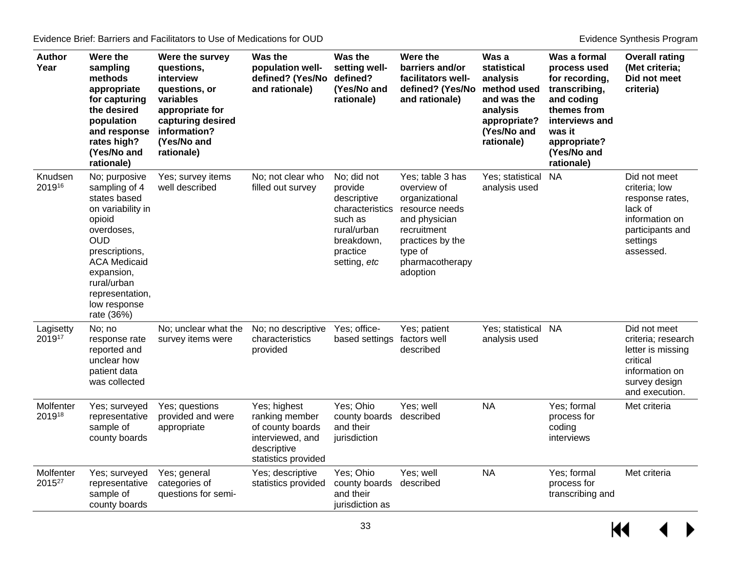| Author Year | Were the sampling methods appropriate for capturing the desired population and response rates high? (Yes/No and rationale) | Were the survey questions, interview questions, or variables appropriate for capturing desired information? (Yes/No and rationale) | Was the population well-defined? (Yes/No and rationale) | Was the setting well-defined? (Yes/No and rationale) | Were the barriers and/or facilitators well-defined? (Yes/No and rationale) | Was a statistical analysis method used and was the analysis appropriate? (Yes/No and rationale) | Was a formal process used for recording, transcribing, and coding themes from interviews and was it appropriate? (Yes/No and rationale) | Overall rating (Met criteria; Did not meet criteria) |
|---|---|---|---|---|---|---|---|---|
| Knudsen 2019[16] | No; purposive sampling of 4 states based on variability in opioid overdoses, OUD prescriptions, ACA Medicaid expansion, rural/urban representation, low response rate (36%) | Yes; survey items well described | No; not clear who filled out survey | No; did not provide descriptive characteristics such as rural/urban breakdown, practice setting, *etc* | Yes; table 3 has overview of organizational resource needs and physician recruitment practices by the type of pharmacotherapy adoption | Yes; statistical analysis used | NA | Did not meet criteria; low response rates, lack of information on participants and settings assessed. |
| Lagisetty 2019[17] | No; no response rate reported and unclear how patient data was collected | No; unclear what the survey items were | No; no descriptive characteristics provided | Yes; office-based settings | Yes; patient factors well described | Yes; statistical analysis used | NA | Did not meet criteria; research letter is missing critical information on survey design and execution. |
| Molfenter 2019[18] | Yes; surveyed representative sample of county boards | Yes; questions provided and were appropriate | Yes; highest ranking member of county boards interviewed, and descriptive statistics provided | Yes; Ohio county boards and their jurisdiction | Yes; well described | NA | Yes; formal process for coding interviews | Met criteria |
| Molfenter 2015[27] | Yes; surveyed representative sample of county boards | Yes; general categories of questions for semi- | Yes; descriptive statistics provided | Yes; Ohio county boards and their jurisdiction as | Yes; well described | NA | Yes; formal process for transcribing and | Met criteria |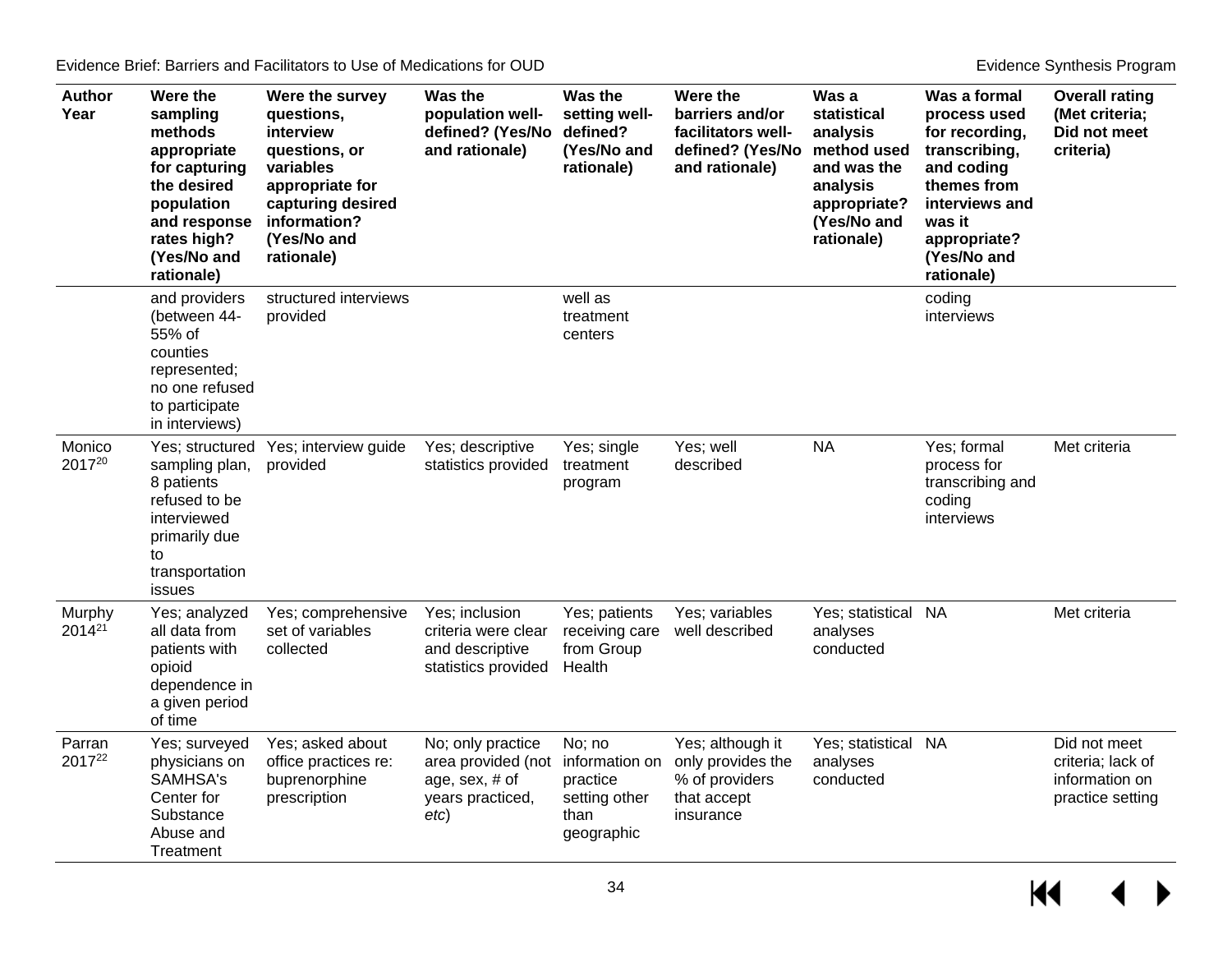| Author Year | Were the sampling methods appropriate for capturing the desired population and response rates high? (Yes/No and rationale) | Were the survey questions, interview questions, or variables appropriate for capturing desired information? (Yes/No and rationale) | Was the population well-defined? (Yes/No and rationale) | Was the setting well-defined? (Yes/No and rationale) | Were the barriers and/or facilitators well-defined? (Yes/No and rationale) | Was a statistical analysis method used and was the analysis appropriate? (Yes/No and rationale) | Was a formal process used for recording, transcribing, and coding themes from interviews and was it appropriate? (Yes/No and rationale) | Overall rating (Met criteria; Did not meet criteria) |
|---|---|---|---|---|---|---|---|---|
| | and providers (between 44-55% of counties represented; no one refused to participate in interviews) | structured interviews provided | | well as treatment centers | | | coding interviews | |
| Monico 2017[20] | Yes; structured sampling plan, 8 patients refused to be interviewed primarily due to transportation issues | Yes; interview guide provided | Yes; descriptive statistics provided | Yes; single treatment program | Yes; well described | NA | Yes; formal process for transcribing and coding interviews | Met criteria |
| Murphy 2014[21] | Yes; analyzed all data from patients with opioid dependence in a given period of time | Yes; comprehensive set of variables collected | Yes; inclusion criteria were clear and descriptive statistics provided | Yes; patients receiving care from Group Health | Yes; variables well described | Yes; statistical analyses conducted | NA | Met criteria |
| Parran 2017[22] | Yes; surveyed physicians on SAMHSA's Center for Substance Abuse and Treatment | Yes; asked about office practices re: buprenorphine prescription | No; only practice area provided (not age, sex, # of years practiced, *etc*) | No; no information on practice setting other than geographic | Yes; although it only provides the % of providers that accept insurance | Yes; statistical analyses conducted | NA | Did not meet criteria; lack of information on practice setting |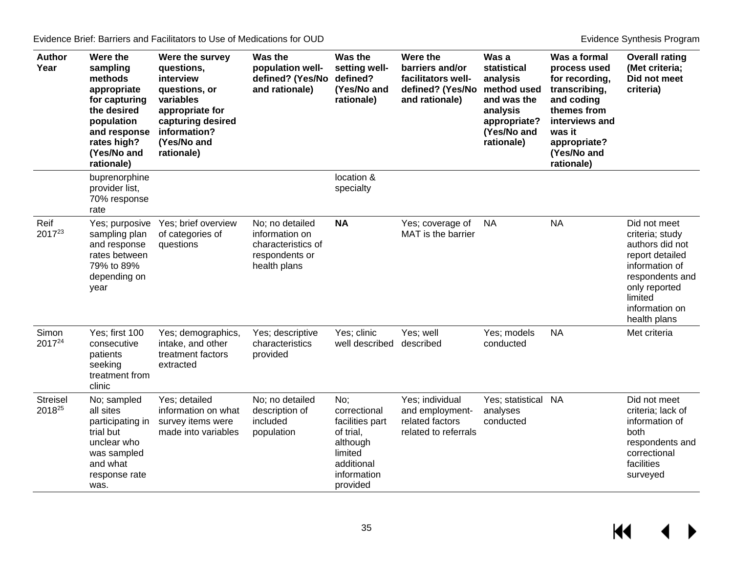| Author Year | Were the sampling methods appropriate for capturing the desired population and response rates high? (Yes/No and rationale) | Were the survey questions, interview questions, or variables appropriate for capturing desired information? (Yes/No and rationale) | Was the population well-defined? (Yes/No and rationale) | Was the setting well-defined? (Yes/No and rationale) | Were the barriers and/or facilitators well-defined? (Yes/No and rationale) | Was a statistical analysis method used and was the analysis appropriate? (Yes/No and rationale) | Was a formal process used for recording, transcribing, and coding themes from interviews and was it appropriate? (Yes/No and rationale) | Overall rating (Met criteria; Did not meet criteria) |
|---|---|---|---|---|---|---|---|---|
| | buprenorphine provider list, 70% response rate | | | location & specialty | | | | |
| Reif 2017[23] | Yes; purposive sampling plan and response rates between 79% to 89% depending on year | Yes; brief overview of categories of questions | No; no detailed information on characteristics of respondents or health plans | **NA** | Yes; coverage of MAT is the barrier | NA | NA | Did not meet criteria; study authors did not report detailed information of respondents and only reported limited information on health plans |
| Simon 2017[24] | Yes; first 100 consecutive patients seeking treatment from clinic | Yes; demographics, intake, and other treatment factors extracted | Yes; descriptive characteristics provided | Yes; clinic well described | Yes; well described | Yes; models conducted | NA | Met criteria |
| Streisel 2018[25] | No; sampled all sites participating in trial but unclear who was sampled and what response rate was. | Yes; detailed information on what survey items were made into variables | No; no detailed description of included population | No; correctional facilities part of trial, although limited additional information provided | Yes; individual and employment-related factors related to referrals | Yes; statistical analyses conducted | NA | Did not meet criteria; lack of information of both respondents and correctional facilities surveyed |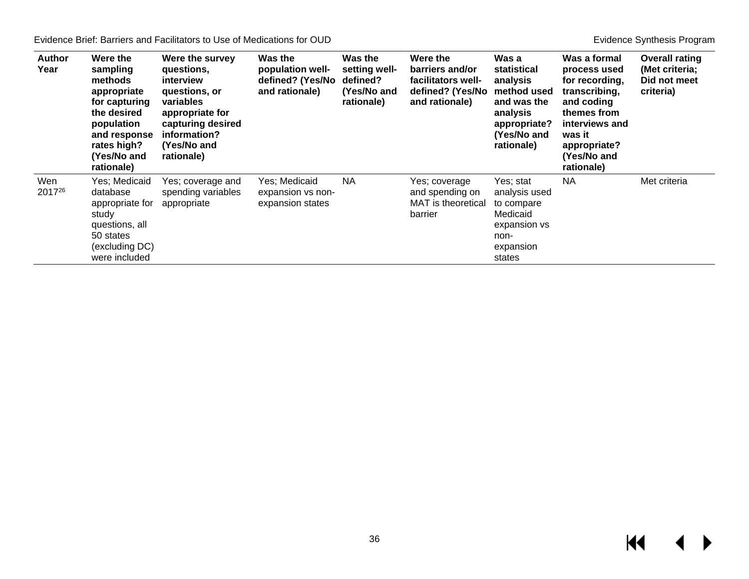| Author Year | Were the sampling methods appropriate for capturing the desired population and response rates high? (Yes/No and rationale) | Were the survey questions, interview questions, or variables appropriate for capturing desired information? (Yes/No and rationale) | Was the population well-defined? (Yes/No and rationale) | Was the setting well-defined? (Yes/No and rationale) | Were the barriers and/or facilitators well-defined? (Yes/No and rationale) | Was a statistical analysis method used and was the analysis appropriate? (Yes/No and rationale) | Was a formal process used for recording, transcribing, and coding themes from interviews and was it appropriate? (Yes/No and rationale) | Overall rating (Met criteria; Did not meet criteria) |
|---|---|---|---|---|---|---|---|---|
| Wen 2017[26] | Yes; Medicaid database appropriate for study questions, all 50 states (excluding DC) were included | Yes; coverage and spending variables appropriate | Yes; Medicaid expansion vs non-expansion states | NA | Yes; coverage and spending on MAT is theoretical barrier | Yes; stat analysis used to compare Medicaid expansion vs non-expansion states | NA | Met criteria |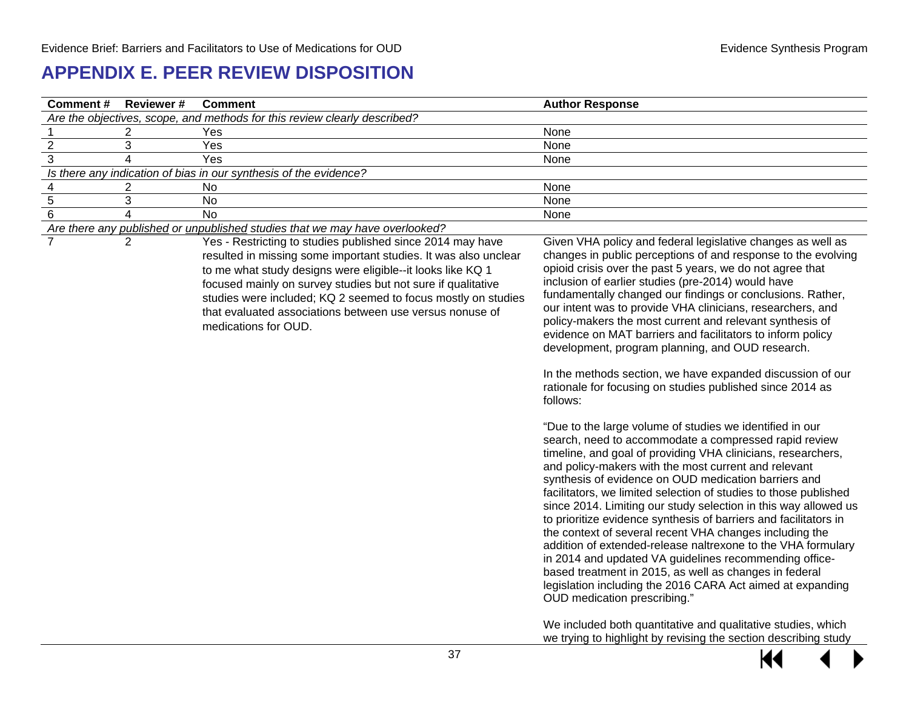# APPENDIX E. PEER REVIEW DISPOSITION

| Comment # | Reviewer # | Comment | Author Response |
|---|---|---|---|
| *Are the objectives, scope, and methods for this review clearly described?* | | | |
| 1 | 2 | Yes | None |
| 2 | 3 | Yes | None |
| 3 | 4 | Yes | None |
| *Is there any indication of bias in our synthesis of the evidence?* | | | |
| 4 | 2 | No | None |
| 5 | 3 | No | None |
| 6 | 4 | No | None |
| *Are there any published or unpublished studies that we may have overlooked?* | | | |
| 7 | 2 | Yes - Restricting to studies published since 2014 may have resulted in missing some important studies. It was also unclear to me what study designs were eligible--it looks like KQ 1 focused mainly on survey studies but not sure if qualitative studies were included; KQ 2 seemed to focus mostly on studies that evaluated associations between use versus nonuse of medications for OUD. | Given VHA policy and federal legislative changes as well as changes in public perceptions of and response to the evolving opioid crisis over the past 5 years, we do not agree that inclusion of earlier studies (pre-2014) would have fundamentally changed our findings or conclusions. Rather, our intent was to provide VHA clinicians, researchers, and policy-makers the most current and relevant synthesis of evidence on MAT barriers and facilitators to inform policy development, program planning, and OUD research.<br><br>In the methods section, we have expanded discussion of our rationale for focusing on studies published since 2014 as follows:<br><br>"Due to the large volume of studies we identified in our search, need to accommodate a compressed rapid review timeline, and goal of providing VHA clinicians, researchers, and policy-makers with the most current and relevant synthesis of evidence on OUD medication barriers and facilitators, we limited selection of studies to those published since 2014. Limiting our study selection in this way allowed us to prioritize evidence synthesis of barriers and facilitators in the context of several recent VHA changes including the addition of extended-release naltrexone to the VHA formulary in 2014 and updated VA guidelines recommending office-based treatment in 2015, as well as changes in federal legislation including the 2016 CARA Act aimed at expanding OUD medication prescribing."<br><br>We included both quantitative and qualitative studies, which we trying to highlight by revising the section describing study |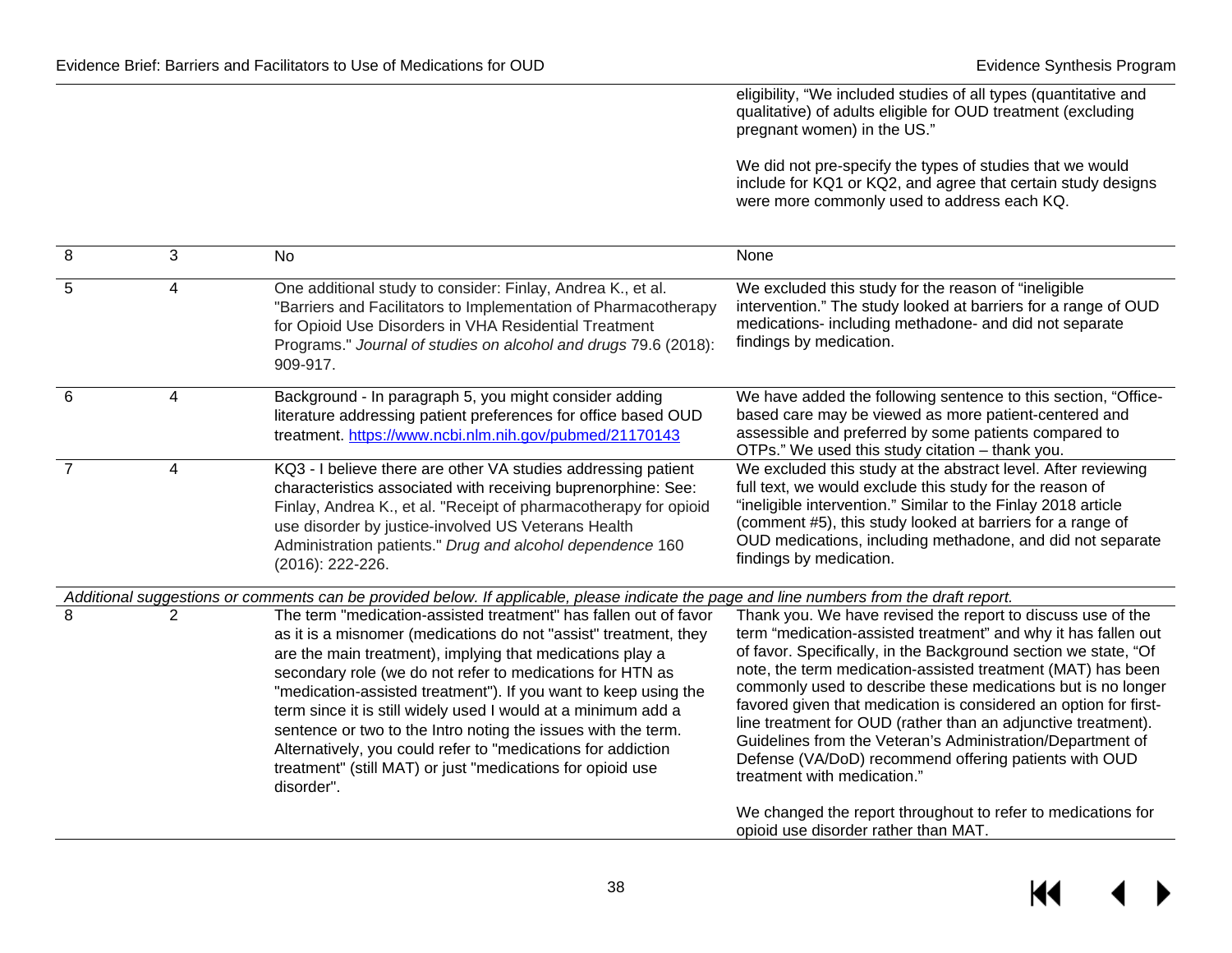| | | | |
|---|---|---|---|
| | | | eligibility, "We included studies of all types (quantitative and qualitative) of adults eligible for OUD treatment (excluding pregnant women) in the US."<br><br>We did not pre-specify the types of studies that we would include for KQ1 or KQ2, and agree that certain study designs were more commonly used to address each KQ. |
| 8 | 3 | No | None |
| 5 | 4 | One additional study to consider: Finlay, Andrea K., et al. "Barriers and Facilitators to Implementation of Pharmacotherapy for Opioid Use Disorders in VHA Residential Treatment Programs." *Journal of studies on alcohol and drugs* 79.6 (2018): 909-917. | We excluded this study for the reason of "ineligible intervention." The study looked at barriers for a range of OUD medications- including methadone- and did not separate findings by medication. |
| 6 | 4 | Background - In paragraph 5, you might consider adding literature addressing patient preferences for office based OUD treatment. https://www.ncbi.nlm.nih.gov/pubmed/21170143 | We have added the following sentence to this section, "Office-based care may be viewed as more patient-centered and assessible and preferred by some patients compared to OTPs." We used this study citation – thank you. |
| 7 | 4 | KQ3 - I believe there are other VA studies addressing patient characteristics associated with receiving buprenorphine: See: Finlay, Andrea K., et al. "Receipt of pharmacotherapy for opioid use disorder by justice-involved US Veterans Health Administration patients." *Drug and alcohol dependence* 160 (2016): 222-226. | We excluded this study at the abstract level. After reviewing full text, we would exclude this study for the reason of "ineligible intervention." Similar to the Finlay 2018 article (comment #5), this study looked at barriers for a range of OUD medications, including methadone, and did not separate findings by medication. |
| *Additional suggestions or comments can be provided below. If applicable, please indicate the page and line numbers from the draft report.* | | | |
| 8 | 2 | The term "medication-assisted treatment" has fallen out of favor as it is a misnomer (medications do not "assist" treatment, they are the main treatment), implying that medications play a secondary role (we do not refer to medications for HTN as "medication-assisted treatment"). If you want to keep using the term since it is still widely used I would at a minimum add a sentence or two to the Intro noting the issues with the term. Alternatively, you could refer to "medications for addiction treatment" (still MAT) or just "medications for opioid use disorder". | Thank you. We have revised the report to discuss use of the term "medication-assisted treatment" and why it has fallen out of favor. Specifically, in the Background section we state, "Of note, the term medication-assisted treatment (MAT) has been commonly used to describe these medications but is no longer favored given that medication is considered an option for first-line treatment for OUD (rather than an adjunctive treatment). Guidelines from the Veteran's Administration/Department of Defense (VA/DoD) recommend offering patients with OUD treatment with medication."<br><br>We changed the report throughout to refer to medications for opioid use disorder rather than MAT. |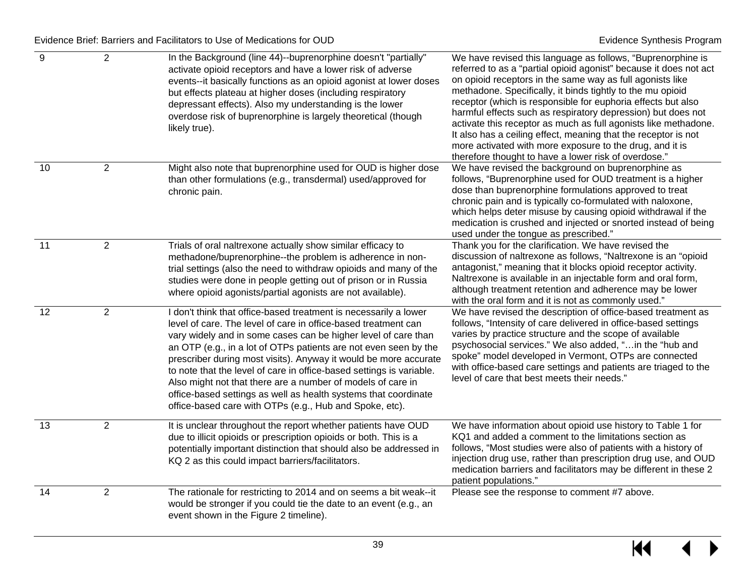| | | | |
|---|---|---|---|
| 9 | 2 | In the Background (line 44)--buprenorphine doesn't "partially" activate opioid receptors and have a lower risk of adverse events--it basically functions as an opioid agonist at lower doses but effects plateau at higher doses (including respiratory depressant effects). Also my understanding is the lower overdose risk of buprenorphine is largely theoretical (though likely true). | We have revised this language as follows, "Buprenorphine is referred to as a "partial opioid agonist" because it does not act on opioid receptors in the same way as full agonists like methadone. Specifically, it binds tightly to the mu opioid receptor (which is responsible for euphoria effects but also harmful effects such as respiratory depression) but does not activate this receptor as much as full agonists like methadone. It also has a ceiling effect, meaning that the receptor is not more activated with more exposure to the drug, and it is therefore thought to have a lower risk of overdose." |
| 10 | 2 | Might also note that buprenorphine used for OUD is higher dose than other formulations (e.g., transdermal) used/approved for chronic pain. | We have revised the background on buprenorphine as follows, "Buprenorphine used for OUD treatment is a higher dose than buprenorphine formulations approved to treat chronic pain and is typically co-formulated with naloxone, which helps deter misuse by causing opioid withdrawal if the medication is crushed and injected or snorted instead of being used under the tongue as prescribed." |
| 11 | 2 | Trials of oral naltrexone actually show similar efficacy to methadone/buprenorphine--the problem is adherence in non-trial settings (also the need to withdraw opioids and many of the studies were done in people getting out of prison or in Russia where opioid agonists/partial agonists are not available). | Thank you for the clarification. We have revised the discussion of naltrexone as follows, "Naltrexone is an "opioid antagonist," meaning that it blocks opioid receptor activity. Naltrexone is available in an injectable form and oral form, although treatment retention and adherence may be lower with the oral form and it is not as commonly used." |
| 12 | 2 | I don't think that office-based treatment is necessarily a lower level of care. The level of care in office-based treatment can vary widely and in some cases can be higher level of care than an OTP (e.g., in a lot of OTPs patients are not even seen by the prescriber during most visits). Anyway it would be more accurate to note that the level of care in office-based settings is variable. Also might not that there are a number of models of care in office-based settings as well as health systems that coordinate office-based care with OTPs (e.g., Hub and Spoke, etc). | We have revised the description of office-based treatment as follows, "Intensity of care delivered in office-based settings varies by practice structure and the scope of available psychosocial services." We also added, "…in the "hub and spoke" model developed in Vermont, OTPs are connected with office-based care settings and patients are triaged to the level of care that best meets their needs." |
| 13 | 2 | It is unclear throughout the report whether patients have OUD due to illicit opioids or prescription opioids or both. This is a potentially important distinction that should also be addressed in KQ 2 as this could impact barriers/facilitators. | We have information about opioid use history to Table 1 for KQ1 and added a comment to the limitations section as follows, "Most studies were also of patients with a history of injection drug use, rather than prescription drug use, and OUD medication barriers and facilitators may be different in these 2 patient populations." |
| 14 | 2 | The rationale for restricting to 2014 and on seems a bit weak--it would be stronger if you could tie the date to an event (e.g., an event shown in the Figure 2 timeline). | Please see the response to comment #7 above. |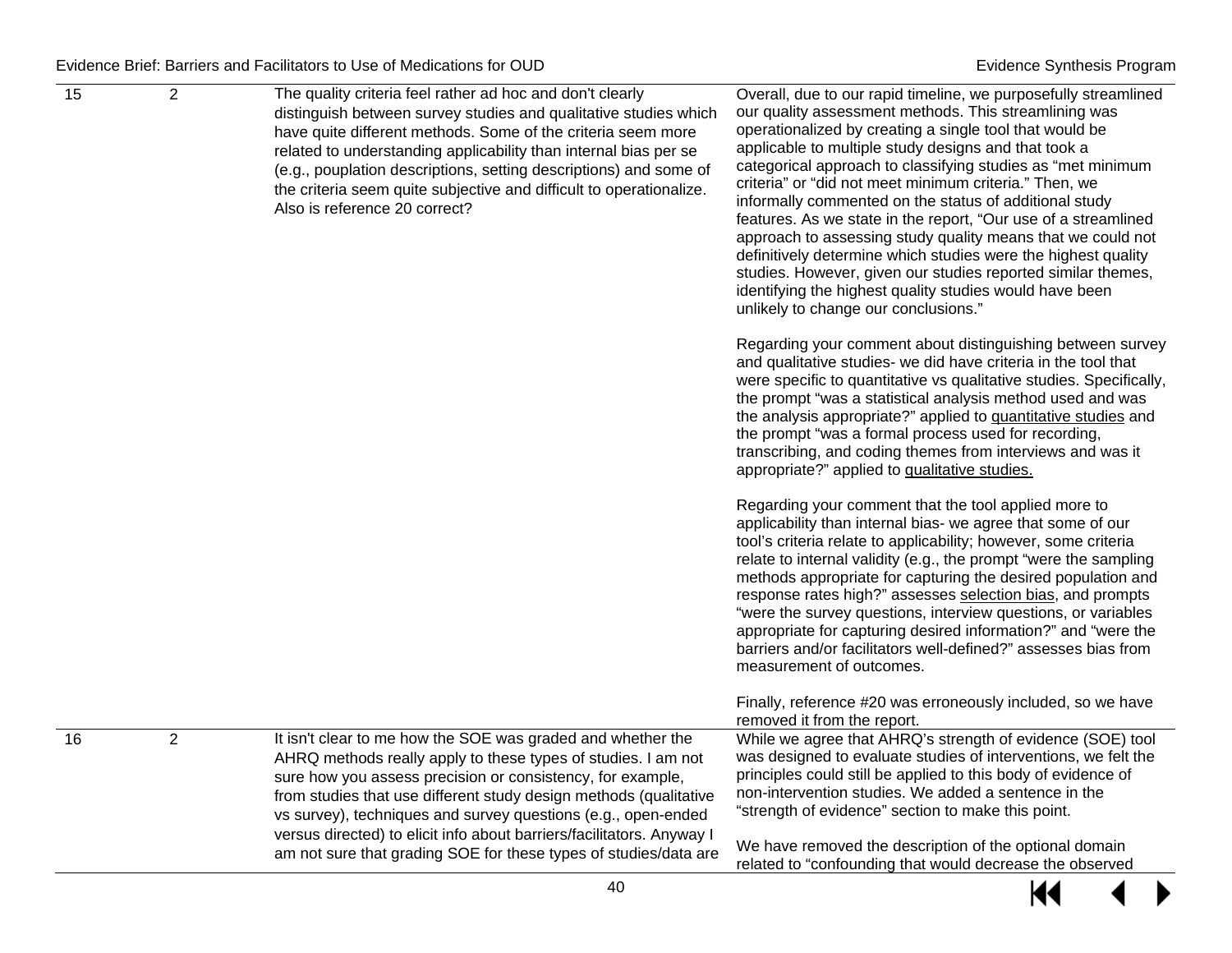| 15 | 2 | The quality criteria feel rather ad hoc and don't clearly distinguish between survey studies and qualitative studies which have quite different methods. Some of the criteria seem more related to understanding applicability than internal bias per se (e.g., pouplation descriptions, setting descriptions) and some of the criteria seem quite subjective and difficult to operationalize. Also is reference 20 correct? | Overall, due to our rapid timeline, we purposefully streamlined our quality assessment methods. This streamlining was operationalized by creating a single tool that would be applicable to multiple study designs and that took a categorical approach to classifying studies as "met minimum criteria" or "did not meet minimum criteria." Then, we informally commented on the status of additional study features. As we state in the report, "Our use of a streamlined approach to assessing study quality means that we could not definitively determine which studies were the highest quality studies. However, given our studies reported similar themes, identifying the highest quality studies would have been unlikely to change our conclusions."<br><br>Regarding your comment about distinguishing between survey and qualitative studies- we did have criteria in the tool that were specific to quantitative vs qualitative studies. Specifically, the prompt "was a statistical analysis method used and was the analysis appropriate?" applied to <u>quantitative studies</u> and the prompt "was a formal process used for recording, transcribing, and coding themes from interviews and was it appropriate?" applied to <u>qualitative studies.</u><br><br>Regarding your comment that the tool applied more to applicability than internal bias- we agree that some of our tool's criteria relate to applicability; however, some criteria relate to internal validity (e.g., the prompt "were the sampling methods appropriate for capturing the desired population and response rates high?" assesses <u>selection bias</u>, and prompts "were the survey questions, interview questions, or variables appropriate for capturing desired information?" and "were the barriers and/or facilitators well-defined?" assesses bias from measurement of outcomes.<br><br>Finally, reference #20 was erroneously included, so we have removed it from the report. |
|---|---|---|---|
| 16 | 2 | It isn't clear to me how the SOE was graded and whether the AHRQ methods really apply to these types of studies. I am not sure how you assess precision or consistency, for example, from studies that use different study design methods (qualitative vs survey), techniques and survey questions (e.g., open-ended versus directed) to elicit info about barriers/facilitators. Anyway I am not sure that grading SOE for these types of studies/data are | While we agree that AHRQ's strength of evidence (SOE) tool was designed to evaluate studies of interventions, we felt the principles could still be applied to this body of evidence of non-intervention studies. We added a sentence in the "strength of evidence" section to make this point.<br><br>We have removed the description of the optional domain related to "confounding that would decrease the observed |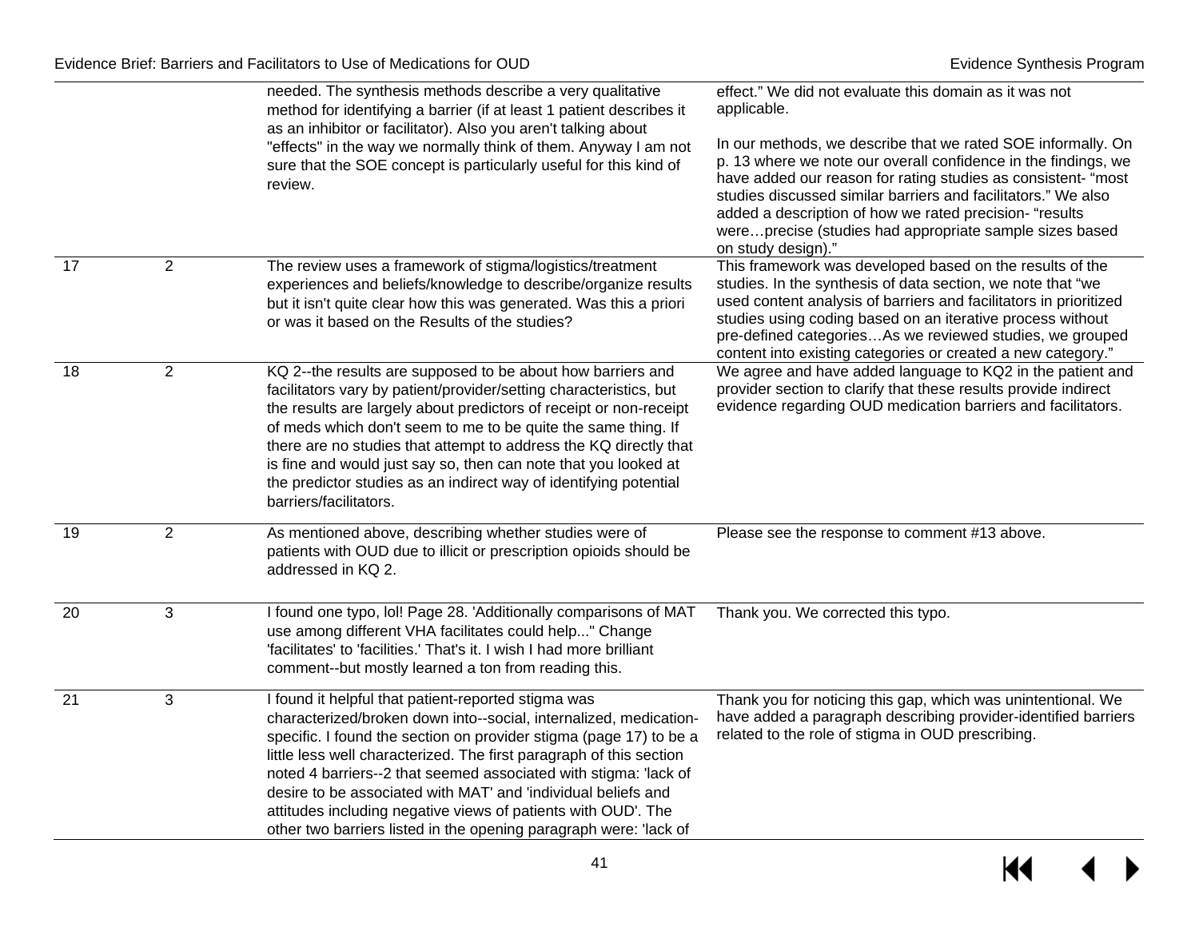| | | | |
|---|---|---|---|
| | | needed. The synthesis methods describe a very qualitative method for identifying a barrier (if at least 1 patient describes it as an inhibitor or facilitator). Also you aren't talking about "effects" in the way we normally think of them. Anyway I am not sure that the SOE concept is particularly useful for this kind of review. | effect." We did not evaluate this domain as it was not applicable.<br><br>In our methods, we describe that we rated SOE informally. On p. 13 where we note our overall confidence in the findings, we have added our reason for rating studies as consistent- "most studies discussed similar barriers and facilitators." We also added a description of how we rated precision- "results were…precise (studies had appropriate sample sizes based on study design)." |
| 17 | 2 | The review uses a framework of stigma/logistics/treatment experiences and beliefs/knowledge to describe/organize results but it isn't quite clear how this was generated. Was this a priori or was it based on the Results of the studies? | This framework was developed based on the results of the studies. In the synthesis of data section, we note that "we used content analysis of barriers and facilitators in prioritized studies using coding based on an iterative process without pre-defined categories…As we reviewed studies, we grouped content into existing categories or created a new category." |
| 18 | 2 | KQ 2--the results are supposed to be about how barriers and facilitators vary by patient/provider/setting characteristics, but the results are largely about predictors of receipt or non-receipt of meds which don't seem to me to be quite the same thing. If there are no studies that attempt to address the KQ directly that is fine and would just say so, then can note that you looked at the predictor studies as an indirect way of identifying potential barriers/facilitators. | We agree and have added language to KQ2 in the patient and provider section to clarify that these results provide indirect evidence regarding OUD medication barriers and facilitators. |
| 19 | 2 | As mentioned above, describing whether studies were of patients with OUD due to illicit or prescription opioids should be addressed in KQ 2. | Please see the response to comment #13 above. |
| 20 | 3 | I found one typo, lol! Page 28. 'Additionally comparisons of MAT use among different VHA facilitates could help..." Change 'facilitates' to 'facilities.' That's it. I wish I had more brilliant comment--but mostly learned a ton from reading this. | Thank you. We corrected this typo. |
| 21 | 3 | I found it helpful that patient-reported stigma was characterized/broken down into--social, internalized, medication-specific. I found the section on provider stigma (page 17) to be a little less well characterized. The first paragraph of this section noted 4 barriers--2 that seemed associated with stigma: 'lack of desire to be associated with MAT' and 'individual beliefs and attitudes including negative views of patients with OUD'. The other two barriers listed in the opening paragraph were: 'lack of | Thank you for noticing this gap, which was unintentional. We have added a paragraph describing provider-identified barriers related to the role of stigma in OUD prescribing. |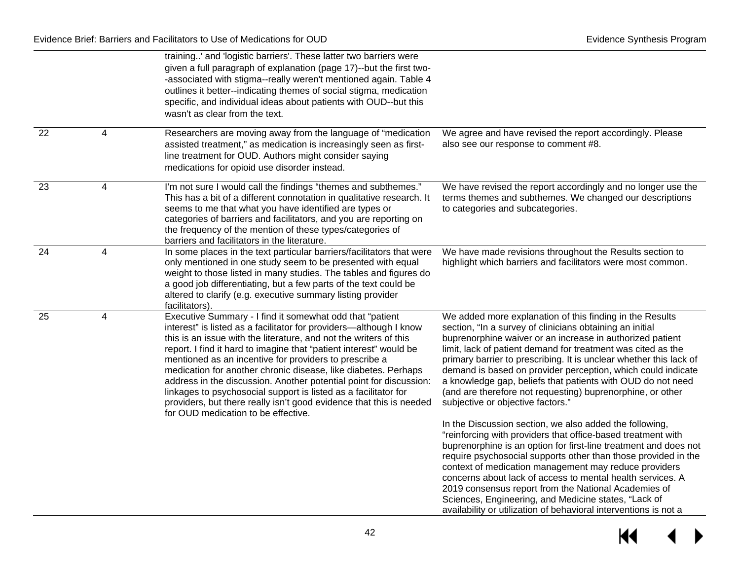| | | | |
|---|---|---|---|
| | | training..' and 'logistic barriers'. These latter two barriers were given a full paragraph of explanation (page 17)--but the first two--associated with stigma--really weren't mentioned again. Table 4 outlines it better--indicating themes of social stigma, medication specific, and individual ideas about patients with OUD--but this wasn't as clear from the text. | |
| 22 | 4 | Researchers are moving away from the language of "medication assisted treatment," as medication is increasingly seen as first-line treatment for OUD. Authors might consider saying medications for opioid use disorder instead. | We agree and have revised the report accordingly. Please also see our response to comment #8. |
| 23 | 4 | I'm not sure I would call the findings "themes and subthemes." This has a bit of a different connotation in qualitative research. It seems to me that what you have identified are types or categories of barriers and facilitators, and you are reporting on the frequency of the mention of these types/categories of barriers and facilitators in the literature. | We have revised the report accordingly and no longer use the terms themes and subthemes. We changed our descriptions to categories and subcategories. |
| 24 | 4 | In some places in the text particular barriers/facilitators that were only mentioned in one study seem to be presented with equal weight to those listed in many studies. The tables and figures do a good job differentiating, but a few parts of the text could be altered to clarify (e.g. executive summary listing provider facilitators). | We have made revisions throughout the Results section to highlight which barriers and facilitators were most common. |
| 25 | 4 | Executive Summary - I find it somewhat odd that "patient interest" is listed as a facilitator for providers—although I know this is an issue with the literature, and not the writers of this report. I find it hard to imagine that "patient interest" would be mentioned as an incentive for providers to prescribe a medication for another chronic disease, like diabetes. Perhaps address in the discussion. Another potential point for discussion: linkages to psychosocial support is listed as a facilitator for providers, but there really isn't good evidence that this is needed for OUD medication to be effective. | We added more explanation of this finding in the Results section, "In a survey of clinicians obtaining an initial buprenorphine waiver or an increase in authorized patient limit, lack of patient demand for treatment was cited as the primary barrier to prescribing. It is unclear whether this lack of demand is based on provider perception, which could indicate a knowledge gap, beliefs that patients with OUD do not need (and are therefore not requesting) buprenorphine, or other subjective or objective factors."<br><br>In the Discussion section, we also added the following, "reinforcing with providers that office-based treatment with buprenorphine is an option for first-line treatment and does not require psychosocial supports other than those provided in the context of medication management may reduce providers concerns about lack of access to mental health services. A 2019 consensus report from the National Academies of Sciences, Engineering, and Medicine states, "Lack of availability or utilization of behavioral interventions is not a |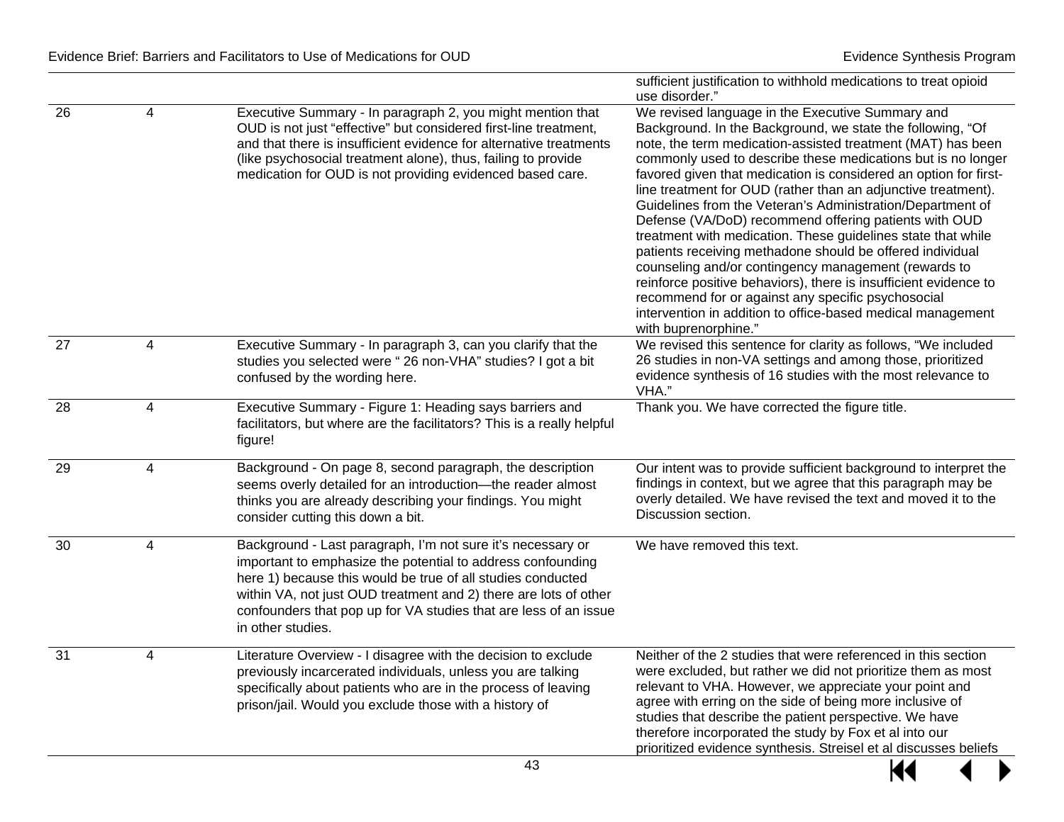| | | | |
|---|---|---|---|
| | | | sufficient justification to withhold medications to treat opioid use disorder.” |
| 26 | 4 | Executive Summary - In paragraph 2, you might mention that OUD is not just “effective” but considered first-line treatment, and that there is insufficient evidence for alternative treatments (like psychosocial treatment alone), thus, failing to provide medication for OUD is not providing evidenced based care. | We revised language in the Executive Summary and Background. In the Background, we state the following, “Of note, the term medication-assisted treatment (MAT) has been commonly used to describe these medications but is no longer favored given that medication is considered an option for first-line treatment for OUD (rather than an adjunctive treatment). Guidelines from the Veteran’s Administration/Department of Defense (VA/DoD) recommend offering patients with OUD treatment with medication. These guidelines state that while patients receiving methadone should be offered individual counseling and/or contingency management (rewards to reinforce positive behaviors), there is insufficient evidence to recommend for or against any specific psychosocial intervention in addition to office-based medical management with buprenorphine.” |
| 27 | 4 | Executive Summary - In paragraph 3, can you clarify that the studies you selected were “ 26 non-VHA” studies? I got a bit confused by the wording here. | We revised this sentence for clarity as follows, “We included 26 studies in non-VA settings and among those, prioritized evidence synthesis of 16 studies with the most relevance to VHA.” |
| 28 | 4 | Executive Summary - Figure 1: Heading says barriers and facilitators, but where are the facilitators? This is a really helpful figure! | Thank you. We have corrected the figure title. |
| 29 | 4 | Background - On page 8, second paragraph, the description seems overly detailed for an introduction—the reader almost thinks you are already describing your findings. You might consider cutting this down a bit. | Our intent was to provide sufficient background to interpret the findings in context, but we agree that this paragraph may be overly detailed. We have revised the text and moved it to the Discussion section. |
| 30 | 4 | Background - Last paragraph, I’m not sure it’s necessary or important to emphasize the potential to address confounding here 1) because this would be true of all studies conducted within VA, not just OUD treatment and 2) there are lots of other confounders that pop up for VA studies that are less of an issue in other studies. | We have removed this text. |
| 31 | 4 | Literature Overview - I disagree with the decision to exclude previously incarcerated individuals, unless you are talking specifically about patients who are in the process of leaving prison/jail. Would you exclude those with a history of | Neither of the 2 studies that were referenced in this section were excluded, but rather we did not prioritize them as most relevant to VHA. However, we appreciate your point and agree with erring on the side of being more inclusive of studies that describe the patient perspective. We have therefore incorporated the study by Fox et al into our prioritized evidence synthesis. Streisel et al discusses beliefs |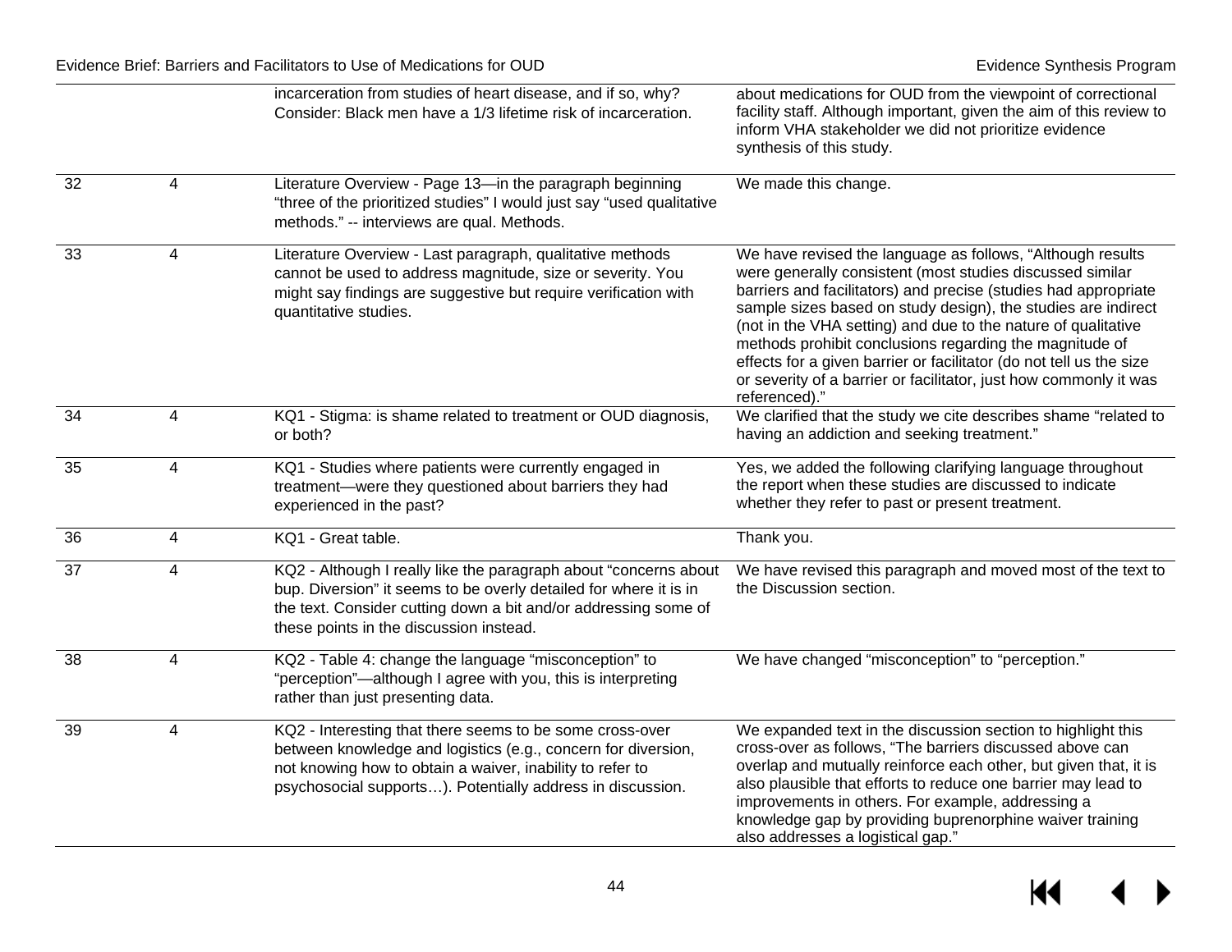| | | | |
|---|---|---|---|
| | | incarceration from studies of heart disease, and if so, why? Consider: Black men have a 1/3 lifetime risk of incarceration. | about medications for OUD from the viewpoint of correctional facility staff. Although important, given the aim of this review to inform VHA stakeholder we did not prioritize evidence synthesis of this study. |
| 32 | 4 | Literature Overview - Page 13—in the paragraph beginning "three of the prioritized studies" I would just say "used qualitative methods." -- interviews are qual. Methods. | We made this change. |
| 33 | 4 | Literature Overview - Last paragraph, qualitative methods cannot be used to address magnitude, size or severity. You might say findings are suggestive but require verification with quantitative studies. | We have revised the language as follows, "Although results were generally consistent (most studies discussed similar barriers and facilitators) and precise (studies had appropriate sample sizes based on study design), the studies are indirect (not in the VHA setting) and due to the nature of qualitative methods prohibit conclusions regarding the magnitude of effects for a given barrier or facilitator (do not tell us the size or severity of a barrier or facilitator, just how commonly it was referenced)." |
| 34 | 4 | KQ1 - Stigma: is shame related to treatment or OUD diagnosis, or both? | We clarified that the study we cite describes shame "related to having an addiction and seeking treatment." |
| 35 | 4 | KQ1 - Studies where patients were currently engaged in treatment—were they questioned about barriers they had experienced in the past? | Yes, we added the following clarifying language throughout the report when these studies are discussed to indicate whether they refer to past or present treatment. |
| 36 | 4 | KQ1 - Great table. | Thank you. |
| 37 | 4 | KQ2 - Although I really like the paragraph about "concerns about bup. Diversion" it seems to be overly detailed for where it is in the text. Consider cutting down a bit and/or addressing some of these points in the discussion instead. | We have revised this paragraph and moved most of the text to the Discussion section. |
| 38 | 4 | KQ2 - Table 4: change the language "misconception" to "perception"—although I agree with you, this is interpreting rather than just presenting data. | We have changed "misconception" to "perception." |
| 39 | 4 | KQ2 - Interesting that there seems to be some cross-over between knowledge and logistics (e.g., concern for diversion, not knowing how to obtain a waiver, inability to refer to psychosocial supports…). Potentially address in discussion. | We expanded text in the discussion section to highlight this cross-over as follows, "The barriers discussed above can overlap and mutually reinforce each other, but given that, it is also plausible that efforts to reduce one barrier may lead to improvements in others. For example, addressing a knowledge gap by providing buprenorphine waiver training also addresses a logistical gap." |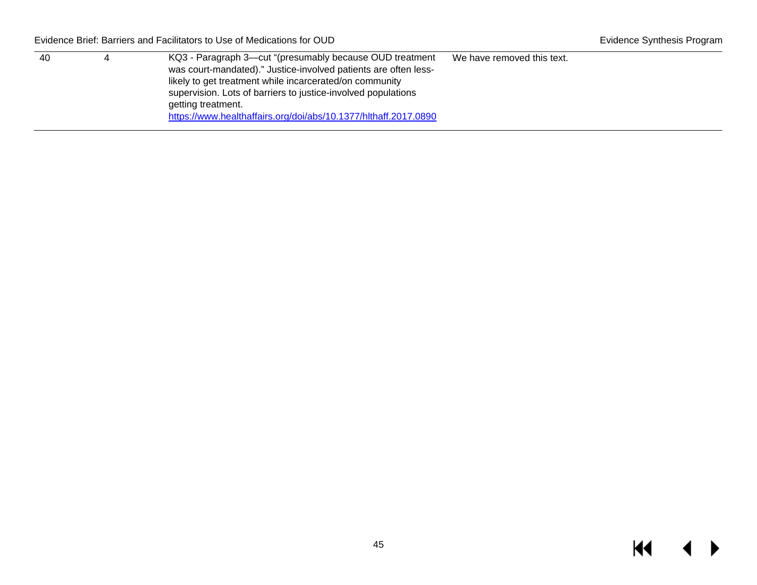| 40 | 4 | KQ3 - Paragraph 3—cut "(presumably because OUD treatment was court-mandated)." Justice-involved patients are often less-likely to get treatment while incarcerated/on community supervision. Lots of barriers to justice-involved populations getting treatment. https://www.healthaffairs.org/doi/abs/10.1377/hlthaff.2017.0890 | We have removed this text. |
|---|---|---|---|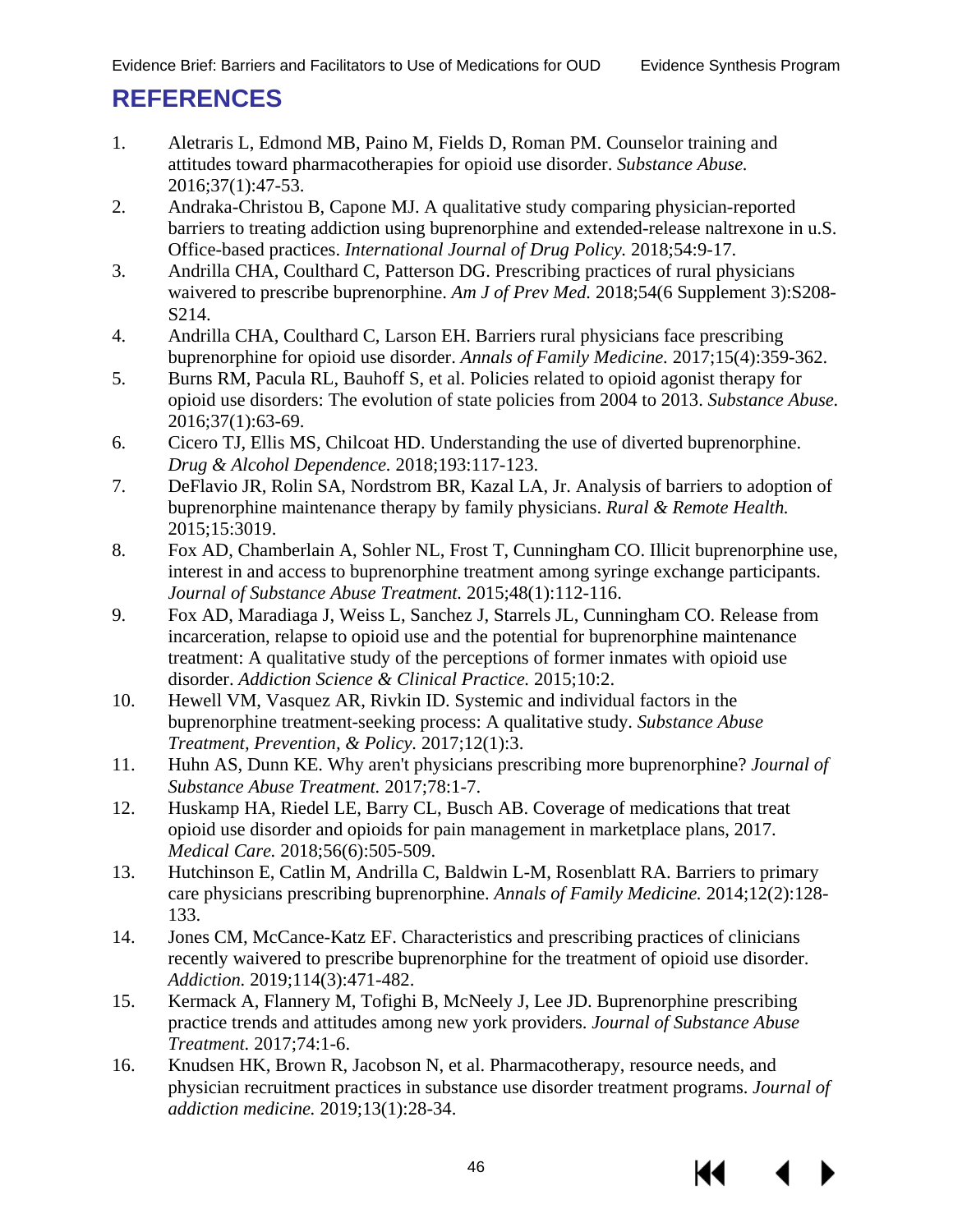# REFERENCES

1. Aletraris L, Edmond MB, Paino M, Fields D, Roman PM. Counselor training and attitudes toward pharmacotherapies for opioid use disorder. *Substance Abuse.* 2016;37(1):47-53.
2. Andraka-Christou B, Capone MJ. A qualitative study comparing physician-reported barriers to treating addiction using buprenorphine and extended-release naltrexone in u.S. Office-based practices. *International Journal of Drug Policy.* 2018;54:9-17.
3. Andrilla CHA, Coulthard C, Patterson DG. Prescribing practices of rural physicians waivered to prescribe buprenorphine. *Am J of Prev Med.* 2018;54(6 Supplement 3):S208-S214.
4. Andrilla CHA, Coulthard C, Larson EH. Barriers rural physicians face prescribing buprenorphine for opioid use disorder. *Annals of Family Medicine.* 2017;15(4):359-362.
5. Burns RM, Pacula RL, Bauhoff S, et al. Policies related to opioid agonist therapy for opioid use disorders: The evolution of state policies from 2004 to 2013. *Substance Abuse.* 2016;37(1):63-69.
6. Cicero TJ, Ellis MS, Chilcoat HD. Understanding the use of diverted buprenorphine. *Drug & Alcohol Dependence.* 2018;193:117-123.
7. DeFlavio JR, Rolin SA, Nordstrom BR, Kazal LA, Jr. Analysis of barriers to adoption of buprenorphine maintenance therapy by family physicians. *Rural & Remote Health.* 2015;15:3019.
8. Fox AD, Chamberlain A, Sohler NL, Frost T, Cunningham CO. Illicit buprenorphine use, interest in and access to buprenorphine treatment among syringe exchange participants. *Journal of Substance Abuse Treatment.* 2015;48(1):112-116.
9. Fox AD, Maradiaga J, Weiss L, Sanchez J, Starrels JL, Cunningham CO. Release from incarceration, relapse to opioid use and the potential for buprenorphine maintenance treatment: A qualitative study of the perceptions of former inmates with opioid use disorder. *Addiction Science & Clinical Practice.* 2015;10:2.
10. Hewell VM, Vasquez AR, Rivkin ID. Systemic and individual factors in the buprenorphine treatment-seeking process: A qualitative study. *Substance Abuse Treatment, Prevention, & Policy.* 2017;12(1):3.
11. Huhn AS, Dunn KE. Why aren't physicians prescribing more buprenorphine? *Journal of Substance Abuse Treatment.* 2017;78:1-7.
12. Huskamp HA, Riedel LE, Barry CL, Busch AB. Coverage of medications that treat opioid use disorder and opioids for pain management in marketplace plans, 2017. *Medical Care.* 2018;56(6):505-509.
13. Hutchinson E, Catlin M, Andrilla C, Baldwin L-M, Rosenblatt RA. Barriers to primary care physicians prescribing buprenorphine. *Annals of Family Medicine.* 2014;12(2):128-133.
14. Jones CM, McCance-Katz EF. Characteristics and prescribing practices of clinicians recently waivered to prescribe buprenorphine for the treatment of opioid use disorder. *Addiction.* 2019;114(3):471-482.
15. Kermack A, Flannery M, Tofighi B, McNeely J, Lee JD. Buprenorphine prescribing practice trends and attitudes among new york providers. *Journal of Substance Abuse Treatment.* 2017;74:1-6.
16. Knudsen HK, Brown R, Jacobson N, et al. Pharmacotherapy, resource needs, and physician recruitment practices in substance use disorder treatment programs. *Journal of addiction medicine.* 2019;13(1):28-34.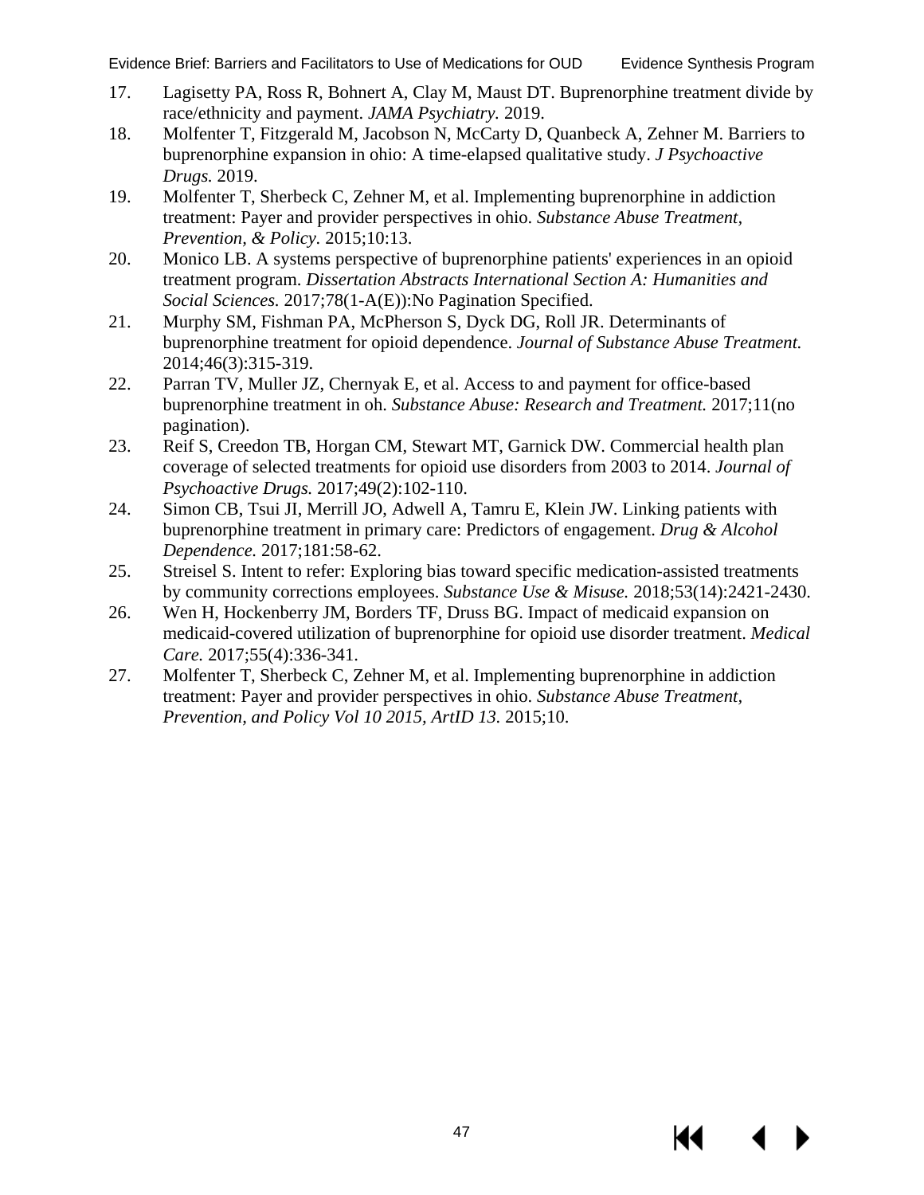17. Lagisetty PA, Ross R, Bohnert A, Clay M, Maust DT. Buprenorphine treatment divide by race/ethnicity and payment. *JAMA Psychiatry.* 2019.
18. Molfenter T, Fitzgerald M, Jacobson N, McCarty D, Quanbeck A, Zehner M. Barriers to buprenorphine expansion in ohio: A time-elapsed qualitative study. *J Psychoactive Drugs.* 2019.
19. Molfenter T, Sherbeck C, Zehner M, et al. Implementing buprenorphine in addiction treatment: Payer and provider perspectives in ohio. *Substance Abuse Treatment, Prevention, & Policy.* 2015;10:13.
20. Monico LB. A systems perspective of buprenorphine patients' experiences in an opioid treatment program. *Dissertation Abstracts International Section A: Humanities and Social Sciences.* 2017;78(1-A(E)):No Pagination Specified.
21. Murphy SM, Fishman PA, McPherson S, Dyck DG, Roll JR. Determinants of buprenorphine treatment for opioid dependence. *Journal of Substance Abuse Treatment.* 2014;46(3):315-319.
22. Parran TV, Muller JZ, Chernyak E, et al. Access to and payment for office-based buprenorphine treatment in oh. *Substance Abuse: Research and Treatment.* 2017;11(no pagination).
23. Reif S, Creedon TB, Horgan CM, Stewart MT, Garnick DW. Commercial health plan coverage of selected treatments for opioid use disorders from 2003 to 2014. *Journal of Psychoactive Drugs.* 2017;49(2):102-110.
24. Simon CB, Tsui JI, Merrill JO, Adwell A, Tamru E, Klein JW. Linking patients with buprenorphine treatment in primary care: Predictors of engagement. *Drug & Alcohol Dependence.* 2017;181:58-62.
25. Streisel S. Intent to refer: Exploring bias toward specific medication-assisted treatments by community corrections employees. *Substance Use & Misuse.* 2018;53(14):2421-2430.
26. Wen H, Hockenberry JM, Borders TF, Druss BG. Impact of medicaid expansion on medicaid-covered utilization of buprenorphine for opioid use disorder treatment. *Medical Care.* 2017;55(4):336-341.
27. Molfenter T, Sherbeck C, Zehner M, et al. Implementing buprenorphine in addiction treatment: Payer and provider perspectives in ohio. *Substance Abuse Treatment, Prevention, and Policy Vol 10 2015, ArtID 13.* 2015;10.